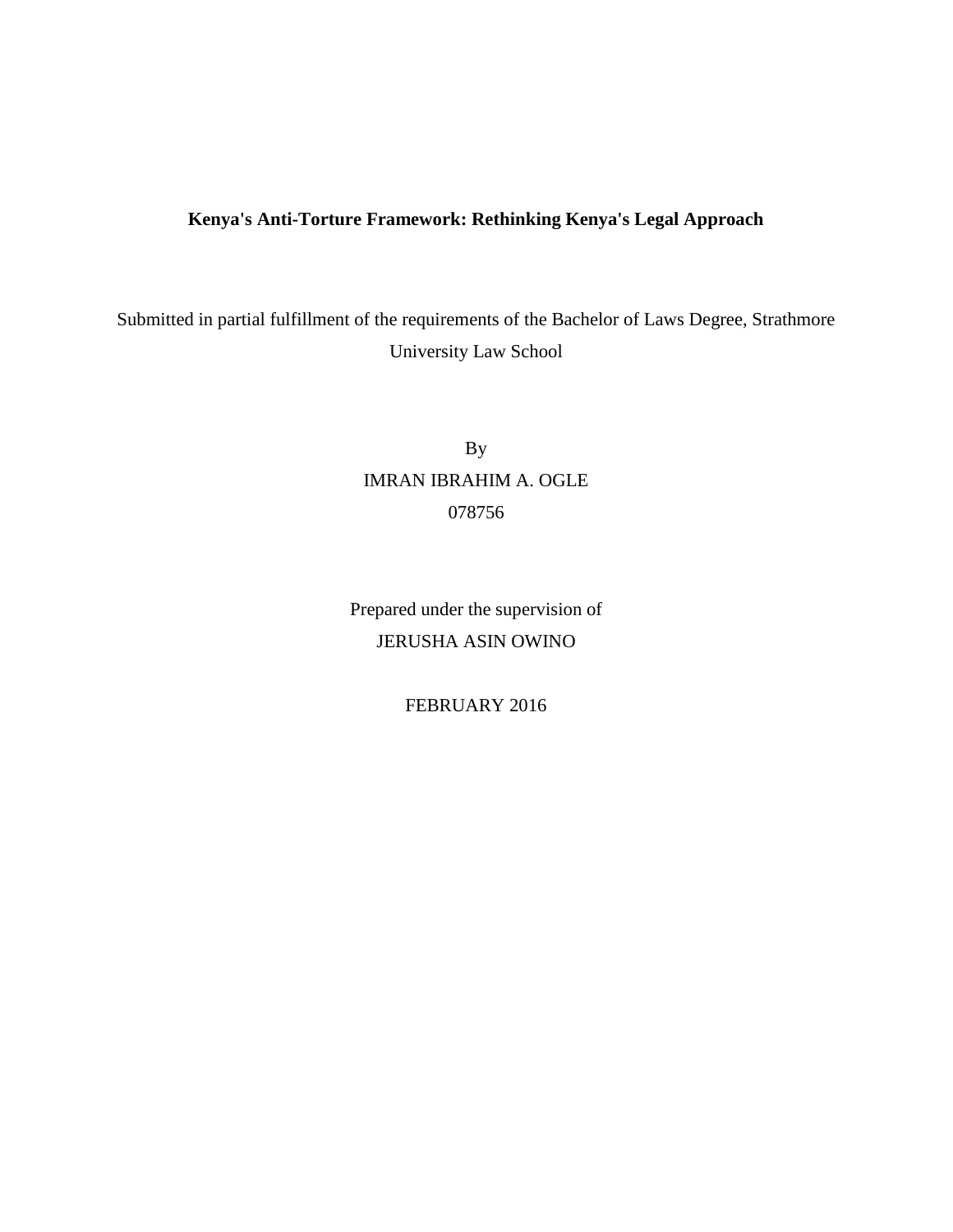**Kenya's Anti-Torture Framework: Rethinking Kenya's Legal Approach**

Submitted in partial fulfillment of the requirements of the Bachelor of Laws Degree, Strathmore University Law School

By

IMRAN IBRAHIM A. OGLE

078756

Prepared under the supervision of

JERUSHA ASIN OWINO

FEBRUARY 2016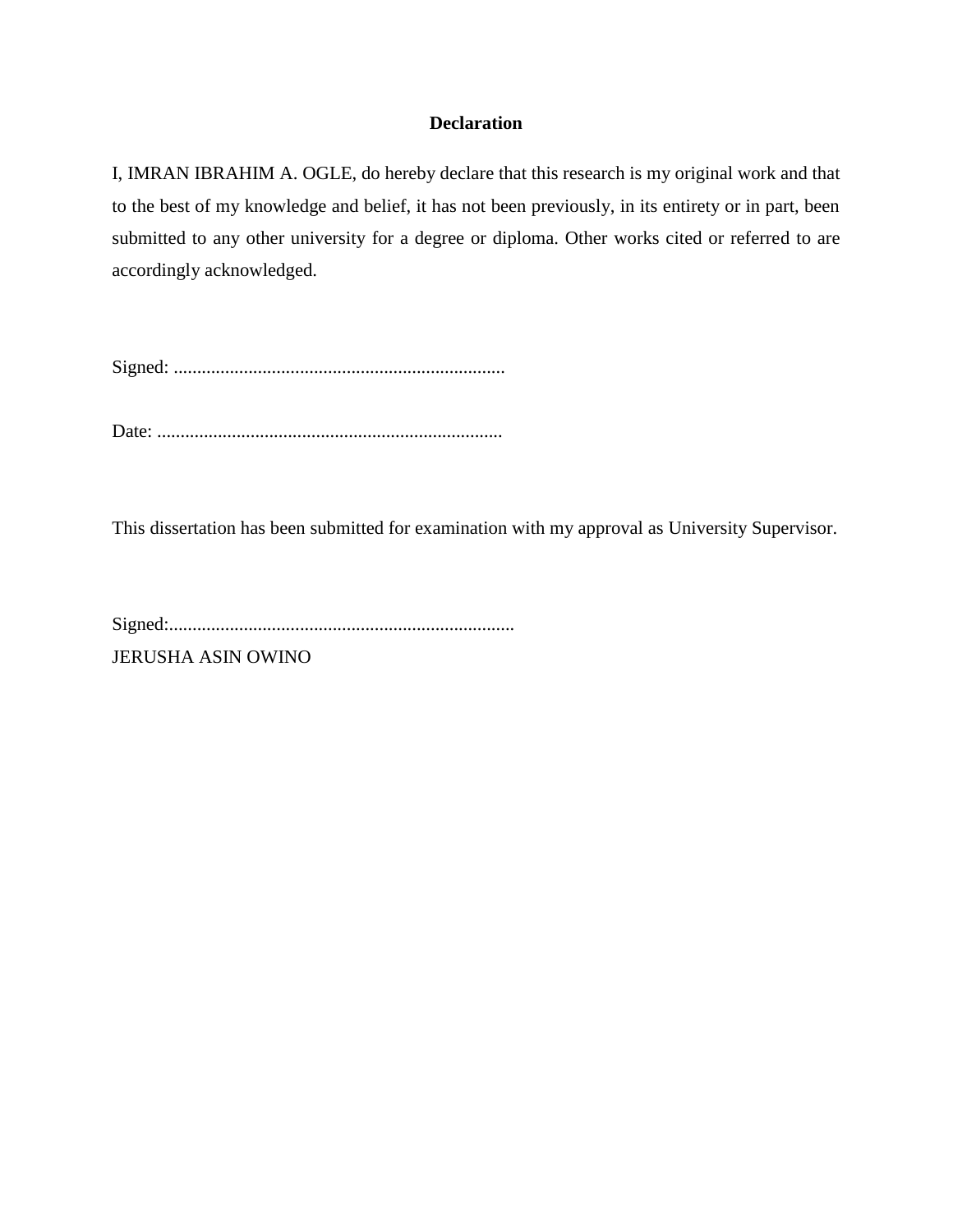## Declaration

I, IMRAN IBRAHIM A. OGLE, do hereby declare that this research is my original work and that to the best of my knowledge and belief, it has not been previously, in its entirety or in part, been submitted to any other university for a degree or diploma. Other works cited or referred to are accordingly acknowledged.

Signed: .......................................................................

Date: ..........................................................................

This dissertation has been submitted for examination with my approval as University Supervisor.

Signed:..........................................................................

JERUSHA ASIN OWINO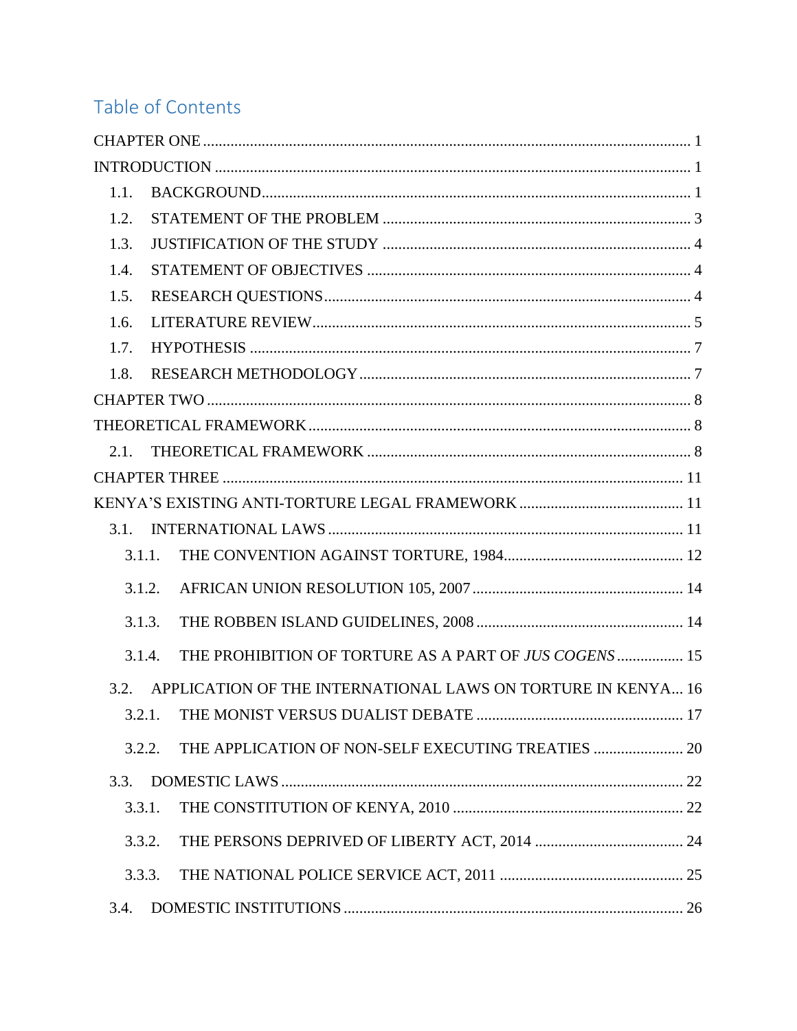# Table of Contents

CHAPTER ONE ............................................................................................................ 1

INTRODUCTION ........................................................................................................ 1

- 1.1. BACKGROUND ............................................................................................... 1
- 1.2. STATEMENT OF THE PROBLEM ................................................................... 3
- 1.3. JUSTIFICATION OF THE STUDY .................................................................. 4
- 1.4. STATEMENT OF OBJECTIVES ...................................................................... 4
- 1.5. RESEARCH QUESTIONS ................................................................................ 4
- 1.6. LITERATURE REVIEW ................................................................................... 5
- 1.7. HYPOTHESIS .................................................................................................. 7
- 1.8. RESEARCH METHODOLOGY ......................................................................... 7

CHAPTER TWO ........................................................................................................... 8

THEORETICAL FRAMEWORK ................................................................................... 8

- 2.1. THEORETICAL FRAMEWORK ....................................................................... 8

CHAPTER THREE ...................................................................................................... 11

KENYA’S EXISTING ANTI-TORTURE LEGAL FRAMEWORK ................................. 11

- 3.1. INTERNATIONAL LAWS ............................................................................... 11
  - 3.1.1. THE CONVENTION AGAINST TORTURE, 1984 ....................................... 12
  - 3.1.2. AFRICAN UNION RESOLUTION 105, 2007 ............................................... 14
  - 3.1.3. THE ROBBEN ISLAND GUIDELINES, 2008 ............................................... 14
  - 3.1.4. THE PROHIBITION OF TORTURE AS A PART OF *JUS COGENS* ................ 15
- 3.2. APPLICATION OF THE INTERNATIONAL LAWS ON TORTURE IN KENYA... 16
  - 3.2.1. THE MONIST VERSUS DUALIST DEBATE ................................................. 17
  - 3.2.2. THE APPLICATION OF NON-SELF EXECUTING TREATIES ....................... 20
- 3.3. DOMESTIC LAWS ........................................................................................... 22
  - 3.3.1. THE CONSTITUTION OF KENYA, 2010 ...................................................... 22
  - 3.3.2. THE PERSONS DEPRIVED OF LIBERTY ACT, 2014 .................................. 24
  - 3.3.3. THE NATIONAL POLICE SERVICE ACT, 2011 ........................................... 25
- 3.4. DOMESTIC INSTITUTIONS ............................................................................ 26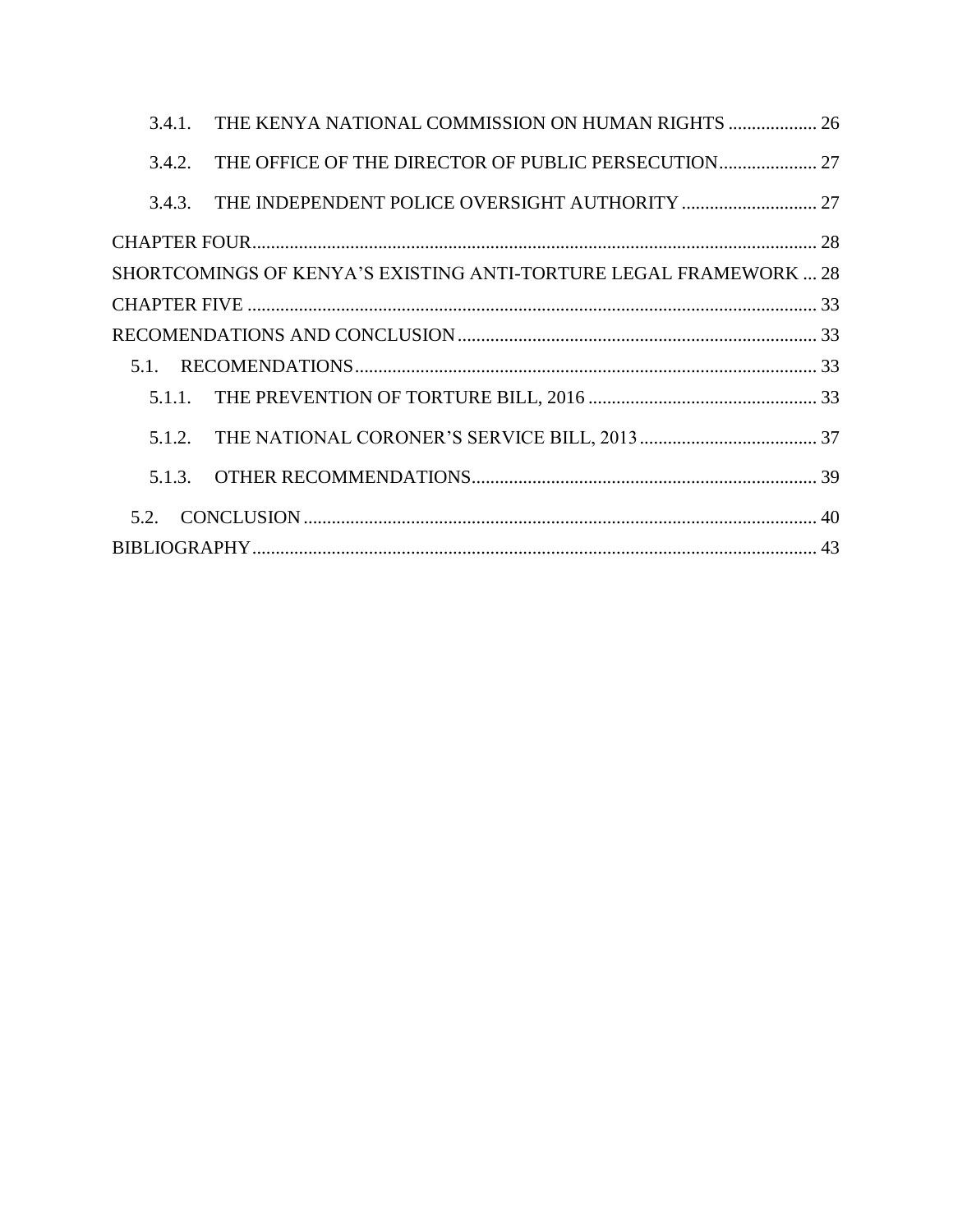3.4.1. THE KENYA NATIONAL COMMISSION ON HUMAN RIGHTS ................... 26

3.4.2. THE OFFICE OF THE DIRECTOR OF PUBLIC PERSECUTION..................... 27

3.4.3. THE INDEPENDENT POLICE OVERSIGHT AUTHORITY ............................. 27

CHAPTER FOUR........................................................................................................................ 28

SHORTCOMINGS OF KENYA'S EXISTING ANTI-TORTURE LEGAL FRAMEWORK ... 28

CHAPTER FIVE ......................................................................................................................... 33

RECOMENDATIONS AND CONCLUSION ............................................................................ 33

5.1. RECOMENDATIONS................................................................................................... 33

5.1.1. THE PREVENTION OF TORTURE BILL, 2016 ................................................. 33

5.1.2. THE NATIONAL CORONER'S SERVICE BILL, 2013 ...................................... 37

5.1.3. OTHER RECOMMENDATIONS.......................................................................... 39

5.2. CONCLUSION ............................................................................................................. 40

BIBLIOGRAPHY........................................................................................................................ 43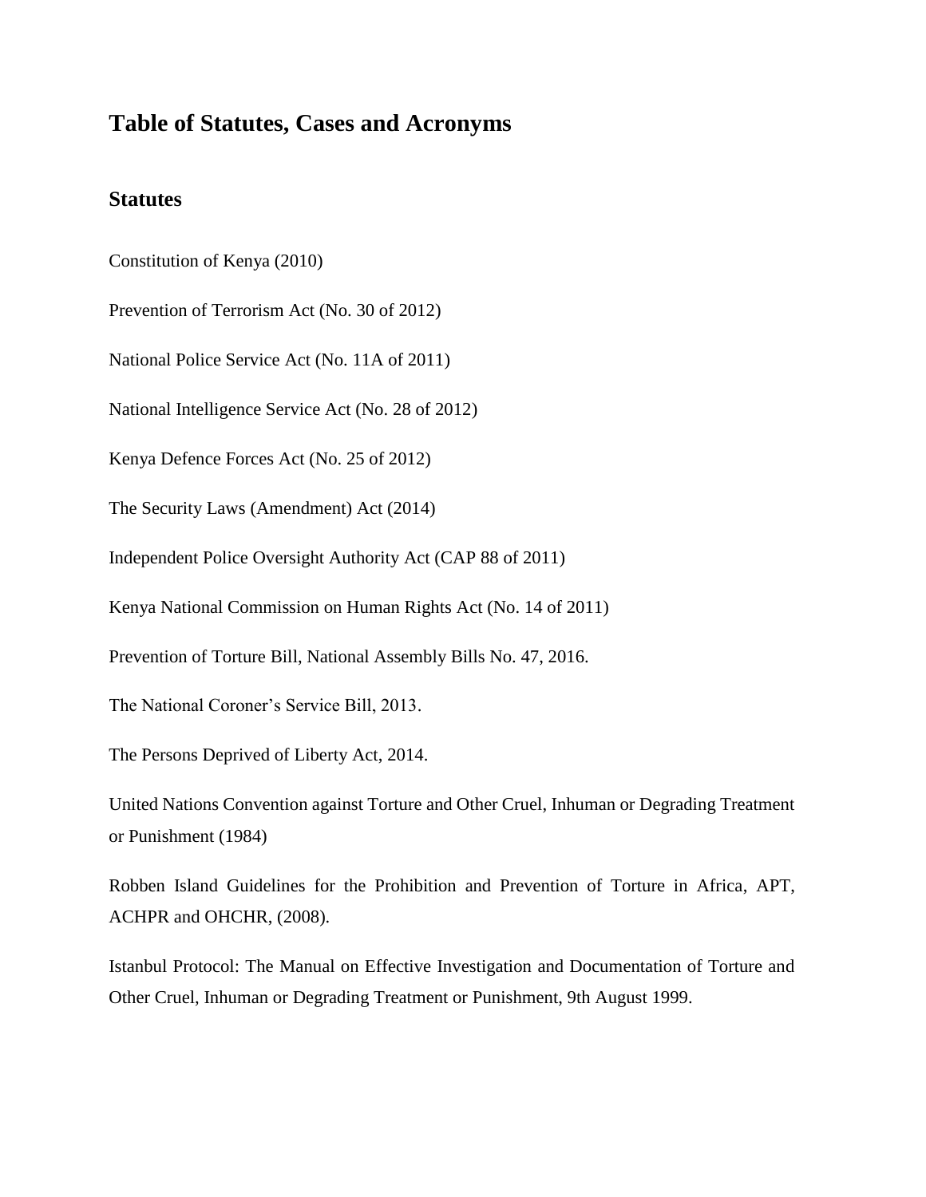# Table of Statutes, Cases and Acronyms

## Statutes

Constitution of Kenya (2010)

Prevention of Terrorism Act (No. 30 of 2012)

National Police Service Act (No. 11A of 2011)

National Intelligence Service Act (No. 28 of 2012)

Kenya Defence Forces Act (No. 25 of 2012)

The Security Laws (Amendment) Act (2014)

Independent Police Oversight Authority Act (CAP 88 of 2011)

Kenya National Commission on Human Rights Act (No. 14 of 2011)

Prevention of Torture Bill, National Assembly Bills No. 47, 2016.

The National Coroner's Service Bill, 2013.

The Persons Deprived of Liberty Act, 2014.

United Nations Convention against Torture and Other Cruel, Inhuman or Degrading Treatment or Punishment (1984)

Robben Island Guidelines for the Prohibition and Prevention of Torture in Africa, APT, ACHPR and OHCHR, (2008).

Istanbul Protocol: The Manual on Effective Investigation and Documentation of Torture and Other Cruel, Inhuman or Degrading Treatment or Punishment, 9th August 1999.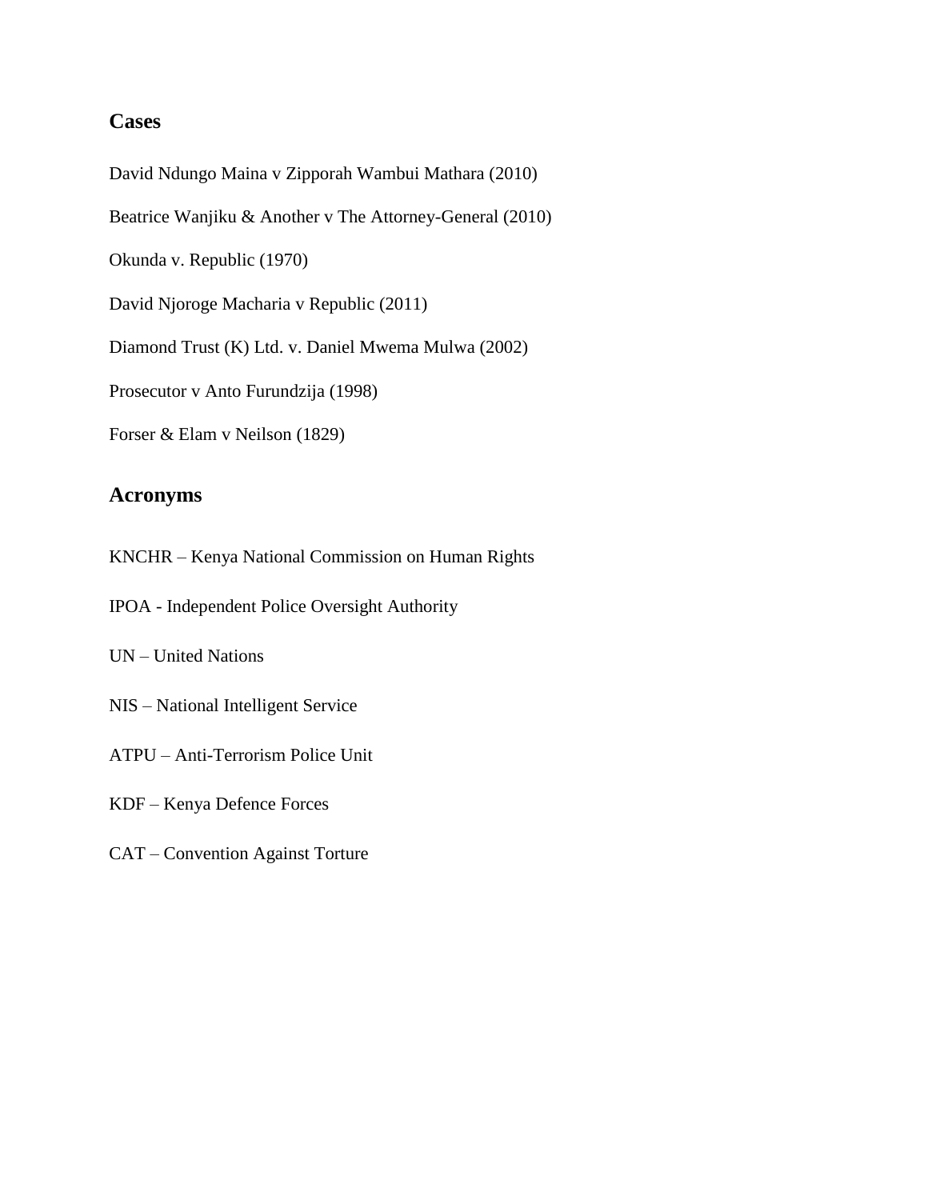## Cases

David Ndungo Maina v Zipporah Wambui Mathara (2010)

Beatrice Wanjiku & Another v The Attorney-General (2010)

Okunda v. Republic (1970)

David Njoroge Macharia v Republic (2011)

Diamond Trust (K) Ltd. v. Daniel Mwema Mulwa (2002)

Prosecutor v Anto Furundzija (1998)

Forser & Elam v Neilson (1829)

## Acronyms

KNCHR – Kenya National Commission on Human Rights

IPOA - Independent Police Oversight Authority

UN – United Nations

NIS – National Intelligent Service

ATPU – Anti-Terrorism Police Unit

KDF – Kenya Defence Forces

CAT – Convention Against Torture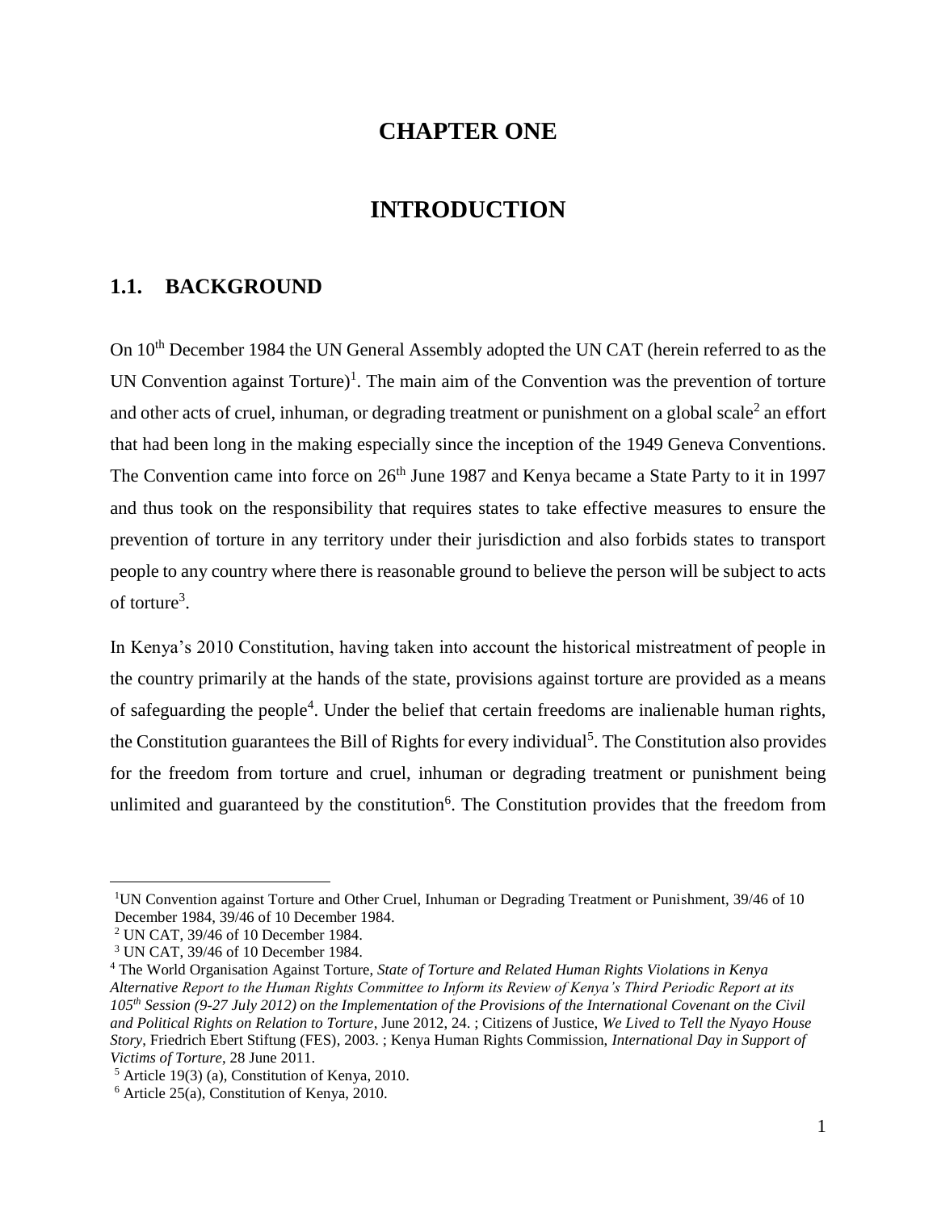# CHAPTER ONE

# INTRODUCTION

## 1.1. BACKGROUND

On 10th December 1984 the UN General Assembly adopted the UN CAT (herein referred to as the UN Convention against Torture)[1]. The main aim of the Convention was the prevention of torture and other acts of cruel, inhuman, or degrading treatment or punishment on a global scale[2] an effort that had been long in the making especially since the inception of the 1949 Geneva Conventions. The Convention came into force on 26th June 1987 and Kenya became a State Party to it in 1997 and thus took on the responsibility that requires states to take effective measures to ensure the prevention of torture in any territory under their jurisdiction and also forbids states to transport people to any country where there is reasonable ground to believe the person will be subject to acts of torture[3].

In Kenya's 2010 Constitution, having taken into account the historical mistreatment of people in the country primarily at the hands of the state, provisions against torture are provided as a means of safeguarding the people[4]. Under the belief that certain freedoms are inalienable human rights, the Constitution guarantees the Bill of Rights for every individual[5]. The Constitution also provides for the freedom from torture and cruel, inhuman or degrading treatment or punishment being unlimited and guaranteed by the constitution[6]. The Constitution provides that the freedom from

---

[1] UN Convention against Torture and Other Cruel, Inhuman or Degrading Treatment or Punishment, 39/46 of 10 December 1984, 39/46 of 10 December 1984.

[2] UN CAT, 39/46 of 10 December 1984.

[3] UN CAT, 39/46 of 10 December 1984.

[4] The World Organisation Against Torture, *State of Torture and Related Human Rights Violations in Kenya Alternative Report to the Human Rights Committee to Inform its Review of Kenya's Third Periodic Report at its 105th Session (9-27 July 2012) on the Implementation of the Provisions of the International Covenant on the Civil and Political Rights on Relation to Torture*, June 2012, 24. ; Citizens of Justice, *We Lived to Tell the Nyayo House Story*, Friedrich Ebert Stiftung (FES), 2003. ; Kenya Human Rights Commission, *International Day in Support of Victims of Torture*, 28 June 2011.

[5] Article 19(3) (a), Constitution of Kenya, 2010.

[6] Article 25(a), Constitution of Kenya, 2010.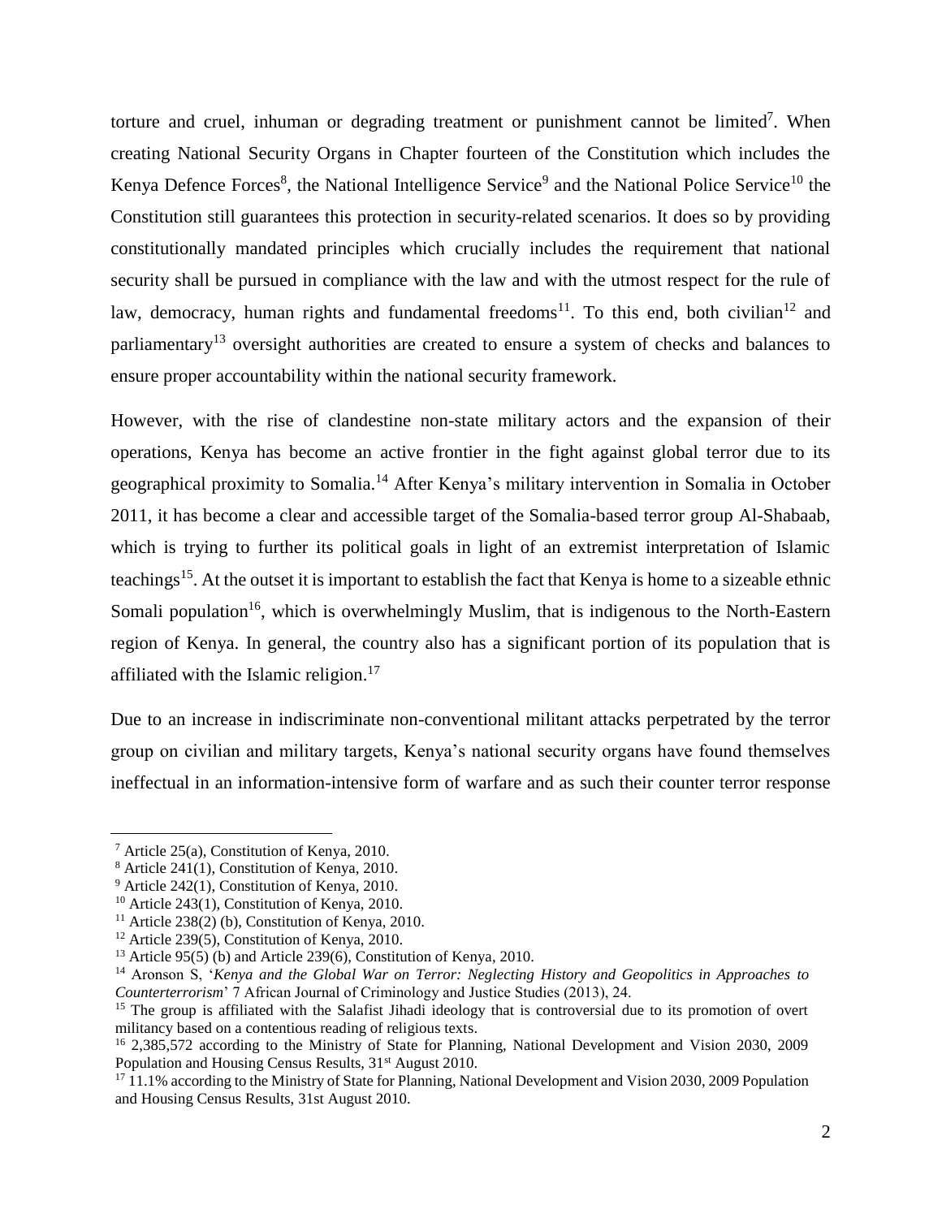torture and cruel, inhuman or degrading treatment or punishment cannot be limited[7]. When creating National Security Organs in Chapter fourteen of the Constitution which includes the Kenya Defence Forces[8], the National Intelligence Service[9] and the National Police Service[10] the Constitution still guarantees this protection in security-related scenarios. It does so by providing constitutionally mandated principles which crucially includes the requirement that national security shall be pursued in compliance with the law and with the utmost respect for the rule of law, democracy, human rights and fundamental freedoms[11]. To this end, both civilian[12] and parliamentary[13] oversight authorities are created to ensure a system of checks and balances to ensure proper accountability within the national security framework.

However, with the rise of clandestine non-state military actors and the expansion of their operations, Kenya has become an active frontier in the fight against global terror due to its geographical proximity to Somalia.[14] After Kenya's military intervention in Somalia in October 2011, it has become a clear and accessible target of the Somalia-based terror group Al-Shabaab, which is trying to further its political goals in light of an extremist interpretation of Islamic teachings[15]. At the outset it is important to establish the fact that Kenya is home to a sizeable ethnic Somali population[16], which is overwhelmingly Muslim, that is indigenous to the North-Eastern region of Kenya. In general, the country also has a significant portion of its population that is affiliated with the Islamic religion.[17]

Due to an increase in indiscriminate non-conventional militant attacks perpetrated by the terror group on civilian and military targets, Kenya's national security organs have found themselves ineffectual in an information-intensive form of warfare and as such their counter terror response

---

[7] Article 25(a), Constitution of Kenya, 2010.

[8] Article 241(1), Constitution of Kenya, 2010.

[9] Article 242(1), Constitution of Kenya, 2010.

[10] Article 243(1), Constitution of Kenya, 2010.

[11] Article 238(2) (b), Constitution of Kenya, 2010.

[12] Article 239(5), Constitution of Kenya, 2010.

[13] Article 95(5) (b) and Article 239(6), Constitution of Kenya, 2010.

[14] Aronson S, '*Kenya and the Global War on Terror: Neglecting History and Geopolitics in Approaches to Counterterrorism*' 7 African Journal of Criminology and Justice Studies (2013), 24.

[15] The group is affiliated with the Salafist Jihadi ideology that is controversial due to its promotion of overt militancy based on a contentious reading of religious texts.

[16] 2,385,572 according to the Ministry of State for Planning, National Development and Vision 2030, 2009 Population and Housing Census Results, 31st August 2010.

[17] 11.1% according to the Ministry of State for Planning, National Development and Vision 2030, 2009 Population and Housing Census Results, 31st August 2010.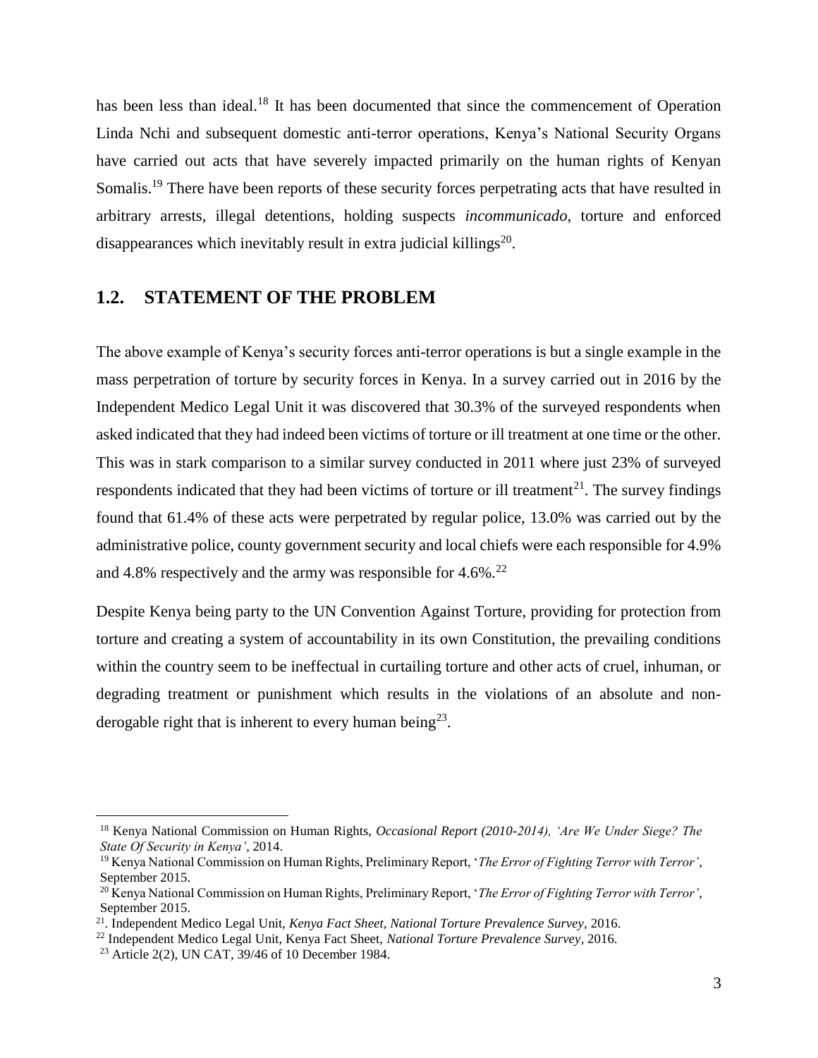has been less than ideal.[18] It has been documented that since the commencement of Operation Linda Nchi and subsequent domestic anti-terror operations, Kenya's National Security Organs have carried out acts that have severely impacted primarily on the human rights of Kenyan Somalis.[19] There have been reports of these security forces perpetrating acts that have resulted in arbitrary arrests, illegal detentions, holding suspects *incommunicado*, torture and enforced disappearances which inevitably result in extra judicial killings[20].

## 1.2. STATEMENT OF THE PROBLEM

The above example of Kenya's security forces anti-terror operations is but a single example in the mass perpetration of torture by security forces in Kenya. In a survey carried out in 2016 by the Independent Medico Legal Unit it was discovered that 30.3% of the surveyed respondents when asked indicated that they had indeed been victims of torture or ill treatment at one time or the other. This was in stark comparison to a similar survey conducted in 2011 where just 23% of surveyed respondents indicated that they had been victims of torture or ill treatment[21]. The survey findings found that 61.4% of these acts were perpetrated by regular police, 13.0% was carried out by the administrative police, county government security and local chiefs were each responsible for 4.9% and 4.8% respectively and the army was responsible for 4.6%.[22]

Despite Kenya being party to the UN Convention Against Torture, providing for protection from torture and creating a system of accountability in its own Constitution, the prevailing conditions within the country seem to be ineffectual in curtailing torture and other acts of cruel, inhuman, or degrading treatment or punishment which results in the violations of an absolute and non-derogable right that is inherent to every human being[23].

---

[18] Kenya National Commission on Human Rights, *Occasional Report (2010-2014), 'Are We Under Siege? The State Of Security in Kenya'*, 2014.

[19] Kenya National Commission on Human Rights, Preliminary Report, '*The Error of Fighting Terror with Terror'*, September 2015.

[20] Kenya National Commission on Human Rights, Preliminary Report, '*The Error of Fighting Terror with Terror'*, September 2015.

[21]. Independent Medico Legal Unit, *Kenya Fact Sheet, National Torture Prevalence Survey*, 2016.

[22] Independent Medico Legal Unit, Kenya Fact Sheet, *National Torture Prevalence Survey*, 2016.

[23] Article 2(2), UN CAT, 39/46 of 10 December 1984.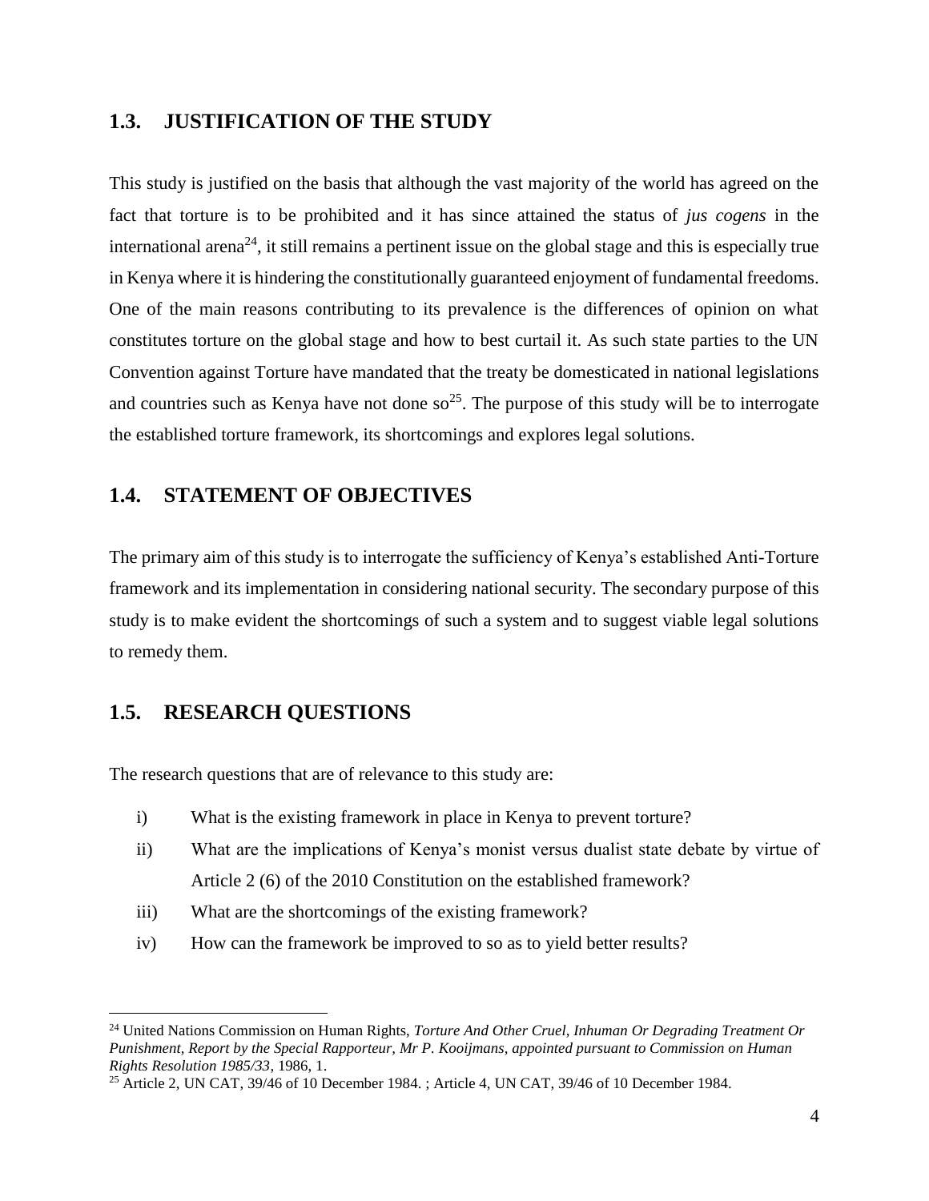## 1.3. JUSTIFICATION OF THE STUDY

This study is justified on the basis that although the vast majority of the world has agreed on the fact that torture is to be prohibited and it has since attained the status of *jus cogens* in the international arena[24], it still remains a pertinent issue on the global stage and this is especially true in Kenya where it is hindering the constitutionally guaranteed enjoyment of fundamental freedoms. One of the main reasons contributing to its prevalence is the differences of opinion on what constitutes torture on the global stage and how to best curtail it. As such state parties to the UN Convention against Torture have mandated that the treaty be domesticated in national legislations and countries such as Kenya have not done so[25]. The purpose of this study will be to interrogate the established torture framework, its shortcomings and explores legal solutions.

## 1.4. STATEMENT OF OBJECTIVES

The primary aim of this study is to interrogate the sufficiency of Kenya's established Anti-Torture framework and its implementation in considering national security. The secondary purpose of this study is to make evident the shortcomings of such a system and to suggest viable legal solutions to remedy them.

## 1.5. RESEARCH QUESTIONS

The research questions that are of relevance to this study are:

i) What is the existing framework in place in Kenya to prevent torture?

ii) What are the implications of Kenya's monist versus dualist state debate by virtue of Article 2 (6) of the 2010 Constitution on the established framework?

iii) What are the shortcomings of the existing framework?

iv) How can the framework be improved to so as to yield better results?

---

[24] United Nations Commission on Human Rights, *Torture And Other Cruel, Inhuman Or Degrading Treatment Or Punishment, Report by the Special Rapporteur, Mr P. Kooijmans, appointed pursuant to Commission on Human Rights Resolution 1985/33*, 1986, 1.

[25] Article 2, UN CAT, 39/46 of 10 December 1984. ; Article 4, UN CAT, 39/46 of 10 December 1984.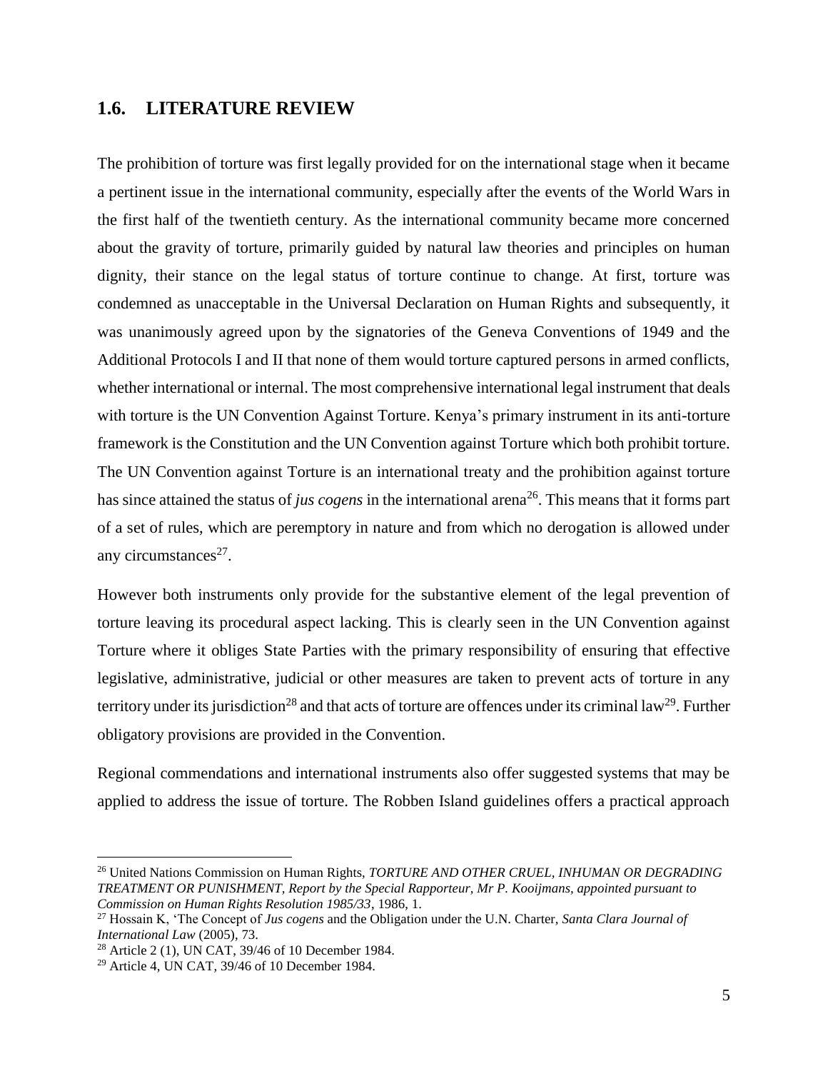## 1.6. LITERATURE REVIEW

The prohibition of torture was first legally provided for on the international stage when it became a pertinent issue in the international community, especially after the events of the World Wars in the first half of the twentieth century. As the international community became more concerned about the gravity of torture, primarily guided by natural law theories and principles on human dignity, their stance on the legal status of torture continue to change. At first, torture was condemned as unacceptable in the Universal Declaration on Human Rights and subsequently, it was unanimously agreed upon by the signatories of the Geneva Conventions of 1949 and the Additional Protocols I and II that none of them would torture captured persons in armed conflicts, whether international or internal. The most comprehensive international legal instrument that deals with torture is the UN Convention Against Torture. Kenya's primary instrument in its anti-torture framework is the Constitution and the UN Convention against Torture which both prohibit torture. The UN Convention against Torture is an international treaty and the prohibition against torture has since attained the status of *jus cogens* in the international arena[26]. This means that it forms part of a set of rules, which are peremptory in nature and from which no derogation is allowed under any circumstances[27].

However both instruments only provide for the substantive element of the legal prevention of torture leaving its procedural aspect lacking. This is clearly seen in the UN Convention against Torture where it obliges State Parties with the primary responsibility of ensuring that effective legislative, administrative, judicial or other measures are taken to prevent acts of torture in any territory under its jurisdiction[28] and that acts of torture are offences under its criminal law[29]. Further obligatory provisions are provided in the Convention.

Regional commendations and international instruments also offer suggested systems that may be applied to address the issue of torture. The Robben Island guidelines offers a practical approach

---

[26] United Nations Commission on Human Rights, *TORTURE AND OTHER CRUEL, INHUMAN OR DEGRADING TREATMENT OR PUNISHMENT, Report by the Special Rapporteur, Mr P. Kooijmans, appointed pursuant to Commission on Human Rights Resolution 1985/33*, 1986, 1.

[27] Hossain K, 'The Concept of *Jus cogens* and the Obligation under the U.N. Charter, *Santa Clara Journal of International Law* (2005), 73.

[28] Article 2 (1), UN CAT, 39/46 of 10 December 1984.

[29] Article 4, UN CAT, 39/46 of 10 December 1984.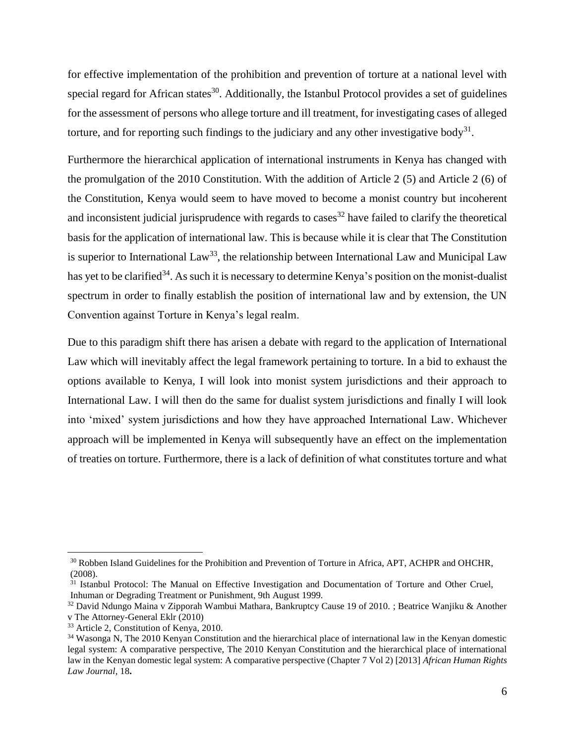for effective implementation of the prohibition and prevention of torture at a national level with special regard for African states[30]. Additionally, the Istanbul Protocol provides a set of guidelines for the assessment of persons who allege torture and ill treatment, for investigating cases of alleged torture, and for reporting such findings to the judiciary and any other investigative body[31].

Furthermore the hierarchical application of international instruments in Kenya has changed with the promulgation of the 2010 Constitution. With the addition of Article 2 (5) and Article 2 (6) of the Constitution, Kenya would seem to have moved to become a monist country but incoherent and inconsistent judicial jurisprudence with regards to cases[32] have failed to clarify the theoretical basis for the application of international law. This is because while it is clear that The Constitution is superior to International Law[33], the relationship between International Law and Municipal Law has yet to be clarified[34]. As such it is necessary to determine Kenya's position on the monist-dualist spectrum in order to finally establish the position of international law and by extension, the UN Convention against Torture in Kenya's legal realm.

Due to this paradigm shift there has arisen a debate with regard to the application of International Law which will inevitably affect the legal framework pertaining to torture. In a bid to exhaust the options available to Kenya, I will look into monist system jurisdictions and their approach to International Law. I will then do the same for dualist system jurisdictions and finally I will look into 'mixed' system jurisdictions and how they have approached International Law. Whichever approach will be implemented in Kenya will subsequently have an effect on the implementation of treaties on torture. Furthermore, there is a lack of definition of what constitutes torture and what

---

[30] Robben Island Guidelines for the Prohibition and Prevention of Torture in Africa, APT, ACHPR and OHCHR, (2008).

[31] Istanbul Protocol: The Manual on Effective Investigation and Documentation of Torture and Other Cruel, Inhuman or Degrading Treatment or Punishment, 9th August 1999.

[32] David Ndungo Maina v Zipporah Wambui Mathara, Bankruptcy Cause 19 of 2010. ; Beatrice Wanjiku & Another v The Attorney-General Eklr (2010)

[33] Article 2, Constitution of Kenya, 2010.

[34] Wasonga N, The 2010 Kenyan Constitution and the hierarchical place of international law in the Kenyan domestic legal system: A comparative perspective, The 2010 Kenyan Constitution and the hierarchical place of international law in the Kenyan domestic legal system: A comparative perspective (Chapter 7 Vol 2) [2013] *African Human Rights Law Journal*, 18**.**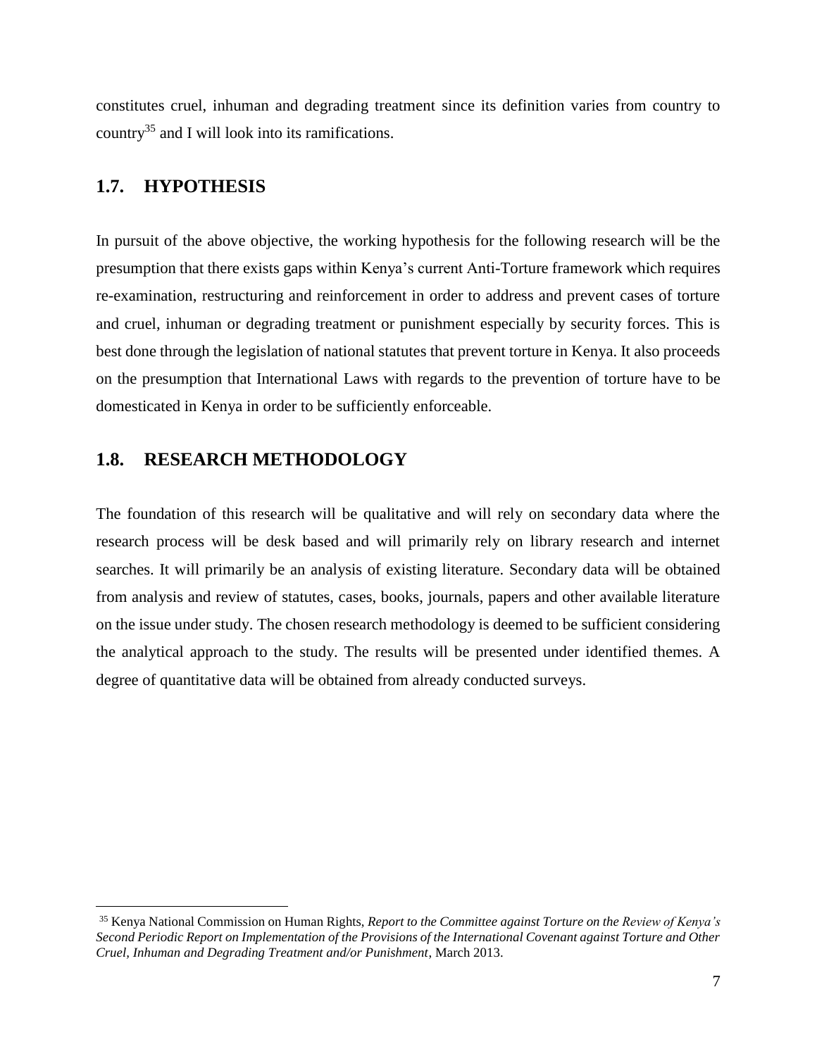constitutes cruel, inhuman and degrading treatment since its definition varies from country to country[35] and I will look into its ramifications.

## 1.7. HYPOTHESIS

In pursuit of the above objective, the working hypothesis for the following research will be the presumption that there exists gaps within Kenya's current Anti-Torture framework which requires re-examination, restructuring and reinforcement in order to address and prevent cases of torture and cruel, inhuman or degrading treatment or punishment especially by security forces. This is best done through the legislation of national statutes that prevent torture in Kenya. It also proceeds on the presumption that International Laws with regards to the prevention of torture have to be domesticated in Kenya in order to be sufficiently enforceable.

## 1.8. RESEARCH METHODOLOGY

The foundation of this research will be qualitative and will rely on secondary data where the research process will be desk based and will primarily rely on library research and internet searches. It will primarily be an analysis of existing literature. Secondary data will be obtained from analysis and review of statutes, cases, books, journals, papers and other available literature on the issue under study. The chosen research methodology is deemed to be sufficient considering the analytical approach to the study. The results will be presented under identified themes. A degree of quantitative data will be obtained from already conducted surveys.

---

[35] Kenya National Commission on Human Rights, *Report to the Committee against Torture on the Review of Kenya's Second Periodic Report on Implementation of the Provisions of the International Covenant against Torture and Other Cruel, Inhuman and Degrading Treatment and/or Punishment*, March 2013.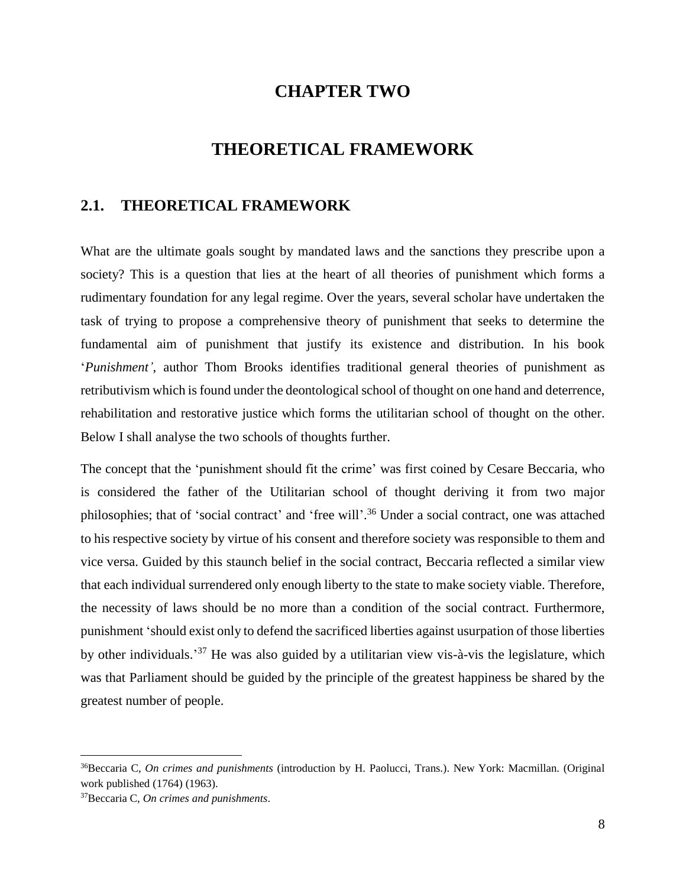# CHAPTER TWO

# THEORETICAL FRAMEWORK

## 2.1. THEORETICAL FRAMEWORK

What are the ultimate goals sought by mandated laws and the sanctions they prescribe upon a society? This is a question that lies at the heart of all theories of punishment which forms a rudimentary foundation for any legal regime. Over the years, several scholar have undertaken the task of trying to propose a comprehensive theory of punishment that seeks to determine the fundamental aim of punishment that justify its existence and distribution. In his book '*Punishment'*, author Thom Brooks identifies traditional general theories of punishment as retributivism which is found under the deontological school of thought on one hand and deterrence, rehabilitation and restorative justice which forms the utilitarian school of thought on the other. Below I shall analyse the two schools of thoughts further.

The concept that the 'punishment should fit the crime' was first coined by Cesare Beccaria, who is considered the father of the Utilitarian school of thought deriving it from two major philosophies; that of 'social contract' and 'free will'.[36] Under a social contract, one was attached to his respective society by virtue of his consent and therefore society was responsible to them and vice versa. Guided by this staunch belief in the social contract, Beccaria reflected a similar view that each individual surrendered only enough liberty to the state to make society viable. Therefore, the necessity of laws should be no more than a condition of the social contract. Furthermore, punishment 'should exist only to defend the sacrificed liberties against usurpation of those liberties by other individuals.'[37] He was also guided by a utilitarian view vis-à-vis the legislature, which was that Parliament should be guided by the principle of the greatest happiness be shared by the greatest number of people.

---

[36] Beccaria C, *On crimes and punishments* (introduction by H. Paolucci, Trans.). New York: Macmillan. (Original work published (1764) (1963).

[37] Beccaria C, *On crimes and punishments*.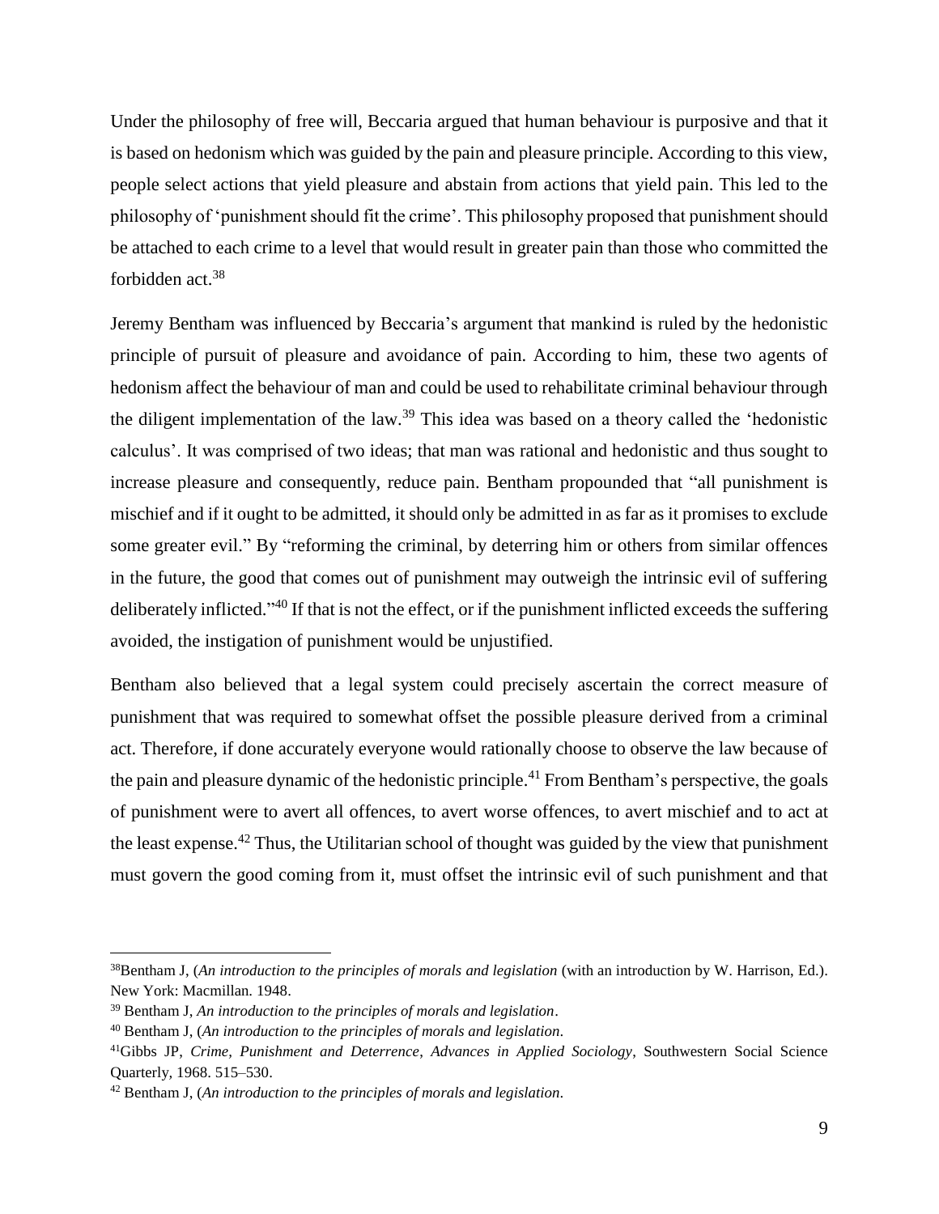Under the philosophy of free will, Beccaria argued that human behaviour is purposive and that it is based on hedonism which was guided by the pain and pleasure principle. According to this view, people select actions that yield pleasure and abstain from actions that yield pain. This led to the philosophy of 'punishment should fit the crime'. This philosophy proposed that punishment should be attached to each crime to a level that would result in greater pain than those who committed the forbidden act.[38]

Jeremy Bentham was influenced by Beccaria's argument that mankind is ruled by the hedonistic principle of pursuit of pleasure and avoidance of pain. According to him, these two agents of hedonism affect the behaviour of man and could be used to rehabilitate criminal behaviour through the diligent implementation of the law.[39] This idea was based on a theory called the 'hedonistic calculus'. It was comprised of two ideas; that man was rational and hedonistic and thus sought to increase pleasure and consequently, reduce pain. Bentham propounded that "all punishment is mischief and if it ought to be admitted, it should only be admitted in as far as it promises to exclude some greater evil." By "reforming the criminal, by deterring him or others from similar offences in the future, the good that comes out of punishment may outweigh the intrinsic evil of suffering deliberately inflicted."[40] If that is not the effect, or if the punishment inflicted exceeds the suffering avoided, the instigation of punishment would be unjustified.

Bentham also believed that a legal system could precisely ascertain the correct measure of punishment that was required to somewhat offset the possible pleasure derived from a criminal act. Therefore, if done accurately everyone would rationally choose to observe the law because of the pain and pleasure dynamic of the hedonistic principle.[41] From Bentham's perspective, the goals of punishment were to avert all offences, to avert worse offences, to avert mischief and to act at the least expense.[42] Thus, the Utilitarian school of thought was guided by the view that punishment must govern the good coming from it, must offset the intrinsic evil of such punishment and that

---

[38] Bentham J, (*An introduction to the principles of morals and legislation* (with an introduction by W. Harrison, Ed.). New York: Macmillan. 1948.

[39] Bentham J, *An introduction to the principles of morals and legislation*.

[40] Bentham J, (*An introduction to the principles of morals and legislation*.

[41] Gibbs JP, *Crime, Punishment and Deterrence*, *Advances in Applied Sociology*, Southwestern Social Science Quarterly, 1968. 515–530.

[42] Bentham J, (*An introduction to the principles of morals and legislation*.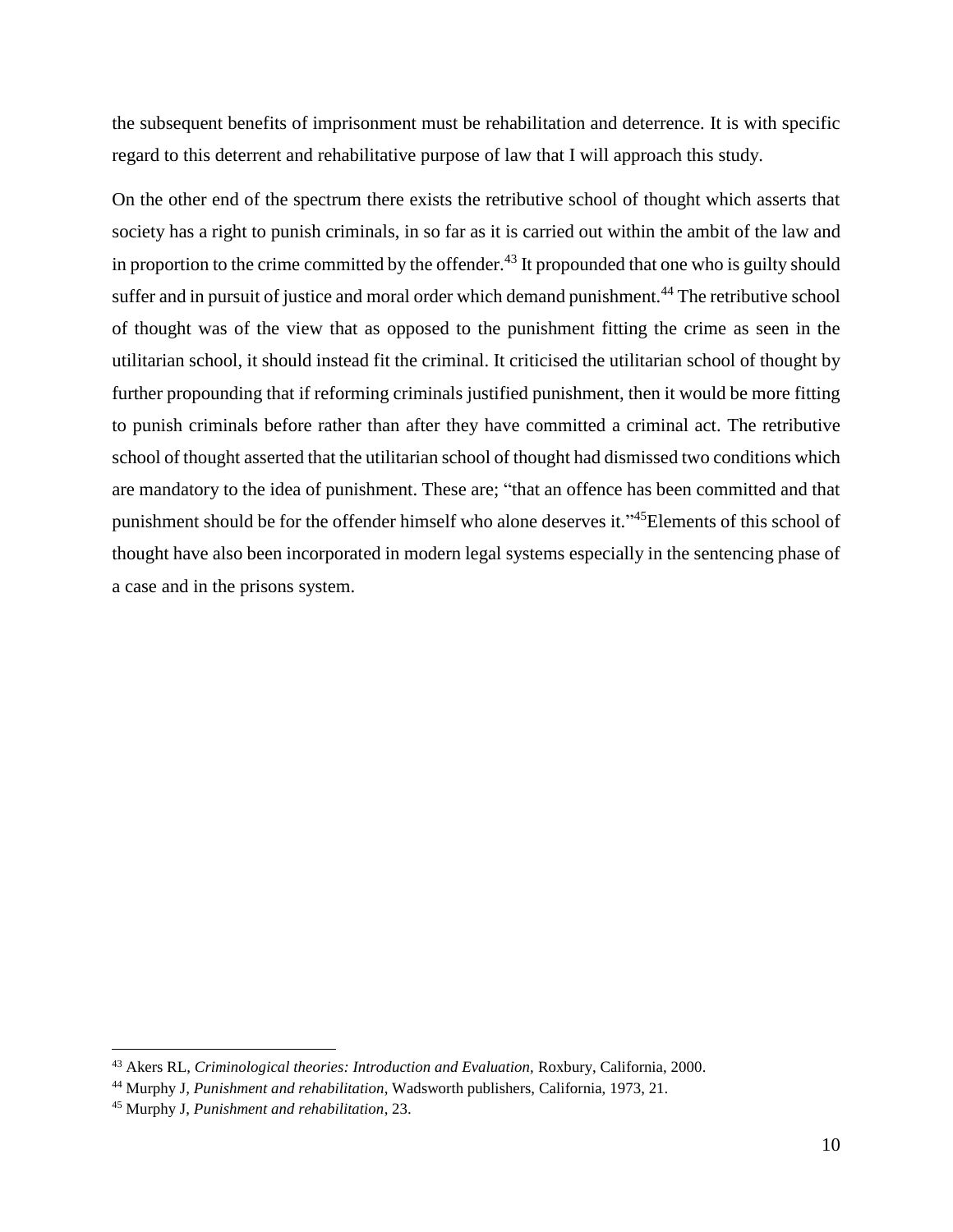the subsequent benefits of imprisonment must be rehabilitation and deterrence. It is with specific regard to this deterrent and rehabilitative purpose of law that I will approach this study.

On the other end of the spectrum there exists the retributive school of thought which asserts that society has a right to punish criminals, in so far as it is carried out within the ambit of the law and in proportion to the crime committed by the offender.[43] It propounded that one who is guilty should suffer and in pursuit of justice and moral order which demand punishment.[44] The retributive school of thought was of the view that as opposed to the punishment fitting the crime as seen in the utilitarian school, it should instead fit the criminal. It criticised the utilitarian school of thought by further propounding that if reforming criminals justified punishment, then it would be more fitting to punish criminals before rather than after they have committed a criminal act. The retributive school of thought asserted that the utilitarian school of thought had dismissed two conditions which are mandatory to the idea of punishment. These are; "that an offence has been committed and that punishment should be for the offender himself who alone deserves it."[45]Elements of this school of thought have also been incorporated in modern legal systems especially in the sentencing phase of a case and in the prisons system.

---

[43] Akers RL, *Criminological theories: Introduction and Evaluation,* Roxbury, California, 2000.

[44] Murphy J, *Punishment and rehabilitation*, Wadsworth publishers, California, 1973, 21.

[45] Murphy J, *Punishment and rehabilitation*, 23.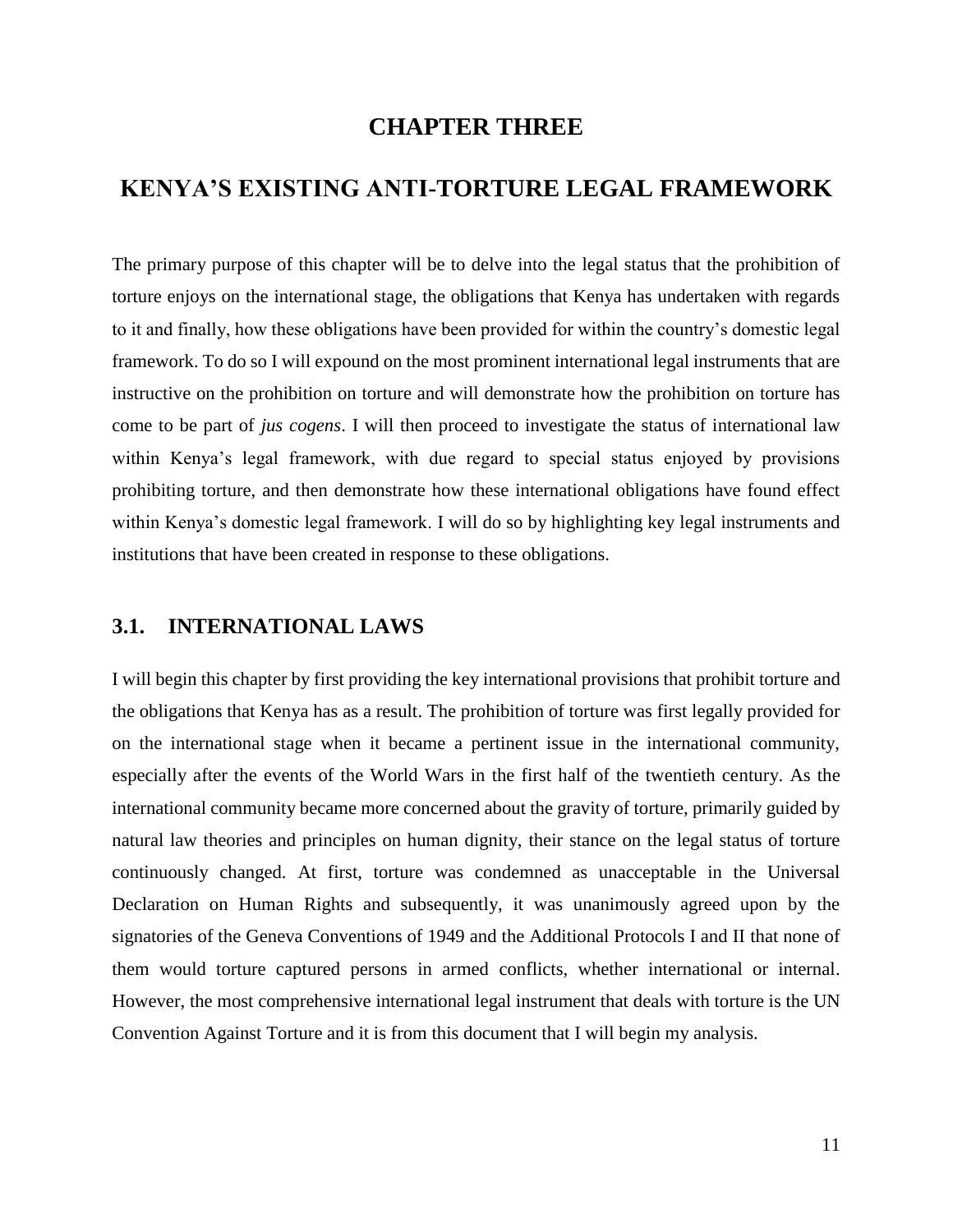# CHAPTER THREE

# KENYA'S EXISTING ANTI-TORTURE LEGAL FRAMEWORK

The primary purpose of this chapter will be to delve into the legal status that the prohibition of torture enjoys on the international stage, the obligations that Kenya has undertaken with regards to it and finally, how these obligations have been provided for within the country's domestic legal framework. To do so I will expound on the most prominent international legal instruments that are instructive on the prohibition on torture and will demonstrate how the prohibition on torture has come to be part of *jus cogens*. I will then proceed to investigate the status of international law within Kenya's legal framework, with due regard to special status enjoyed by provisions prohibiting torture, and then demonstrate how these international obligations have found effect within Kenya's domestic legal framework. I will do so by highlighting key legal instruments and institutions that have been created in response to these obligations.

## 3.1. INTERNATIONAL LAWS

I will begin this chapter by first providing the key international provisions that prohibit torture and the obligations that Kenya has as a result. The prohibition of torture was first legally provided for on the international stage when it became a pertinent issue in the international community, especially after the events of the World Wars in the first half of the twentieth century. As the international community became more concerned about the gravity of torture, primarily guided by natural law theories and principles on human dignity, their stance on the legal status of torture continuously changed. At first, torture was condemned as unacceptable in the Universal Declaration on Human Rights and subsequently, it was unanimously agreed upon by the signatories of the Geneva Conventions of 1949 and the Additional Protocols I and II that none of them would torture captured persons in armed conflicts, whether international or internal. However, the most comprehensive international legal instrument that deals with torture is the UN Convention Against Torture and it is from this document that I will begin my analysis.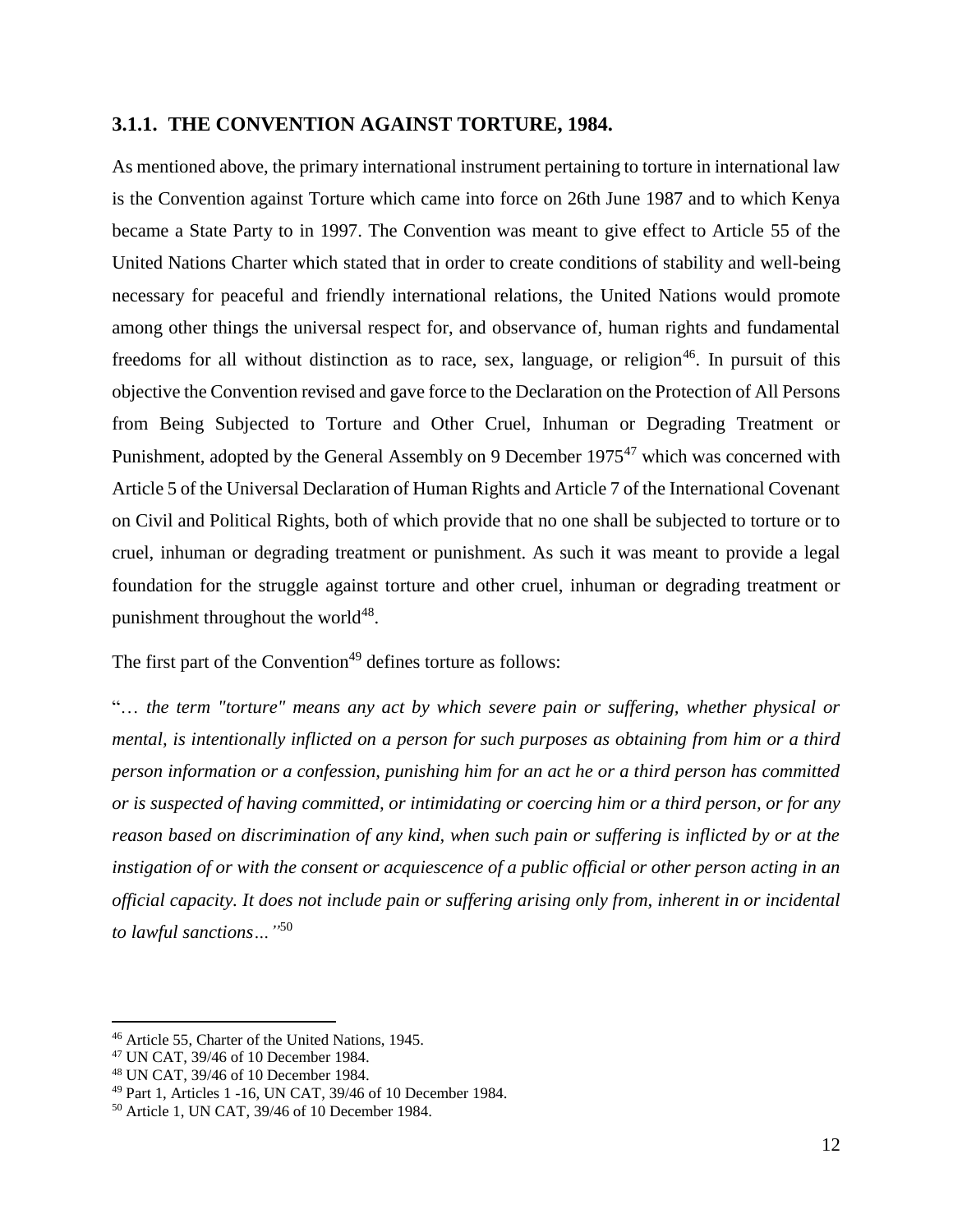### 3.1.1. THE CONVENTION AGAINST TORTURE, 1984.

As mentioned above, the primary international instrument pertaining to torture in international law is the Convention against Torture which came into force on 26th June 1987 and to which Kenya became a State Party to in 1997. The Convention was meant to give effect to Article 55 of the United Nations Charter which stated that in order to create conditions of stability and well-being necessary for peaceful and friendly international relations, the United Nations would promote among other things the universal respect for, and observance of, human rights and fundamental freedoms for all without distinction as to race, sex, language, or religion[46]. In pursuit of this objective the Convention revised and gave force to the Declaration on the Protection of All Persons from Being Subjected to Torture and Other Cruel, Inhuman or Degrading Treatment or Punishment, adopted by the General Assembly on 9 December 1975[47] which was concerned with Article 5 of the Universal Declaration of Human Rights and Article 7 of the International Covenant on Civil and Political Rights, both of which provide that no one shall be subjected to torture or to cruel, inhuman or degrading treatment or punishment. As such it was meant to provide a legal foundation for the struggle against torture and other cruel, inhuman or degrading treatment or punishment throughout the world[48].

The first part of the Convention[49] defines torture as follows:

"*… the term "torture" means any act by which severe pain or suffering, whether physical or mental, is intentionally inflicted on a person for such purposes as obtaining from him or a third person information or a confession, punishing him for an act he or a third person has committed or is suspected of having committed, or intimidating or coercing him or a third person, or for any reason based on discrimination of any kind, when such pain or suffering is inflicted by or at the instigation of or with the consent or acquiescence of a public official or other person acting in an official capacity. It does not include pain or suffering arising only from, inherent in or incidental to lawful sanctions…"*[50]

---

[46] Article 55, Charter of the United Nations, 1945.
[47] UN CAT, 39/46 of 10 December 1984.
[48] UN CAT, 39/46 of 10 December 1984.
[49] Part 1, Articles 1 -16, UN CAT, 39/46 of 10 December 1984.
[50] Article 1, UN CAT, 39/46 of 10 December 1984.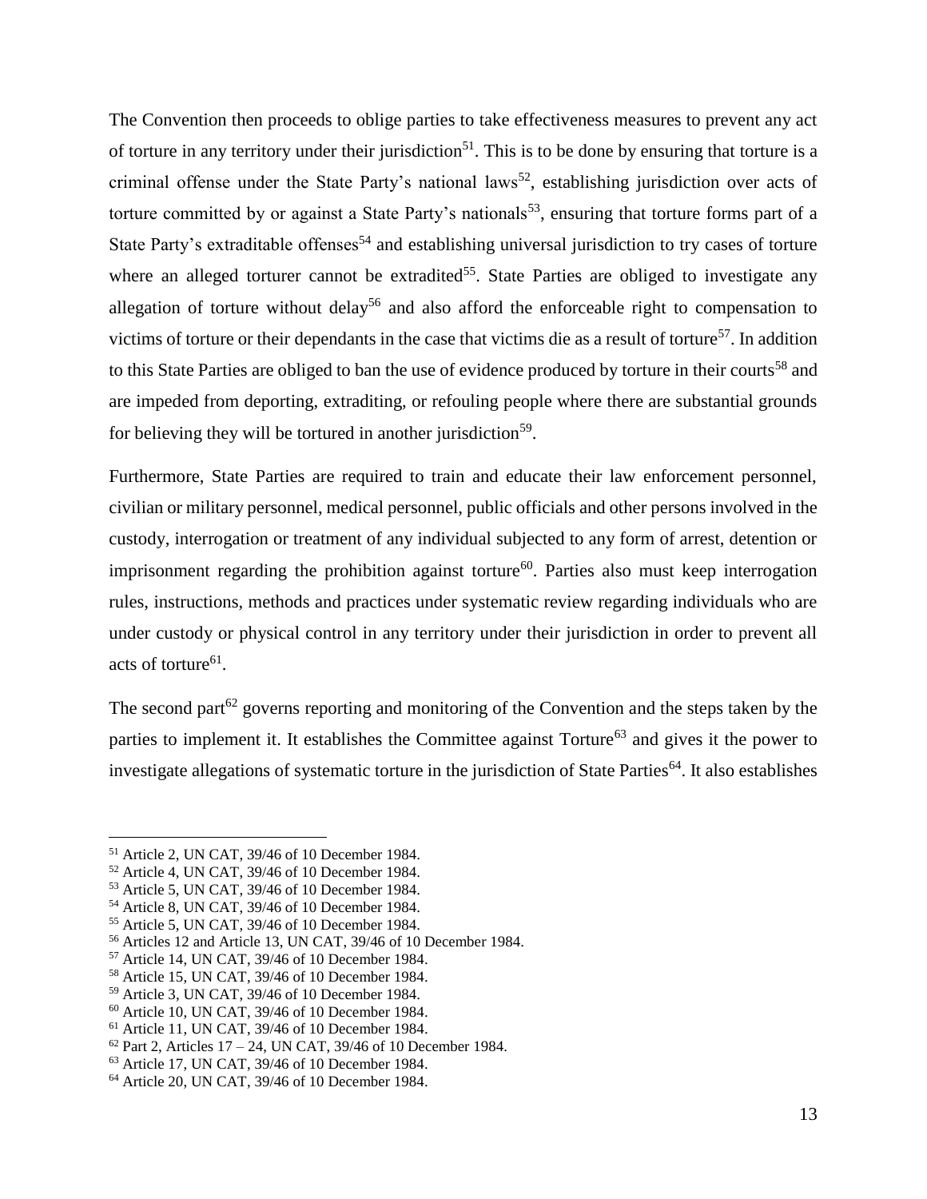The Convention then proceeds to oblige parties to take effectiveness measures to prevent any act of torture in any territory under their jurisdiction[51]. This is to be done by ensuring that torture is a criminal offense under the State Party's national laws[52], establishing jurisdiction over acts of torture committed by or against a State Party's nationals[53], ensuring that torture forms part of a State Party's extraditable offenses[54] and establishing universal jurisdiction to try cases of torture where an alleged torturer cannot be extradited[55]. State Parties are obliged to investigate any allegation of torture without delay[56] and also afford the enforceable right to compensation to victims of torture or their dependants in the case that victims die as a result of torture[57]. In addition to this State Parties are obliged to ban the use of evidence produced by torture in their courts[58] and are impeded from deporting, extraditing, or refouling people where there are substantial grounds for believing they will be tortured in another jurisdiction[59].

Furthermore, State Parties are required to train and educate their law enforcement personnel, civilian or military personnel, medical personnel, public officials and other persons involved in the custody, interrogation or treatment of any individual subjected to any form of arrest, detention or imprisonment regarding the prohibition against torture[60]. Parties also must keep interrogation rules, instructions, methods and practices under systematic review regarding individuals who are under custody or physical control in any territory under their jurisdiction in order to prevent all acts of torture[61].

The second part[62] governs reporting and monitoring of the Convention and the steps taken by the parties to implement it. It establishes the Committee against Torture[63] and gives it the power to investigate allegations of systematic torture in the jurisdiction of State Parties[64]. It also establishes

---

[51] Article 2, UN CAT, 39/46 of 10 December 1984.
[52] Article 4, UN CAT, 39/46 of 10 December 1984.
[53] Article 5, UN CAT, 39/46 of 10 December 1984.
[54] Article 8, UN CAT, 39/46 of 10 December 1984.
[55] Article 5, UN CAT, 39/46 of 10 December 1984.
[56] Articles 12 and Article 13, UN CAT, 39/46 of 10 December 1984.
[57] Article 14, UN CAT, 39/46 of 10 December 1984.
[58] Article 15, UN CAT, 39/46 of 10 December 1984.
[59] Article 3, UN CAT, 39/46 of 10 December 1984.
[60] Article 10, UN CAT, 39/46 of 10 December 1984.
[61] Article 11, UN CAT, 39/46 of 10 December 1984.
[62] Part 2, Articles 17 – 24, UN CAT, 39/46 of 10 December 1984.
[63] Article 17, UN CAT, 39/46 of 10 December 1984.
[64] Article 20, UN CAT, 39/46 of 10 December 1984.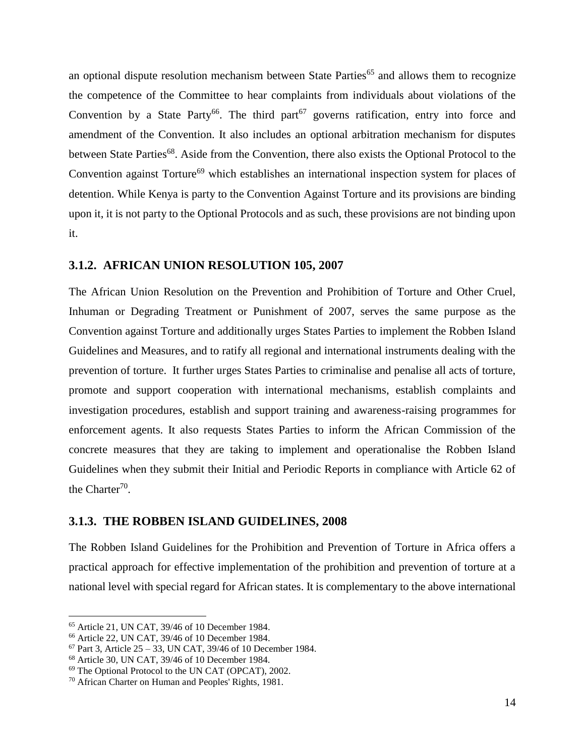an optional dispute resolution mechanism between State Parties[65] and allows them to recognize the competence of the Committee to hear complaints from individuals about violations of the Convention by a State Party[66]. The third part[67] governs ratification, entry into force and amendment of the Convention. It also includes an optional arbitration mechanism for disputes between State Parties[68]. Aside from the Convention, there also exists the Optional Protocol to the Convention against Torture[69] which establishes an international inspection system for places of detention. While Kenya is party to the Convention Against Torture and its provisions are binding upon it, it is not party to the Optional Protocols and as such, these provisions are not binding upon it.

### 3.1.2. AFRICAN UNION RESOLUTION 105, 2007

The African Union Resolution on the Prevention and Prohibition of Torture and Other Cruel, Inhuman or Degrading Treatment or Punishment of 2007, serves the same purpose as the Convention against Torture and additionally urges States Parties to implement the Robben Island Guidelines and Measures, and to ratify all regional and international instruments dealing with the prevention of torture. It further urges States Parties to criminalise and penalise all acts of torture, promote and support cooperation with international mechanisms, establish complaints and investigation procedures, establish and support training and awareness-raising programmes for enforcement agents. It also requests States Parties to inform the African Commission of the concrete measures that they are taking to implement and operationalise the Robben Island Guidelines when they submit their Initial and Periodic Reports in compliance with Article 62 of the Charter[70].

### 3.1.3. THE ROBBEN ISLAND GUIDELINES, 2008

The Robben Island Guidelines for the Prohibition and Prevention of Torture in Africa offers a practical approach for effective implementation of the prohibition and prevention of torture at a national level with special regard for African states. It is complementary to the above international

[65] Article 21, UN CAT, 39/46 of 10 December 1984.
[66] Article 22, UN CAT, 39/46 of 10 December 1984.
[67] Part 3, Article 25 – 33, UN CAT, 39/46 of 10 December 1984.
[68] Article 30, UN CAT, 39/46 of 10 December 1984.
[69] The Optional Protocol to the UN CAT (OPCAT), 2002.
[70] African Charter on Human and Peoples' Rights, 1981.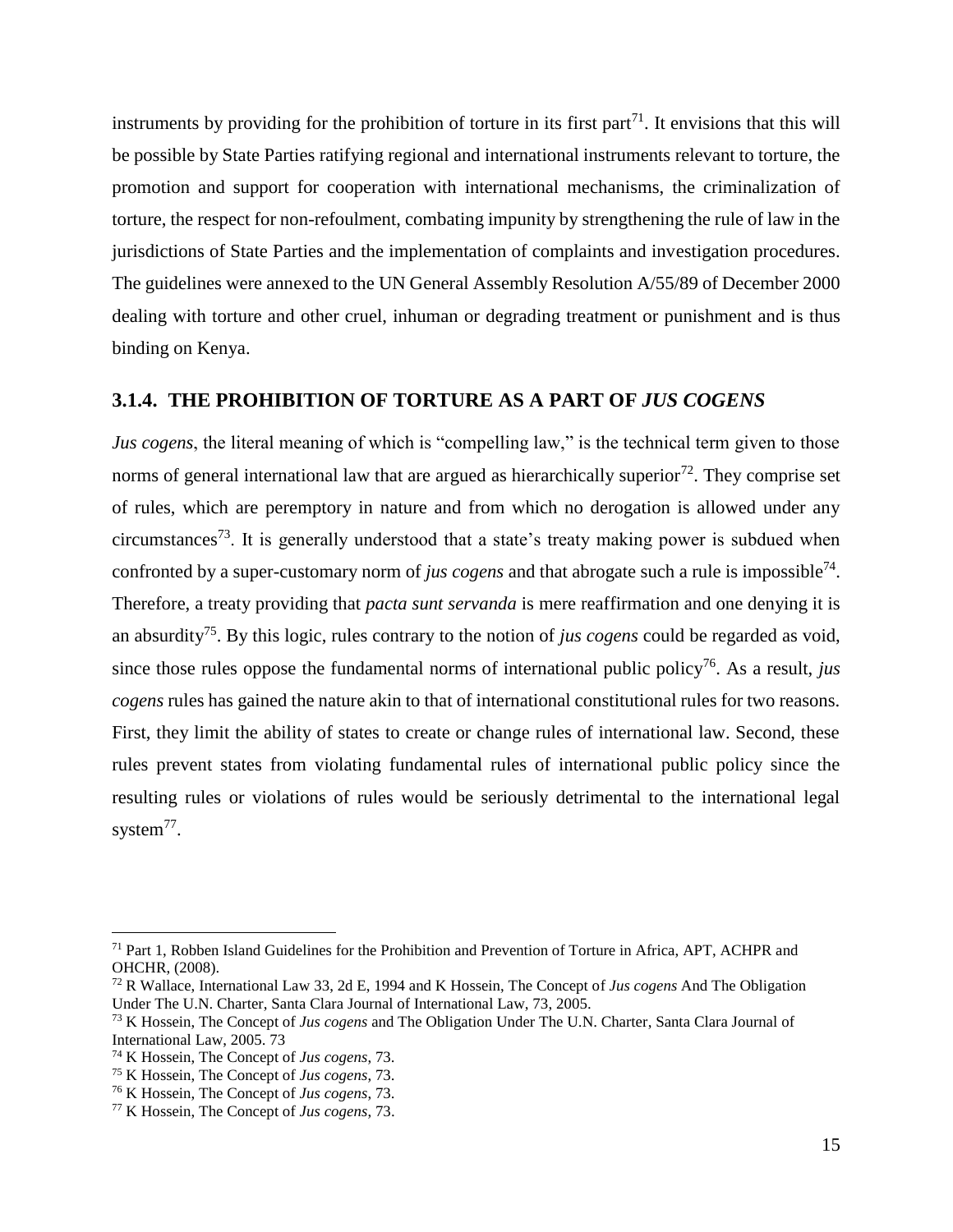instruments by providing for the prohibition of torture in its first part[71]. It envisions that this will be possible by State Parties ratifying regional and international instruments relevant to torture, the promotion and support for cooperation with international mechanisms, the criminalization of torture, the respect for non-refoulment, combating impunity by strengthening the rule of law in the jurisdictions of State Parties and the implementation of complaints and investigation procedures. The guidelines were annexed to the UN General Assembly Resolution A/55/89 of December 2000 dealing with torture and other cruel, inhuman or degrading treatment or punishment and is thus binding on Kenya.

### 3.1.4. THE PROHIBITION OF TORTURE AS A PART OF *JUS COGENS*

*Jus cogens*, the literal meaning of which is "compelling law," is the technical term given to those norms of general international law that are argued as hierarchically superior[72]. They comprise set of rules, which are peremptory in nature and from which no derogation is allowed under any circumstances[73]. It is generally understood that a state's treaty making power is subdued when confronted by a super-customary norm of *jus cogens* and that abrogate such a rule is impossible[74]. Therefore, a treaty providing that *pacta sunt servanda* is mere reaffirmation and one denying it is an absurdity[75]. By this logic, rules contrary to the notion of *jus cogens* could be regarded as void, since those rules oppose the fundamental norms of international public policy[76]. As a result, *jus cogens* rules has gained the nature akin to that of international constitutional rules for two reasons. First, they limit the ability of states to create or change rules of international law. Second, these rules prevent states from violating fundamental rules of international public policy since the resulting rules or violations of rules would be seriously detrimental to the international legal system[77].

---

[71] Part 1, Robben Island Guidelines for the Prohibition and Prevention of Torture in Africa, APT, ACHPR and OHCHR, (2008).

[72] R Wallace, International Law 33, 2d E, 1994 and K Hossein, The Concept of *Jus cogens* And The Obligation Under The U.N. Charter, Santa Clara Journal of International Law, 73, 2005.

[73] K Hossein, The Concept of *Jus cogens* and The Obligation Under The U.N. Charter, Santa Clara Journal of International Law, 2005. 73

[74] K Hossein, The Concept of *Jus cogens*, 73.

[75] K Hossein, The Concept of *Jus cogens*, 73.

[76] K Hossein, The Concept of *Jus cogens*, 73.

[77] K Hossein, The Concept of *Jus cogens*, 73.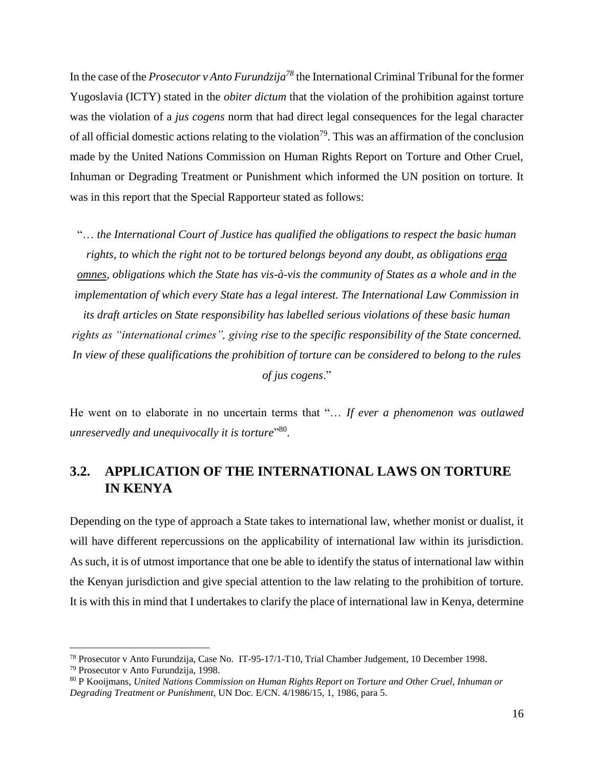In the case of the *Prosecutor v Anto Furundzija*[78] the International Criminal Tribunal for the former Yugoslavia (ICTY) stated in the *obiter dictum* that the violation of the prohibition against torture was the violation of a *jus cogens* norm that had direct legal consequences for the legal character of all official domestic actions relating to the violation[79]. This was an affirmation of the conclusion made by the United Nations Commission on Human Rights Report on Torture and Other Cruel, Inhuman or Degrading Treatment or Punishment which informed the UN position on torture. It was in this report that the Special Rapporteur stated as follows:

"… *the International Court of Justice has qualified the obligations to respect the basic human rights, to which the right not to be tortured belongs beyond any doubt, as obligations erga omnes, obligations which the State has vis-à-vis the community of States as a whole and in the implementation of which every State has a legal interest. The International Law Commission in its draft articles on State responsibility has labelled serious violations of these basic human rights as "international crimes", giving rise to the specific responsibility of the State concerned. In view of these qualifications the prohibition of torture can be considered to belong to the rules of jus cogens*."

He went on to elaborate in no uncertain terms that "… *If ever a phenomenon was outlawed unreservedly and unequivocally it is torture*"[80].

## 3.2. APPLICATION OF THE INTERNATIONAL LAWS ON TORTURE IN KENYA

Depending on the type of approach a State takes to international law, whether monist or dualist, it will have different repercussions on the applicability of international law within its jurisdiction. As such, it is of utmost importance that one be able to identify the status of international law within the Kenyan jurisdiction and give special attention to the law relating to the prohibition of torture. It is with this in mind that I undertakes to clarify the place of international law in Kenya, determine

---

[78] Prosecutor v Anto Furundzija, Case No. IT-95-17/1-T10, Trial Chamber Judgement, 10 December 1998.

[79] Prosecutor v Anto Furundzija, 1998.

[80] P Kooijmans, *United Nations Commission on Human Rights Report on Torture and Other Cruel, Inhuman or Degrading Treatment or Punishment*, UN Doc. E/CN. 4/1986/15, 1, 1986, para 5.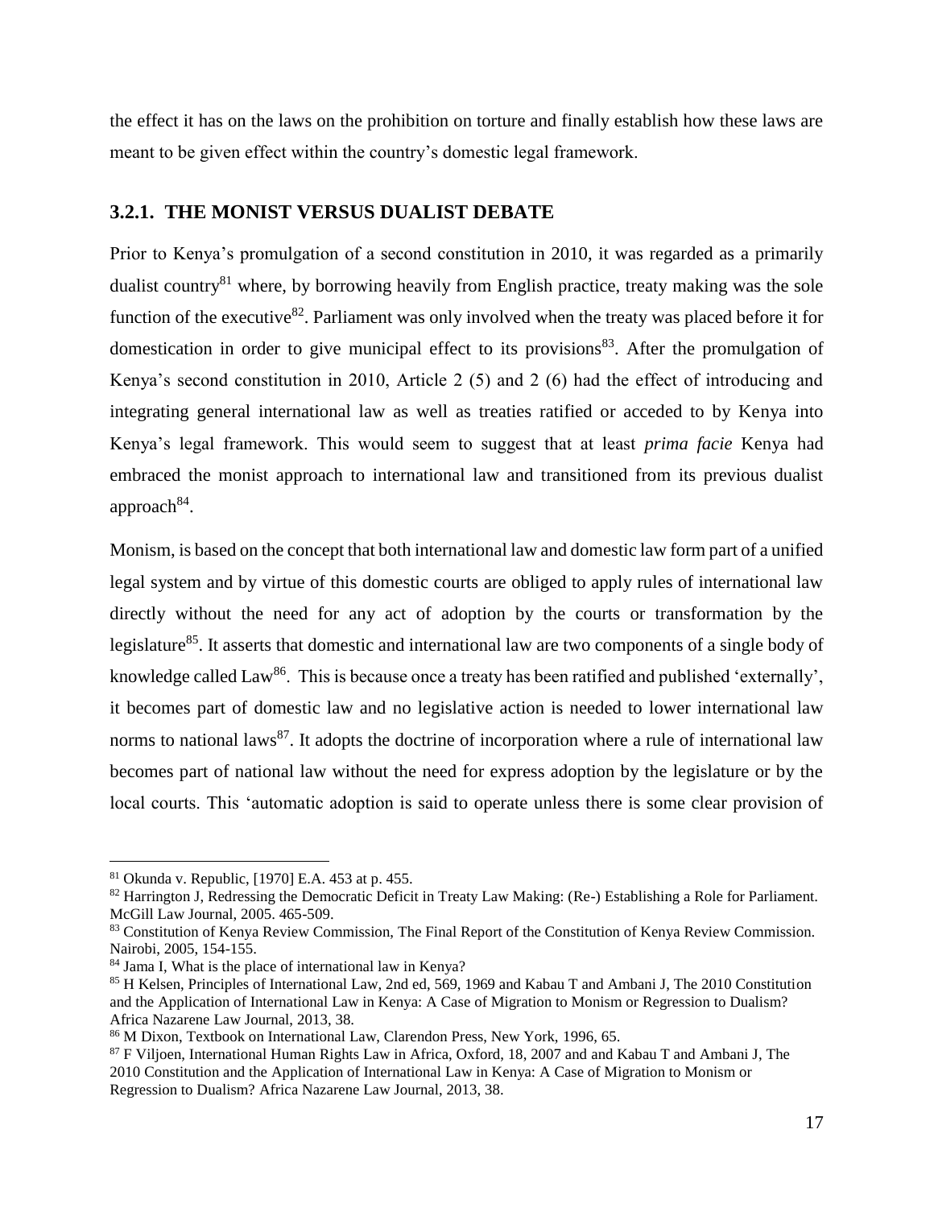the effect it has on the laws on the prohibition on torture and finally establish how these laws are meant to be given effect within the country's domestic legal framework.

### 3.2.1. THE MONIST VERSUS DUALIST DEBATE

Prior to Kenya's promulgation of a second constitution in 2010, it was regarded as a primarily dualist country[81] where, by borrowing heavily from English practice, treaty making was the sole function of the executive[82]. Parliament was only involved when the treaty was placed before it for domestication in order to give municipal effect to its provisions[83]. After the promulgation of Kenya's second constitution in 2010, Article 2 (5) and 2 (6) had the effect of introducing and integrating general international law as well as treaties ratified or acceded to by Kenya into Kenya's legal framework. This would seem to suggest that at least *prima facie* Kenya had embraced the monist approach to international law and transitioned from its previous dualist approach[84].

Monism, is based on the concept that both international law and domestic law form part of a unified legal system and by virtue of this domestic courts are obliged to apply rules of international law directly without the need for any act of adoption by the courts or transformation by the legislature[85]. It asserts that domestic and international law are two components of a single body of knowledge called Law[86]. This is because once a treaty has been ratified and published 'externally', it becomes part of domestic law and no legislative action is needed to lower international law norms to national laws[87]. It adopts the doctrine of incorporation where a rule of international law becomes part of national law without the need for express adoption by the legislature or by the local courts. This 'automatic adoption is said to operate unless there is some clear provision of

---

[81] Okunda v. Republic, [1970] E.A. 453 at p. 455.

[82] Harrington J, Redressing the Democratic Deficit in Treaty Law Making: (Re-) Establishing a Role for Parliament. McGill Law Journal, 2005. 465-509.

[83] Constitution of Kenya Review Commission, The Final Report of the Constitution of Kenya Review Commission. Nairobi, 2005, 154-155.

[84] Jama I, What is the place of international law in Kenya?

[85] H Kelsen, Principles of International Law, 2nd ed, 569, 1969 and Kabau T and Ambani J, The 2010 Constitution and the Application of International Law in Kenya: A Case of Migration to Monism or Regression to Dualism? Africa Nazarene Law Journal, 2013, 38.

[86] M Dixon, Textbook on International Law, Clarendon Press, New York, 1996, 65.

[87] F Viljoen, International Human Rights Law in Africa, Oxford, 18, 2007 and and Kabau T and Ambani J, The 2010 Constitution and the Application of International Law in Kenya: A Case of Migration to Monism or Regression to Dualism? Africa Nazarene Law Journal, 2013, 38.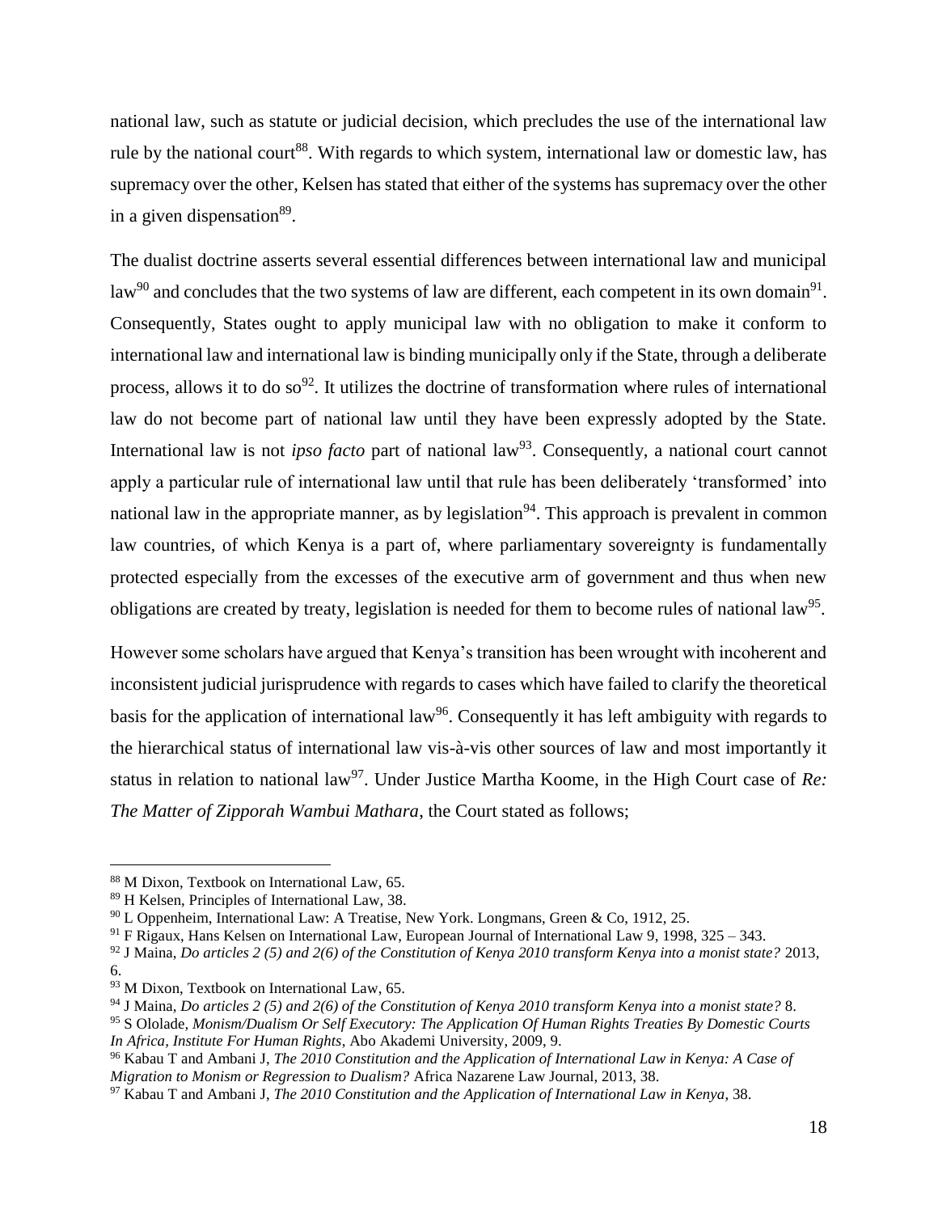national law, such as statute or judicial decision, which precludes the use of the international law rule by the national court[88]. With regards to which system, international law or domestic law, has supremacy over the other, Kelsen has stated that either of the systems has supremacy over the other in a given dispensation[89].

The dualist doctrine asserts several essential differences between international law and municipal law[90] and concludes that the two systems of law are different, each competent in its own domain[91]. Consequently, States ought to apply municipal law with no obligation to make it conform to international law and international law is binding municipally only if the State, through a deliberate process, allows it to do so[92]. It utilizes the doctrine of transformation where rules of international law do not become part of national law until they have been expressly adopted by the State. International law is not *ipso facto* part of national law[93]. Consequently, a national court cannot apply a particular rule of international law until that rule has been deliberately 'transformed' into national law in the appropriate manner, as by legislation[94]. This approach is prevalent in common law countries, of which Kenya is a part of, where parliamentary sovereignty is fundamentally protected especially from the excesses of the executive arm of government and thus when new obligations are created by treaty, legislation is needed for them to become rules of national law[95].

However some scholars have argued that Kenya's transition has been wrought with incoherent and inconsistent judicial jurisprudence with regards to cases which have failed to clarify the theoretical basis for the application of international law[96]. Consequently it has left ambiguity with regards to the hierarchical status of international law vis-à-vis other sources of law and most importantly it status in relation to national law[97]. Under Justice Martha Koome, in the High Court case of *Re: The Matter of Zipporah Wambui Mathara*, the Court stated as follows;

---

[88] M Dixon, Textbook on International Law, 65.

[89] H Kelsen, Principles of International Law, 38.

[90] L Oppenheim, International Law: A Treatise, New York. Longmans, Green & Co, 1912, 25.

[91] F Rigaux, Hans Kelsen on International Law, European Journal of International Law 9, 1998, 325 – 343.

[92] J Maina, *Do articles 2 (5) and 2(6) of the Constitution of Kenya 2010 transform Kenya into a monist state?* 2013, 6.

[93] M Dixon, Textbook on International Law, 65.

[94] J Maina, *Do articles 2 (5) and 2(6) of the Constitution of Kenya 2010 transform Kenya into a monist state?* 8.

[95] S Ololade, *Monism/Dualism Or Self Executory: The Application Of Human Rights Treaties By Domestic Courts In Africa, Institute For Human Rights*, Abo Akademi University, 2009, 9.

[96] Kabau T and Ambani J, *The 2010 Constitution and the Application of International Law in Kenya: A Case of Migration to Monism or Regression to Dualism?* Africa Nazarene Law Journal, 2013, 38.

[97] Kabau T and Ambani J, *The 2010 Constitution and the Application of International Law in Kenya*, 38.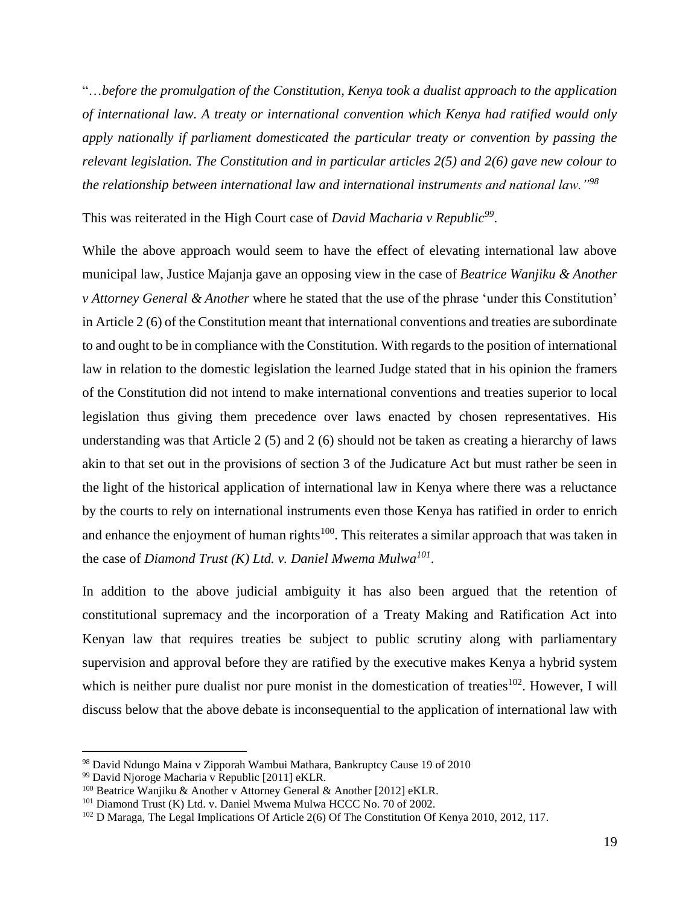"*…before the promulgation of the Constitution, Kenya took a dualist approach to the application of international law. A treaty or international convention which Kenya had ratified would only apply nationally if parliament domesticated the particular treaty or convention by passing the relevant legislation. The Constitution and in particular articles 2(5) and 2(6) gave new colour to the relationship between international law and international instruments and national law."*[98]

This was reiterated in the High Court case of *David Macharia v Republic*[99].

While the above approach would seem to have the effect of elevating international law above municipal law, Justice Majanja gave an opposing view in the case of *Beatrice Wanjiku & Another v Attorney General & Another* where he stated that the use of the phrase 'under this Constitution' in Article 2 (6) of the Constitution meant that international conventions and treaties are subordinate to and ought to be in compliance with the Constitution. With regards to the position of international law in relation to the domestic legislation the learned Judge stated that in his opinion the framers of the Constitution did not intend to make international conventions and treaties superior to local legislation thus giving them precedence over laws enacted by chosen representatives. His understanding was that Article 2 (5) and 2 (6) should not be taken as creating a hierarchy of laws akin to that set out in the provisions of section 3 of the Judicature Act but must rather be seen in the light of the historical application of international law in Kenya where there was a reluctance by the courts to rely on international instruments even those Kenya has ratified in order to enrich and enhance the enjoyment of human rights[100]. This reiterates a similar approach that was taken in the case of *Diamond Trust (K) Ltd. v. Daniel Mwema Mulwa*[101].

In addition to the above judicial ambiguity it has also been argued that the retention of constitutional supremacy and the incorporation of a Treaty Making and Ratification Act into Kenyan law that requires treaties be subject to public scrutiny along with parliamentary supervision and approval before they are ratified by the executive makes Kenya a hybrid system which is neither pure dualist nor pure monist in the domestication of treaties[102]. However, I will discuss below that the above debate is inconsequential to the application of international law with

---

[98] David Ndungo Maina v Zipporah Wambui Mathara, Bankruptcy Cause 19 of 2010

[99] David Njoroge Macharia v Republic [2011] eKLR.

[100] Beatrice Wanjiku & Another v Attorney General & Another [2012] eKLR.

[101] Diamond Trust (K) Ltd. v. Daniel Mwema Mulwa HCCC No. 70 of 2002.

[102] D Maraga, The Legal Implications Of Article 2(6) Of The Constitution Of Kenya 2010, 2012, 117.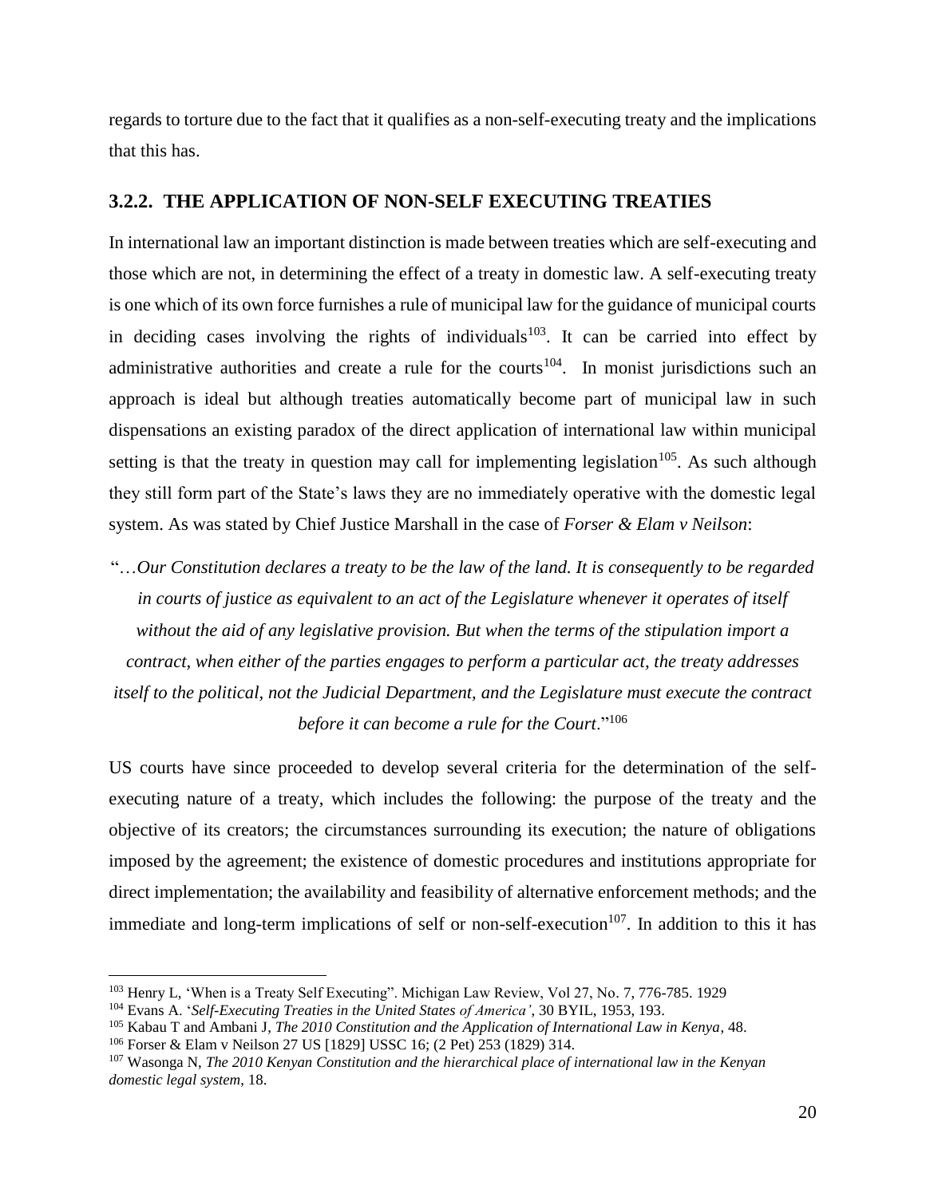regards to torture due to the fact that it qualifies as a non-self-executing treaty and the implications that this has.

### 3.2.2. THE APPLICATION OF NON-SELF EXECUTING TREATIES

In international law an important distinction is made between treaties which are self-executing and those which are not, in determining the effect of a treaty in domestic law. A self-executing treaty is one which of its own force furnishes a rule of municipal law for the guidance of municipal courts in deciding cases involving the rights of individuals[103]. It can be carried into effect by administrative authorities and create a rule for the courts[104]. In monist jurisdictions such an approach is ideal but although treaties automatically become part of municipal law in such dispensations an existing paradox of the direct application of international law within municipal setting is that the treaty in question may call for implementing legislation[105]. As such although they still form part of the State's laws they are no immediately operative with the domestic legal system. As was stated by Chief Justice Marshall in the case of *Forser & Elam v Neilson*:

"…*Our Constitution declares a treaty to be the law of the land. It is consequently to be regarded in courts of justice as equivalent to an act of the Legislature whenever it operates of itself without the aid of any legislative provision. But when the terms of the stipulation import a contract, when either of the parties engages to perform a particular act, the treaty addresses itself to the political, not the Judicial Department, and the Legislature must execute the contract before it can become a rule for the Court*."[106]

US courts have since proceeded to develop several criteria for the determination of the self-executing nature of a treaty, which includes the following: the purpose of the treaty and the objective of its creators; the circumstances surrounding its execution; the nature of obligations imposed by the agreement; the existence of domestic procedures and institutions appropriate for direct implementation; the availability and feasibility of alternative enforcement methods; and the immediate and long-term implications of self or non-self-execution[107]. In addition to this it has

---

[103] Henry L, 'When is a Treaty Self Executing". Michigan Law Review, Vol 27, No. 7, 776-785. 1929

[104] Evans A. '*Self-Executing Treaties in the United States of America'*, 30 BYIL, 1953, 193.

[105] Kabau T and Ambani J, *The 2010 Constitution and the Application of International Law in Kenya*, 48.

[106] Forser & Elam v Neilson 27 US [1829] USSC 16; (2 Pet) 253 (1829) 314.

[107] Wasonga N, *The 2010 Kenyan Constitution and the hierarchical place of international law in the Kenyan domestic legal system*, 18.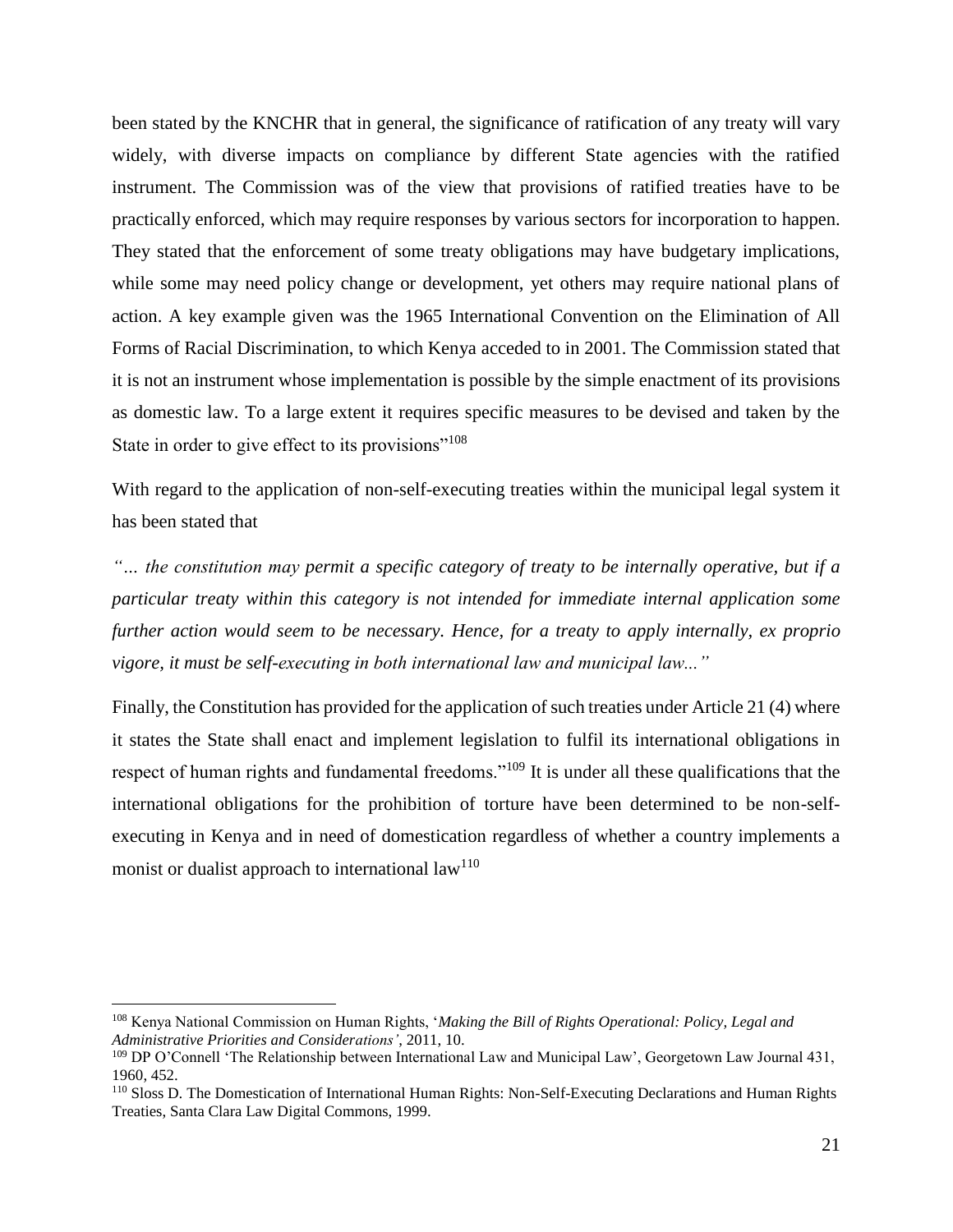been stated by the KNCHR that in general, the significance of ratification of any treaty will vary widely, with diverse impacts on compliance by different State agencies with the ratified instrument. The Commission was of the view that provisions of ratified treaties have to be practically enforced, which may require responses by various sectors for incorporation to happen. They stated that the enforcement of some treaty obligations may have budgetary implications, while some may need policy change or development, yet others may require national plans of action. A key example given was the 1965 International Convention on the Elimination of All Forms of Racial Discrimination, to which Kenya acceded to in 2001. The Commission stated that it is not an instrument whose implementation is possible by the simple enactment of its provisions as domestic law. To a large extent it requires specific measures to be devised and taken by the State in order to give effect to its provisions"[108]

With regard to the application of non-self-executing treaties within the municipal legal system it has been stated that

*"… the constitution may permit a specific category of treaty to be internally operative, but if a particular treaty within this category is not intended for immediate internal application some further action would seem to be necessary. Hence, for a treaty to apply internally, ex proprio vigore, it must be self-executing in both international law and municipal law..."*

Finally, the Constitution has provided for the application of such treaties under Article 21 (4) where it states the State shall enact and implement legislation to fulfil its international obligations in respect of human rights and fundamental freedoms."[109] It is under all these qualifications that the international obligations for the prohibition of torture have been determined to be non-self-executing in Kenya and in need of domestication regardless of whether a country implements a monist or dualist approach to international law[110]

---

[108] Kenya National Commission on Human Rights, '*Making the Bill of Rights Operational: Policy, Legal and Administrative Priorities and Considerations'*, 2011, 10.

[109] DP O'Connell 'The Relationship between International Law and Municipal Law', Georgetown Law Journal 431, 1960, 452.

[110] Sloss D. The Domestication of International Human Rights: Non-Self-Executing Declarations and Human Rights Treaties, Santa Clara Law Digital Commons, 1999.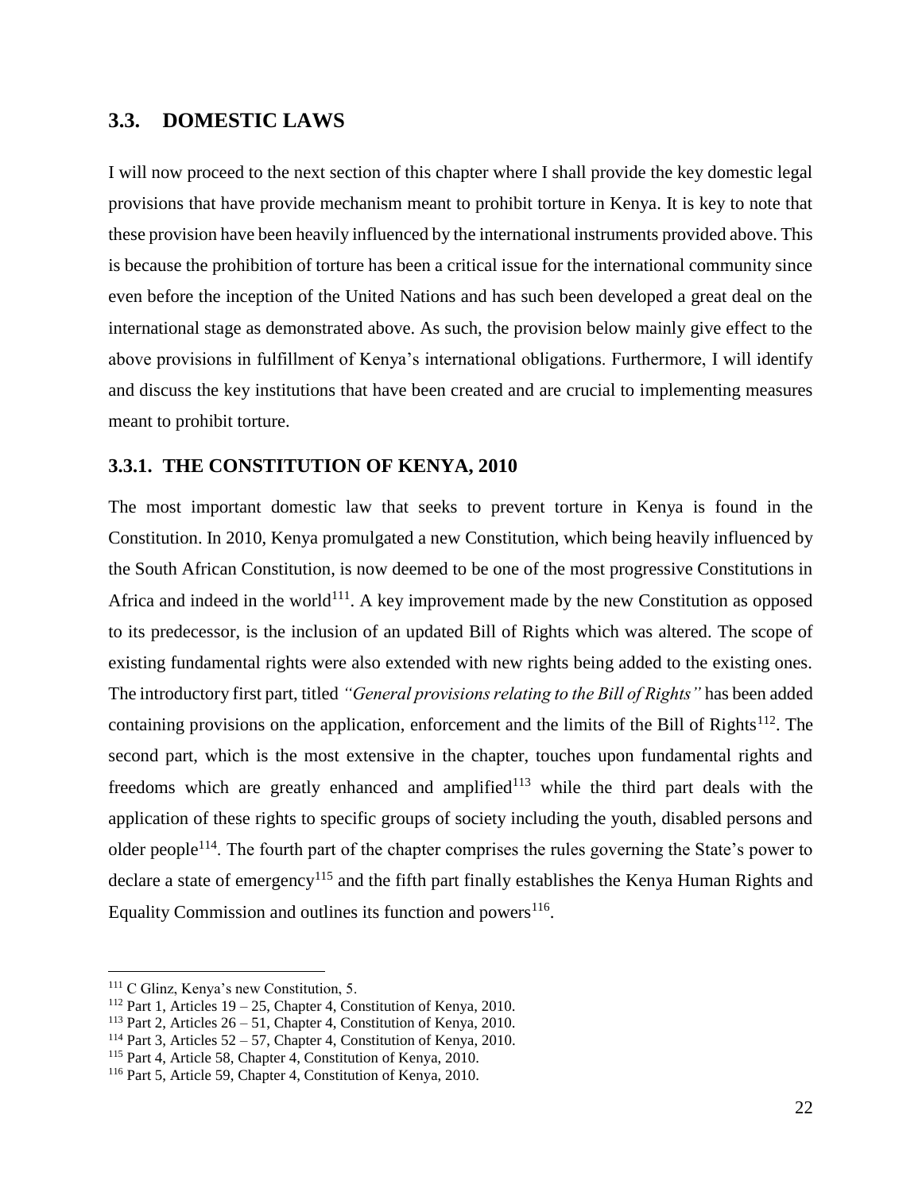## 3.3. DOMESTIC LAWS

I will now proceed to the next section of this chapter where I shall provide the key domestic legal provisions that have provide mechanism meant to prohibit torture in Kenya. It is key to note that these provision have been heavily influenced by the international instruments provided above. This is because the prohibition of torture has been a critical issue for the international community since even before the inception of the United Nations and has such been developed a great deal on the international stage as demonstrated above. As such, the provision below mainly give effect to the above provisions in fulfillment of Kenya's international obligations. Furthermore, I will identify and discuss the key institutions that have been created and are crucial to implementing measures meant to prohibit torture.

### 3.3.1. THE CONSTITUTION OF KENYA, 2010

The most important domestic law that seeks to prevent torture in Kenya is found in the Constitution. In 2010, Kenya promulgated a new Constitution, which being heavily influenced by the South African Constitution, is now deemed to be one of the most progressive Constitutions in Africa and indeed in the world[111]. A key improvement made by the new Constitution as opposed to its predecessor, is the inclusion of an updated Bill of Rights which was altered. The scope of existing fundamental rights were also extended with new rights being added to the existing ones. The introductory first part, titled *"General provisions relating to the Bill of Rights"* has been added containing provisions on the application, enforcement and the limits of the Bill of Rights[112]. The second part, which is the most extensive in the chapter, touches upon fundamental rights and freedoms which are greatly enhanced and amplified[113] while the third part deals with the application of these rights to specific groups of society including the youth, disabled persons and older people[114]. The fourth part of the chapter comprises the rules governing the State's power to declare a state of emergency[115] and the fifth part finally establishes the Kenya Human Rights and Equality Commission and outlines its function and powers[116].

---

[111] C Glinz, Kenya's new Constitution, 5.

[112] Part 1, Articles 19 – 25, Chapter 4, Constitution of Kenya, 2010.

[113] Part 2, Articles 26 – 51, Chapter 4, Constitution of Kenya, 2010.

[114] Part 3, Articles 52 – 57, Chapter 4, Constitution of Kenya, 2010.

[115] Part 4, Article 58, Chapter 4, Constitution of Kenya, 2010.

[116] Part 5, Article 59, Chapter 4, Constitution of Kenya, 2010.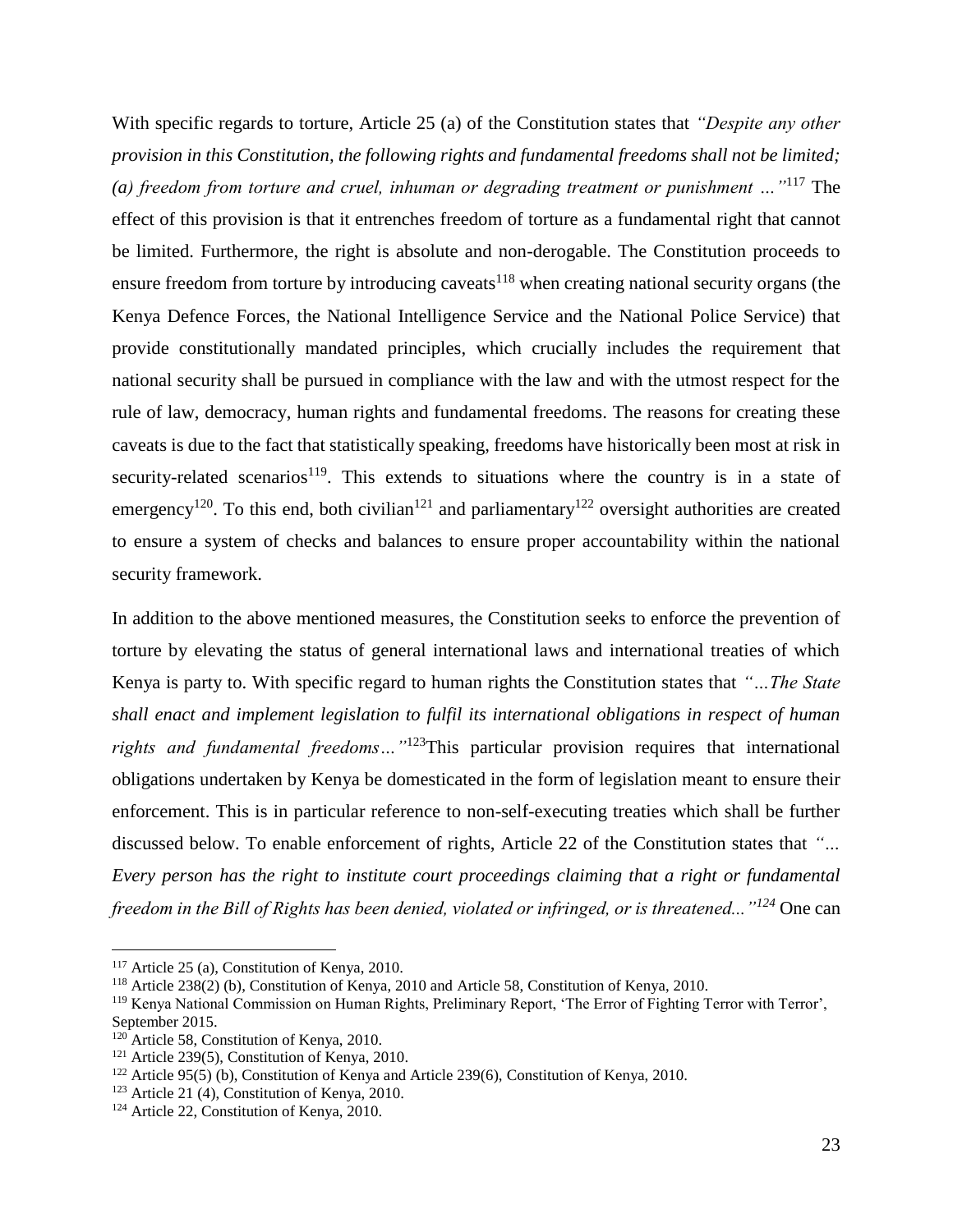With specific regards to torture, Article 25 (a) of the Constitution states that *"Despite any other provision in this Constitution, the following rights and fundamental freedoms shall not be limited; (a) freedom from torture and cruel, inhuman or degrading treatment or punishment …"*[117] The effect of this provision is that it entrenches freedom of torture as a fundamental right that cannot be limited. Furthermore, the right is absolute and non-derogable. The Constitution proceeds to ensure freedom from torture by introducing caveats[118] when creating national security organs (the Kenya Defence Forces, the National Intelligence Service and the National Police Service) that provide constitutionally mandated principles, which crucially includes the requirement that national security shall be pursued in compliance with the law and with the utmost respect for the rule of law, democracy, human rights and fundamental freedoms. The reasons for creating these caveats is due to the fact that statistically speaking, freedoms have historically been most at risk in security-related scenarios[119]. This extends to situations where the country is in a state of emergency[120]. To this end, both civilian[121] and parliamentary[122] oversight authorities are created to ensure a system of checks and balances to ensure proper accountability within the national security framework.

In addition to the above mentioned measures, the Constitution seeks to enforce the prevention of torture by elevating the status of general international laws and international treaties of which Kenya is party to. With specific regard to human rights the Constitution states that *"…The State shall enact and implement legislation to fulfil its international obligations in respect of human rights and fundamental freedoms…"*[123]This particular provision requires that international obligations undertaken by Kenya be domesticated in the form of legislation meant to ensure their enforcement. This is in particular reference to non-self-executing treaties which shall be further discussed below. To enable enforcement of rights, Article 22 of the Constitution states that *"... Every person has the right to institute court proceedings claiming that a right or fundamental freedom in the Bill of Rights has been denied, violated or infringed, or is threatened..."[124]* One can

---

[117] Article 25 (a), Constitution of Kenya, 2010.

[118] Article 238(2) (b), Constitution of Kenya, 2010 and Article 58, Constitution of Kenya, 2010.

[119] Kenya National Commission on Human Rights, Preliminary Report, 'The Error of Fighting Terror with Terror', September 2015.

[120] Article 58, Constitution of Kenya, 2010.

[121] Article 239(5), Constitution of Kenya, 2010.

[122] Article 95(5) (b), Constitution of Kenya and Article 239(6), Constitution of Kenya, 2010.

[123] Article 21 (4), Constitution of Kenya, 2010.

[124] Article 22, Constitution of Kenya, 2010.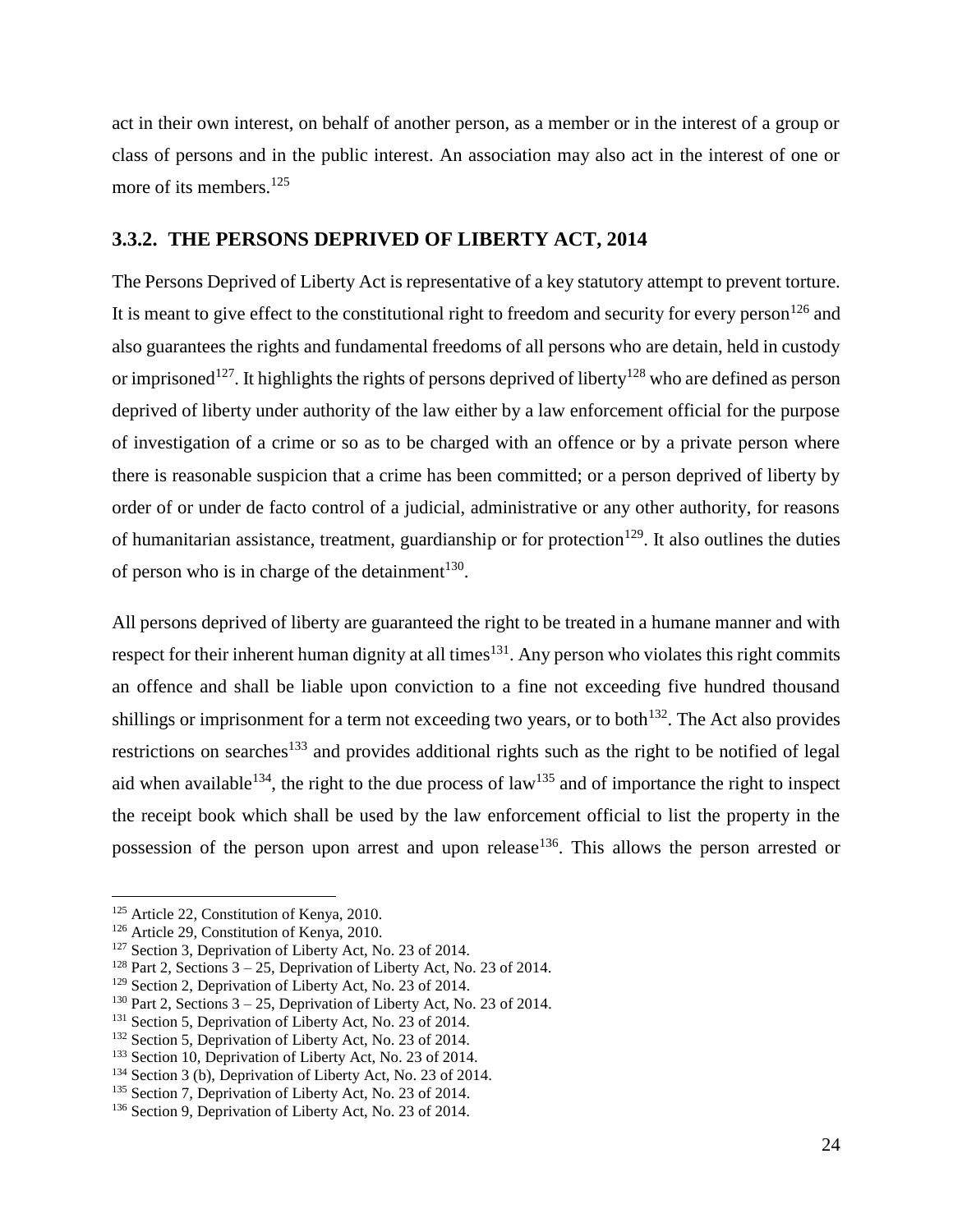act in their own interest, on behalf of another person, as a member or in the interest of a group or class of persons and in the public interest. An association may also act in the interest of one or more of its members.[125]

### 3.3.2. THE PERSONS DEPRIVED OF LIBERTY ACT, 2014

The Persons Deprived of Liberty Act is representative of a key statutory attempt to prevent torture. It is meant to give effect to the constitutional right to freedom and security for every person[126] and also guarantees the rights and fundamental freedoms of all persons who are detain, held in custody or imprisoned[127]. It highlights the rights of persons deprived of liberty[128] who are defined as person deprived of liberty under authority of the law either by a law enforcement official for the purpose of investigation of a crime or so as to be charged with an offence or by a private person where there is reasonable suspicion that a crime has been committed; or a person deprived of liberty by order of or under de facto control of a judicial, administrative or any other authority, for reasons of humanitarian assistance, treatment, guardianship or for protection[129]. It also outlines the duties of person who is in charge of the detainment[130].

All persons deprived of liberty are guaranteed the right to be treated in a humane manner and with respect for their inherent human dignity at all times[131]. Any person who violates this right commits an offence and shall be liable upon conviction to a fine not exceeding five hundred thousand shillings or imprisonment for a term not exceeding two years, or to both[132]. The Act also provides restrictions on searches[133] and provides additional rights such as the right to be notified of legal aid when available[134], the right to the due process of law[135] and of importance the right to inspect the receipt book which shall be used by the law enforcement official to list the property in the possession of the person upon arrest and upon release[136]. This allows the person arrested or

---

[125] Article 22, Constitution of Kenya, 2010.
[126] Article 29, Constitution of Kenya, 2010.
[127] Section 3, Deprivation of Liberty Act, No. 23 of 2014.
[128] Part 2, Sections 3 – 25, Deprivation of Liberty Act, No. 23 of 2014.
[129] Section 2, Deprivation of Liberty Act, No. 23 of 2014.
[130] Part 2, Sections 3 – 25, Deprivation of Liberty Act, No. 23 of 2014.
[131] Section 5, Deprivation of Liberty Act, No. 23 of 2014.
[132] Section 5, Deprivation of Liberty Act, No. 23 of 2014.
[133] Section 10, Deprivation of Liberty Act, No. 23 of 2014.
[134] Section 3 (b), Deprivation of Liberty Act, No. 23 of 2014.
[135] Section 7, Deprivation of Liberty Act, No. 23 of 2014.
[136] Section 9, Deprivation of Liberty Act, No. 23 of 2014.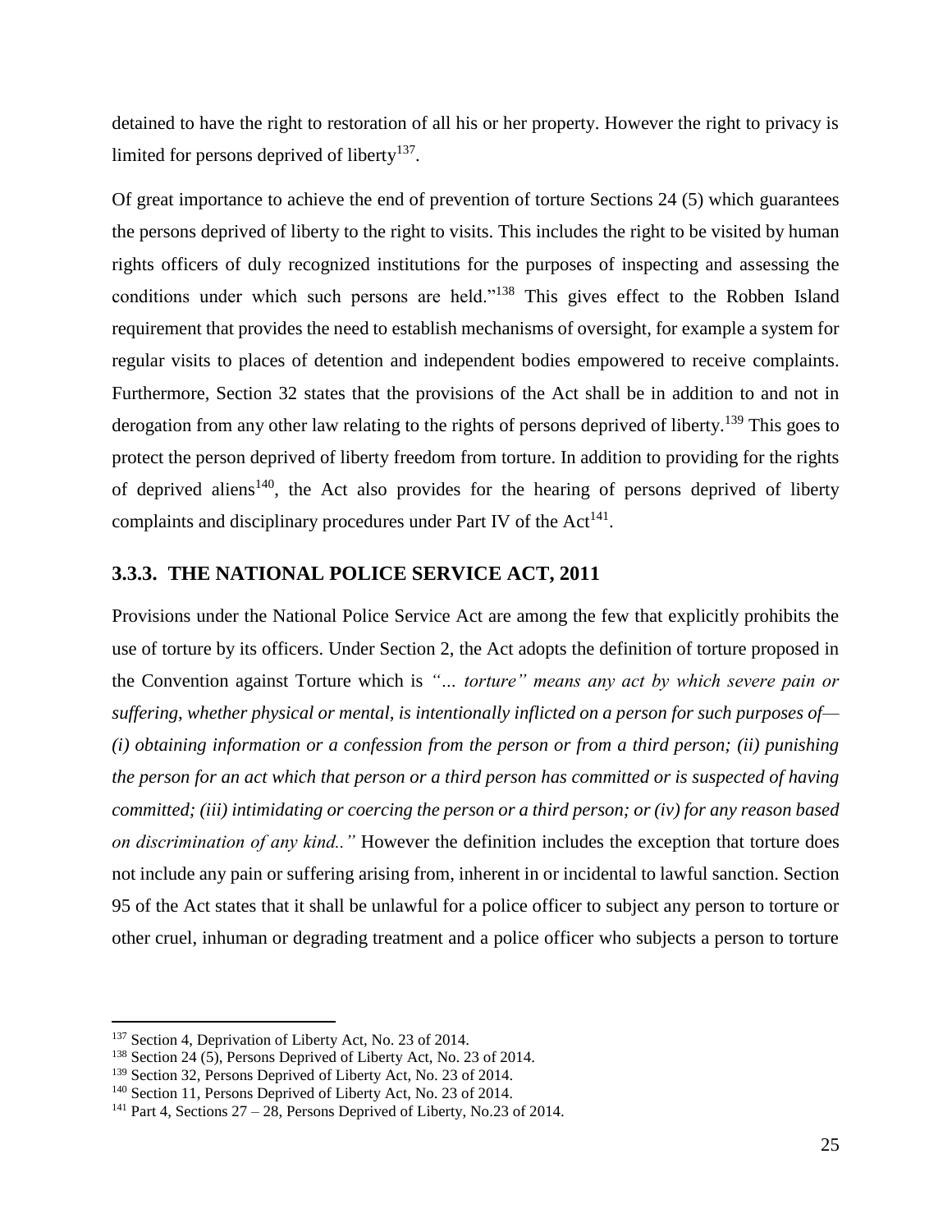detained to have the right to restoration of all his or her property. However the right to privacy is limited for persons deprived of liberty[137].

Of great importance to achieve the end of prevention of torture Sections 24 (5) which guarantees the persons deprived of liberty to the right to visits. This includes the right to be visited by human rights officers of duly recognized institutions for the purposes of inspecting and assessing the conditions under which such persons are held."[138] This gives effect to the Robben Island requirement that provides the need to establish mechanisms of oversight, for example a system for regular visits to places of detention and independent bodies empowered to receive complaints. Furthermore, Section 32 states that the provisions of the Act shall be in addition to and not in derogation from any other law relating to the rights of persons deprived of liberty.[139] This goes to protect the person deprived of liberty freedom from torture. In addition to providing for the rights of deprived aliens[140], the Act also provides for the hearing of persons deprived of liberty complaints and disciplinary procedures under Part IV of the Act[141].

### 3.3.3. THE NATIONAL POLICE SERVICE ACT, 2011

Provisions under the National Police Service Act are among the few that explicitly prohibits the use of torture by its officers. Under Section 2, the Act adopts the definition of torture proposed in the Convention against Torture which is *"… torture" means any act by which severe pain or suffering, whether physical or mental, is intentionally inflicted on a person for such purposes of— (i) obtaining information or a confession from the person or from a third person; (ii) punishing the person for an act which that person or a third person has committed or is suspected of having committed; (iii) intimidating or coercing the person or a third person; or (iv) for any reason based on discrimination of any kind.."* However the definition includes the exception that torture does not include any pain or suffering arising from, inherent in or incidental to lawful sanction. Section 95 of the Act states that it shall be unlawful for a police officer to subject any person to torture or other cruel, inhuman or degrading treatment and a police officer who subjects a person to torture

---

[137] Section 4, Deprivation of Liberty Act, No. 23 of 2014.
[138] Section 24 (5), Persons Deprived of Liberty Act, No. 23 of 2014.
[139] Section 32, Persons Deprived of Liberty Act, No. 23 of 2014.
[140] Section 11, Persons Deprived of Liberty Act, No. 23 of 2014.
[141] Part 4, Sections 27 – 28, Persons Deprived of Liberty, No.23 of 2014.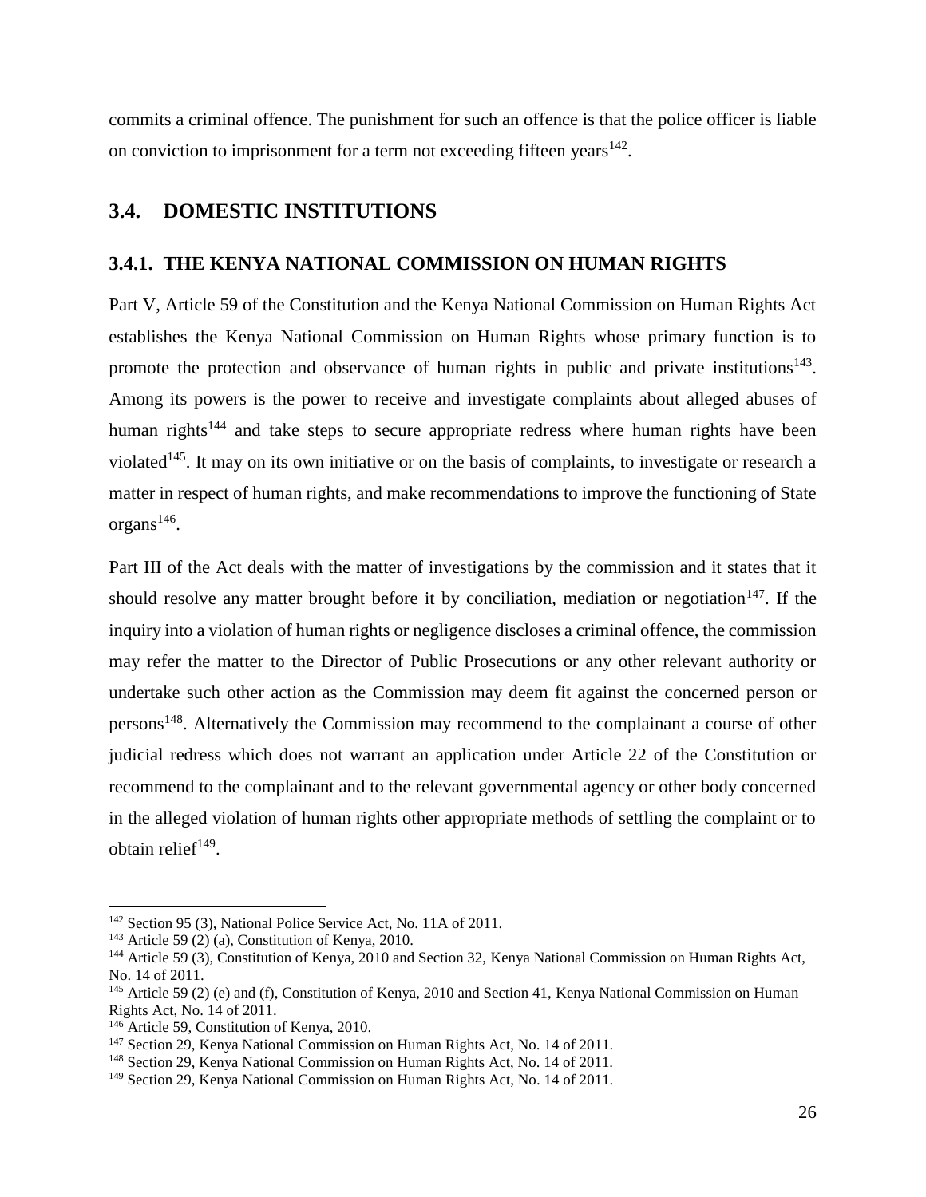commits a criminal offence. The punishment for such an offence is that the police officer is liable on conviction to imprisonment for a term not exceeding fifteen years[142].

## 3.4. DOMESTIC INSTITUTIONS

### 3.4.1. THE KENYA NATIONAL COMMISSION ON HUMAN RIGHTS

Part V, Article 59 of the Constitution and the Kenya National Commission on Human Rights Act establishes the Kenya National Commission on Human Rights whose primary function is to promote the protection and observance of human rights in public and private institutions[143]. Among its powers is the power to receive and investigate complaints about alleged abuses of human rights[144] and take steps to secure appropriate redress where human rights have been violated[145]. It may on its own initiative or on the basis of complaints, to investigate or research a matter in respect of human rights, and make recommendations to improve the functioning of State organs[146].

Part III of the Act deals with the matter of investigations by the commission and it states that it should resolve any matter brought before it by conciliation, mediation or negotiation[147]. If the inquiry into a violation of human rights or negligence discloses a criminal offence, the commission may refer the matter to the Director of Public Prosecutions or any other relevant authority or undertake such other action as the Commission may deem fit against the concerned person or persons[148]. Alternatively the Commission may recommend to the complainant a course of other judicial redress which does not warrant an application under Article 22 of the Constitution or recommend to the complainant and to the relevant governmental agency or other body concerned in the alleged violation of human rights other appropriate methods of settling the complaint or to obtain relief[149].

---

[142] Section 95 (3), National Police Service Act, No. 11A of 2011.

[143] Article 59 (2) (a), Constitution of Kenya, 2010.

[144] Article 59 (3), Constitution of Kenya, 2010 and Section 32, Kenya National Commission on Human Rights Act, No. 14 of 2011.

[145] Article 59 (2) (e) and (f), Constitution of Kenya, 2010 and Section 41, Kenya National Commission on Human Rights Act, No. 14 of 2011.

[146] Article 59, Constitution of Kenya, 2010.

[147] Section 29, Kenya National Commission on Human Rights Act, No. 14 of 2011.

[148] Section 29, Kenya National Commission on Human Rights Act, No. 14 of 2011.

[149] Section 29, Kenya National Commission on Human Rights Act, No. 14 of 2011.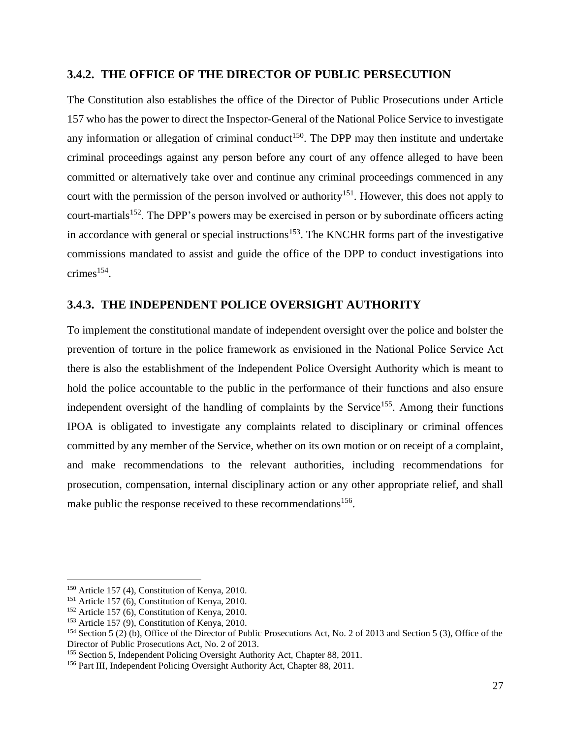### 3.4.2. THE OFFICE OF THE DIRECTOR OF PUBLIC PERSECUTION

The Constitution also establishes the office of the Director of Public Prosecutions under Article 157 who has the power to direct the Inspector-General of the National Police Service to investigate any information or allegation of criminal conduct[150]. The DPP may then institute and undertake criminal proceedings against any person before any court of any offence alleged to have been committed or alternatively take over and continue any criminal proceedings commenced in any court with the permission of the person involved or authority[151]. However, this does not apply to court-martials[152]. The DPP's powers may be exercised in person or by subordinate officers acting in accordance with general or special instructions[153]. The KNCHR forms part of the investigative commissions mandated to assist and guide the office of the DPP to conduct investigations into crimes[154].

### 3.4.3. THE INDEPENDENT POLICE OVERSIGHT AUTHORITY

To implement the constitutional mandate of independent oversight over the police and bolster the prevention of torture in the police framework as envisioned in the National Police Service Act there is also the establishment of the Independent Police Oversight Authority which is meant to hold the police accountable to the public in the performance of their functions and also ensure independent oversight of the handling of complaints by the Service[155]. Among their functions IPOA is obligated to investigate any complaints related to disciplinary or criminal offences committed by any member of the Service, whether on its own motion or on receipt of a complaint, and make recommendations to the relevant authorities, including recommendations for prosecution, compensation, internal disciplinary action or any other appropriate relief, and shall make public the response received to these recommendations[156].

---

[150] Article 157 (4), Constitution of Kenya, 2010.

[151] Article 157 (6), Constitution of Kenya, 2010.

[152] Article 157 (6), Constitution of Kenya, 2010.

[153] Article 157 (9), Constitution of Kenya, 2010.

[154] Section 5 (2) (b), Office of the Director of Public Prosecutions Act, No. 2 of 2013 and Section 5 (3), Office of the Director of Public Prosecutions Act, No. 2 of 2013.

[155] Section 5, Independent Policing Oversight Authority Act, Chapter 88, 2011.

[156] Part III, Independent Policing Oversight Authority Act, Chapter 88, 2011.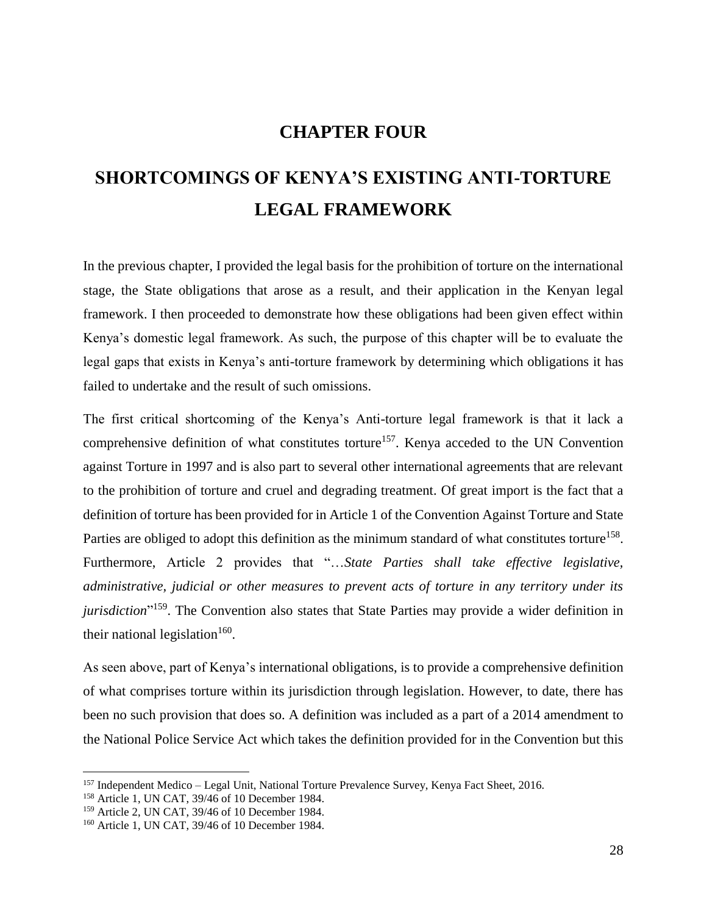# CHAPTER FOUR

# SHORTCOMINGS OF KENYA'S EXISTING ANTI-TORTURE LEGAL FRAMEWORK

In the previous chapter, I provided the legal basis for the prohibition of torture on the international stage, the State obligations that arose as a result, and their application in the Kenyan legal framework. I then proceeded to demonstrate how these obligations had been given effect within Kenya's domestic legal framework. As such, the purpose of this chapter will be to evaluate the legal gaps that exists in Kenya's anti-torture framework by determining which obligations it has failed to undertake and the result of such omissions.

The first critical shortcoming of the Kenya's Anti-torture legal framework is that it lack a comprehensive definition of what constitutes torture[157]. Kenya acceded to the UN Convention against Torture in 1997 and is also part to several other international agreements that are relevant to the prohibition of torture and cruel and degrading treatment. Of great import is the fact that a definition of torture has been provided for in Article 1 of the Convention Against Torture and State Parties are obliged to adopt this definition as the minimum standard of what constitutes torture[158]. Furthermore, Article 2 provides that "…*State Parties shall take effective legislative, administrative, judicial or other measures to prevent acts of torture in any territory under its jurisdiction*"[159]. The Convention also states that State Parties may provide a wider definition in their national legislation[160].

As seen above, part of Kenya's international obligations, is to provide a comprehensive definition of what comprises torture within its jurisdiction through legislation. However, to date, there has been no such provision that does so. A definition was included as a part of a 2014 amendment to the National Police Service Act which takes the definition provided for in the Convention but this

[157] Independent Medico – Legal Unit, National Torture Prevalence Survey, Kenya Fact Sheet, 2016.

[158] Article 1, UN CAT, 39/46 of 10 December 1984.

[159] Article 2, UN CAT, 39/46 of 10 December 1984.

[160] Article 1, UN CAT, 39/46 of 10 December 1984.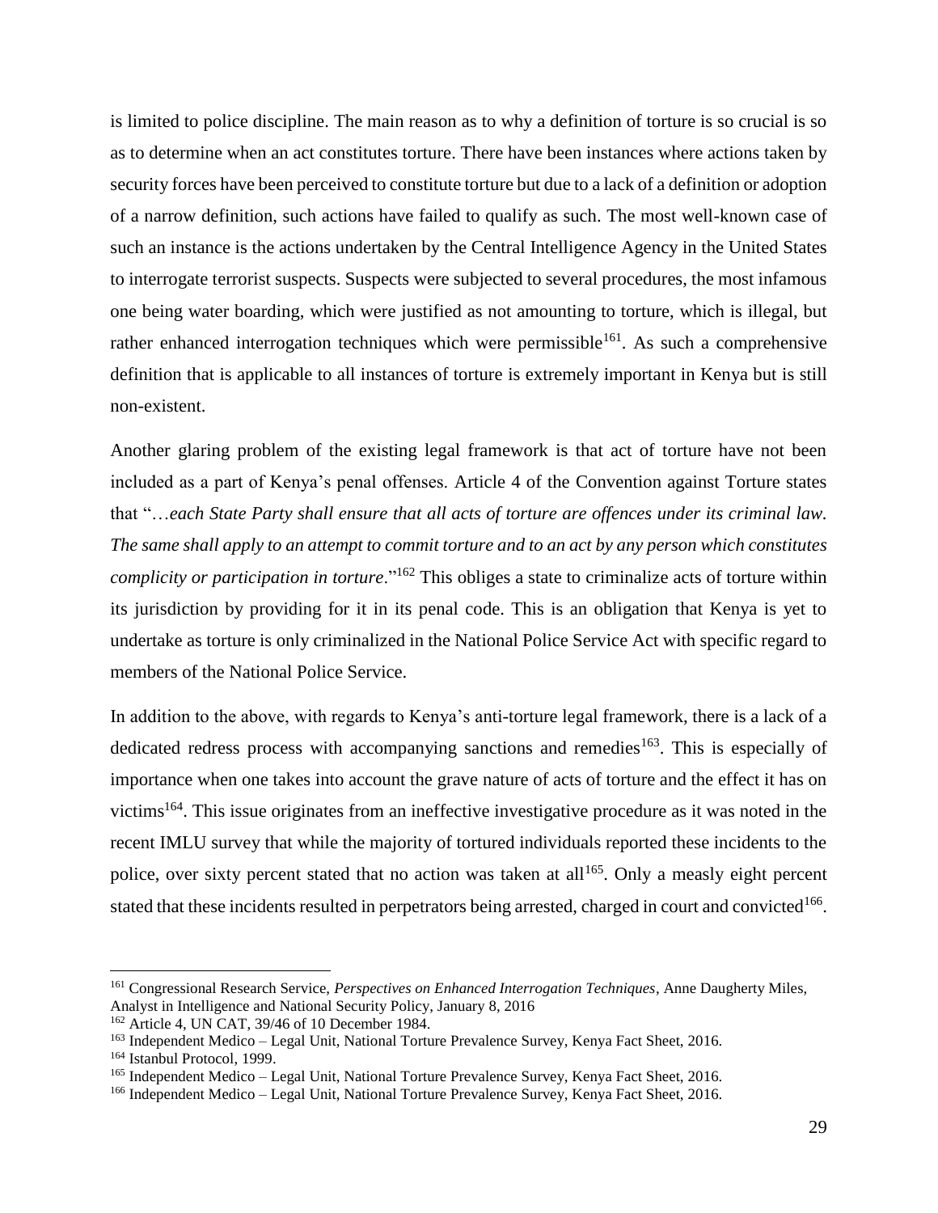is limited to police discipline. The main reason as to why a definition of torture is so crucial is so as to determine when an act constitutes torture. There have been instances where actions taken by security forces have been perceived to constitute torture but due to a lack of a definition or adoption of a narrow definition, such actions have failed to qualify as such. The most well-known case of such an instance is the actions undertaken by the Central Intelligence Agency in the United States to interrogate terrorist suspects. Suspects were subjected to several procedures, the most infamous one being water boarding, which were justified as not amounting to torture, which is illegal, but rather enhanced interrogation techniques which were permissible[161]. As such a comprehensive definition that is applicable to all instances of torture is extremely important in Kenya but is still non-existent.

Another glaring problem of the existing legal framework is that act of torture have not been included as a part of Kenya's penal offenses. Article 4 of the Convention against Torture states that "*…each State Party shall ensure that all acts of torture are offences under its criminal law. The same shall apply to an attempt to commit torture and to an act by any person which constitutes complicity or participation in torture*."[162] This obliges a state to criminalize acts of torture within its jurisdiction by providing for it in its penal code. This is an obligation that Kenya is yet to undertake as torture is only criminalized in the National Police Service Act with specific regard to members of the National Police Service.

In addition to the above, with regards to Kenya's anti-torture legal framework, there is a lack of a dedicated redress process with accompanying sanctions and remedies[163]. This is especially of importance when one takes into account the grave nature of acts of torture and the effect it has on victims[164]. This issue originates from an ineffective investigative procedure as it was noted in the recent IMLU survey that while the majority of tortured individuals reported these incidents to the police, over sixty percent stated that no action was taken at all[165]. Only a measly eight percent stated that these incidents resulted in perpetrators being arrested, charged in court and convicted[166].

---

[161] Congressional Research Service, *Perspectives on Enhanced Interrogation Techniques*, Anne Daugherty Miles, Analyst in Intelligence and National Security Policy, January 8, 2016

[162] Article 4, UN CAT, 39/46 of 10 December 1984.

[163] Independent Medico – Legal Unit, National Torture Prevalence Survey, Kenya Fact Sheet, 2016.

[164] Istanbul Protocol, 1999.

[165] Independent Medico – Legal Unit, National Torture Prevalence Survey, Kenya Fact Sheet, 2016.

[166] Independent Medico – Legal Unit, National Torture Prevalence Survey, Kenya Fact Sheet, 2016.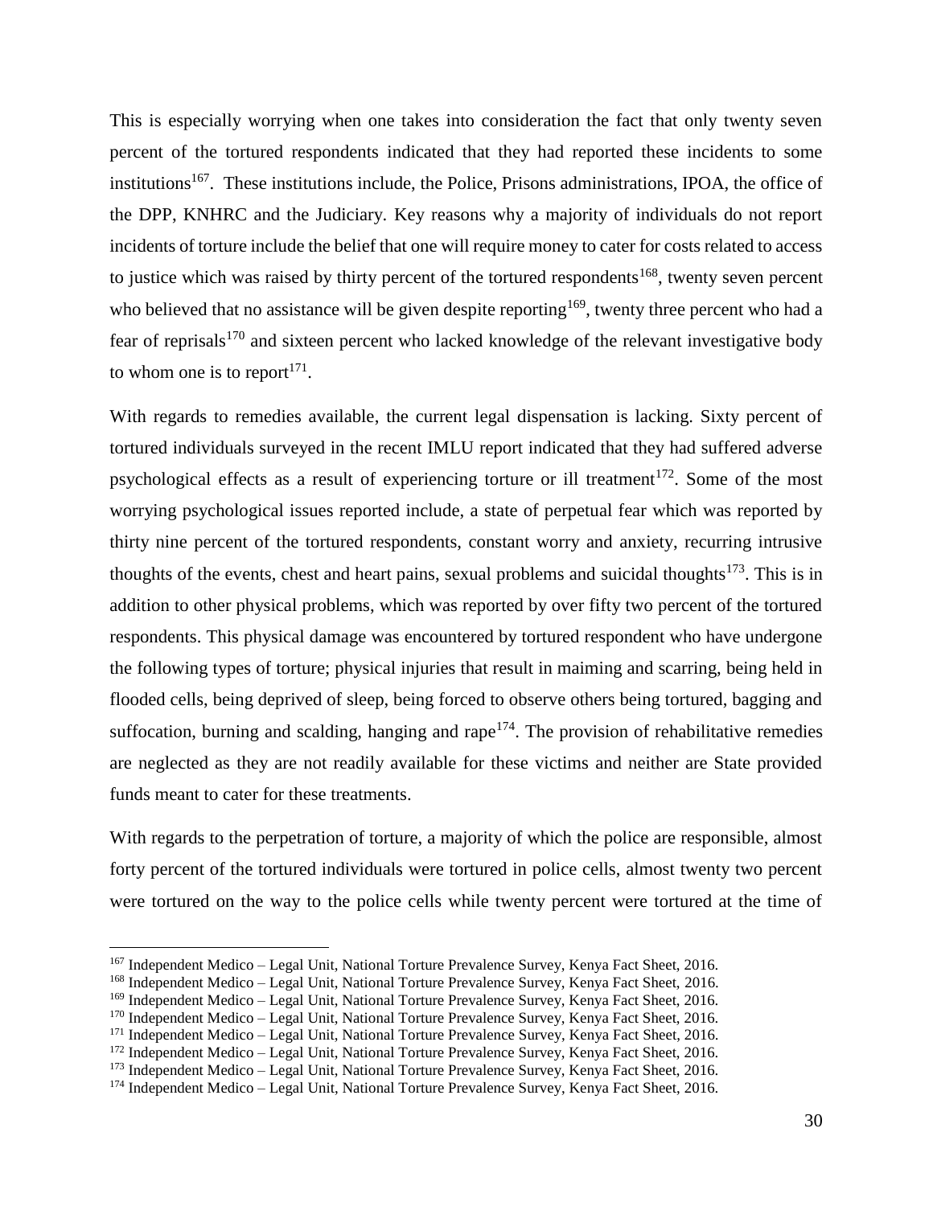This is especially worrying when one takes into consideration the fact that only twenty seven percent of the tortured respondents indicated that they had reported these incidents to some institutions[167]. These institutions include, the Police, Prisons administrations, IPOA, the office of the DPP, KNHRC and the Judiciary. Key reasons why a majority of individuals do not report incidents of torture include the belief that one will require money to cater for costs related to access to justice which was raised by thirty percent of the tortured respondents[168], twenty seven percent who believed that no assistance will be given despite reporting[169], twenty three percent who had a fear of reprisals[170] and sixteen percent who lacked knowledge of the relevant investigative body to whom one is to report[171].

With regards to remedies available, the current legal dispensation is lacking. Sixty percent of tortured individuals surveyed in the recent IMLU report indicated that they had suffered adverse psychological effects as a result of experiencing torture or ill treatment[172]. Some of the most worrying psychological issues reported include, a state of perpetual fear which was reported by thirty nine percent of the tortured respondents, constant worry and anxiety, recurring intrusive thoughts of the events, chest and heart pains, sexual problems and suicidal thoughts[173]. This is in addition to other physical problems, which was reported by over fifty two percent of the tortured respondents. This physical damage was encountered by tortured respondent who have undergone the following types of torture; physical injuries that result in maiming and scarring, being held in flooded cells, being deprived of sleep, being forced to observe others being tortured, bagging and suffocation, burning and scalding, hanging and rape[174]. The provision of rehabilitative remedies are neglected as they are not readily available for these victims and neither are State provided funds meant to cater for these treatments.

With regards to the perpetration of torture, a majority of which the police are responsible, almost forty percent of the tortured individuals were tortured in police cells, almost twenty two percent were tortured on the way to the police cells while twenty percent were tortured at the time of

---

[167] Independent Medico – Legal Unit, National Torture Prevalence Survey, Kenya Fact Sheet, 2016.

[168] Independent Medico – Legal Unit, National Torture Prevalence Survey, Kenya Fact Sheet, 2016.

[169] Independent Medico – Legal Unit, National Torture Prevalence Survey, Kenya Fact Sheet, 2016.

[170] Independent Medico – Legal Unit, National Torture Prevalence Survey, Kenya Fact Sheet, 2016.

[171] Independent Medico – Legal Unit, National Torture Prevalence Survey, Kenya Fact Sheet, 2016.

[172] Independent Medico – Legal Unit, National Torture Prevalence Survey, Kenya Fact Sheet, 2016.

[173] Independent Medico – Legal Unit, National Torture Prevalence Survey, Kenya Fact Sheet, 2016.

[174] Independent Medico – Legal Unit, National Torture Prevalence Survey, Kenya Fact Sheet, 2016.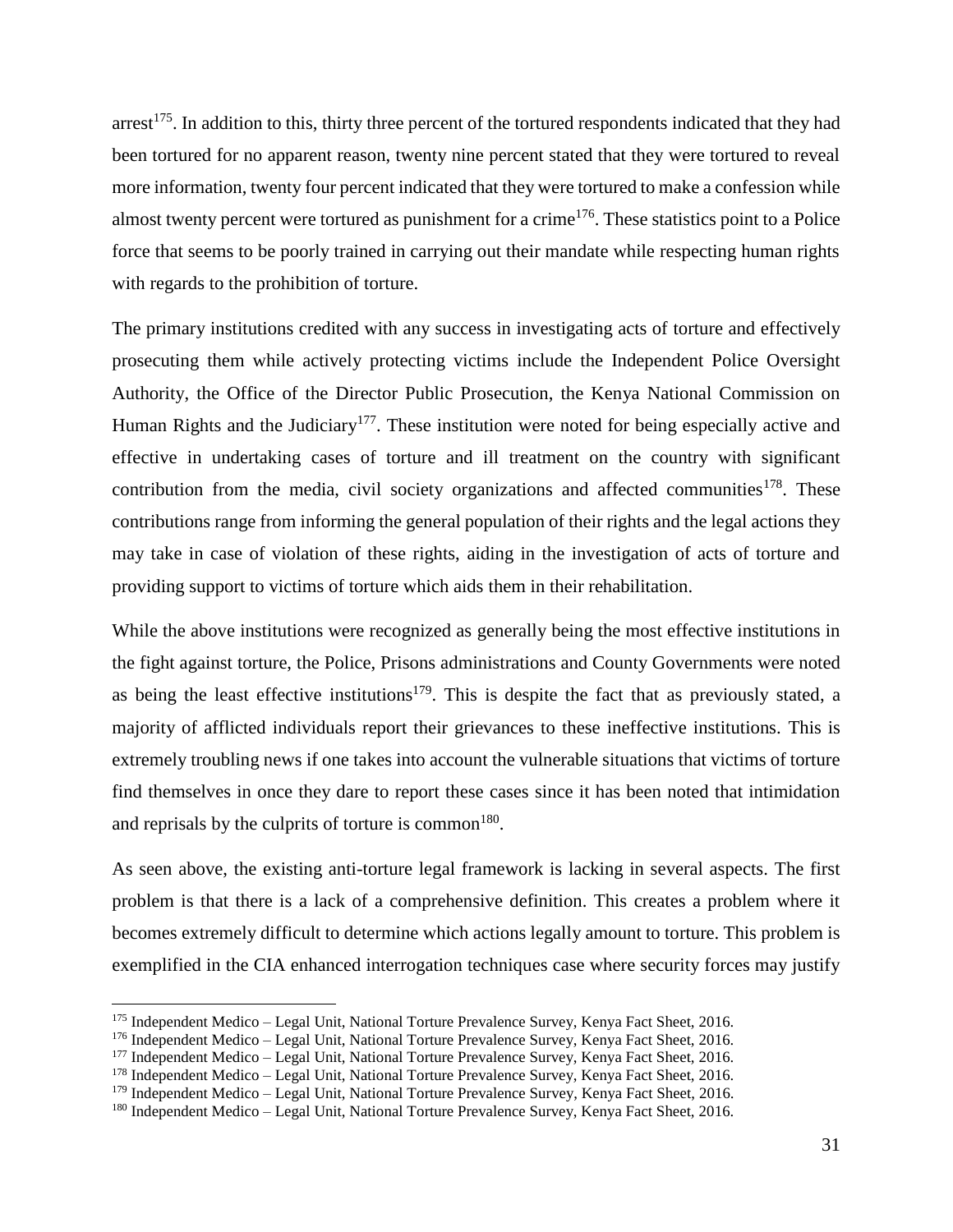arrest[175]. In addition to this, thirty three percent of the tortured respondents indicated that they had been tortured for no apparent reason, twenty nine percent stated that they were tortured to reveal more information, twenty four percent indicated that they were tortured to make a confession while almost twenty percent were tortured as punishment for a crime[176]. These statistics point to a Police force that seems to be poorly trained in carrying out their mandate while respecting human rights with regards to the prohibition of torture.

The primary institutions credited with any success in investigating acts of torture and effectively prosecuting them while actively protecting victims include the Independent Police Oversight Authority, the Office of the Director Public Prosecution, the Kenya National Commission on Human Rights and the Judiciary[177]. These institution were noted for being especially active and effective in undertaking cases of torture and ill treatment on the country with significant contribution from the media, civil society organizations and affected communities[178]. These contributions range from informing the general population of their rights and the legal actions they may take in case of violation of these rights, aiding in the investigation of acts of torture and providing support to victims of torture which aids them in their rehabilitation.

While the above institutions were recognized as generally being the most effective institutions in the fight against torture, the Police, Prisons administrations and County Governments were noted as being the least effective institutions[179]. This is despite the fact that as previously stated, a majority of afflicted individuals report their grievances to these ineffective institutions. This is extremely troubling news if one takes into account the vulnerable situations that victims of torture find themselves in once they dare to report these cases since it has been noted that intimidation and reprisals by the culprits of torture is common[180].

As seen above, the existing anti-torture legal framework is lacking in several aspects. The first problem is that there is a lack of a comprehensive definition. This creates a problem where it becomes extremely difficult to determine which actions legally amount to torture. This problem is exemplified in the CIA enhanced interrogation techniques case where security forces may justify

---

[175] Independent Medico – Legal Unit, National Torture Prevalence Survey, Kenya Fact Sheet, 2016.

[176] Independent Medico – Legal Unit, National Torture Prevalence Survey, Kenya Fact Sheet, 2016.

[177] Independent Medico – Legal Unit, National Torture Prevalence Survey, Kenya Fact Sheet, 2016.

[178] Independent Medico – Legal Unit, National Torture Prevalence Survey, Kenya Fact Sheet, 2016.

[179] Independent Medico – Legal Unit, National Torture Prevalence Survey, Kenya Fact Sheet, 2016.

[180] Independent Medico – Legal Unit, National Torture Prevalence Survey, Kenya Fact Sheet, 2016.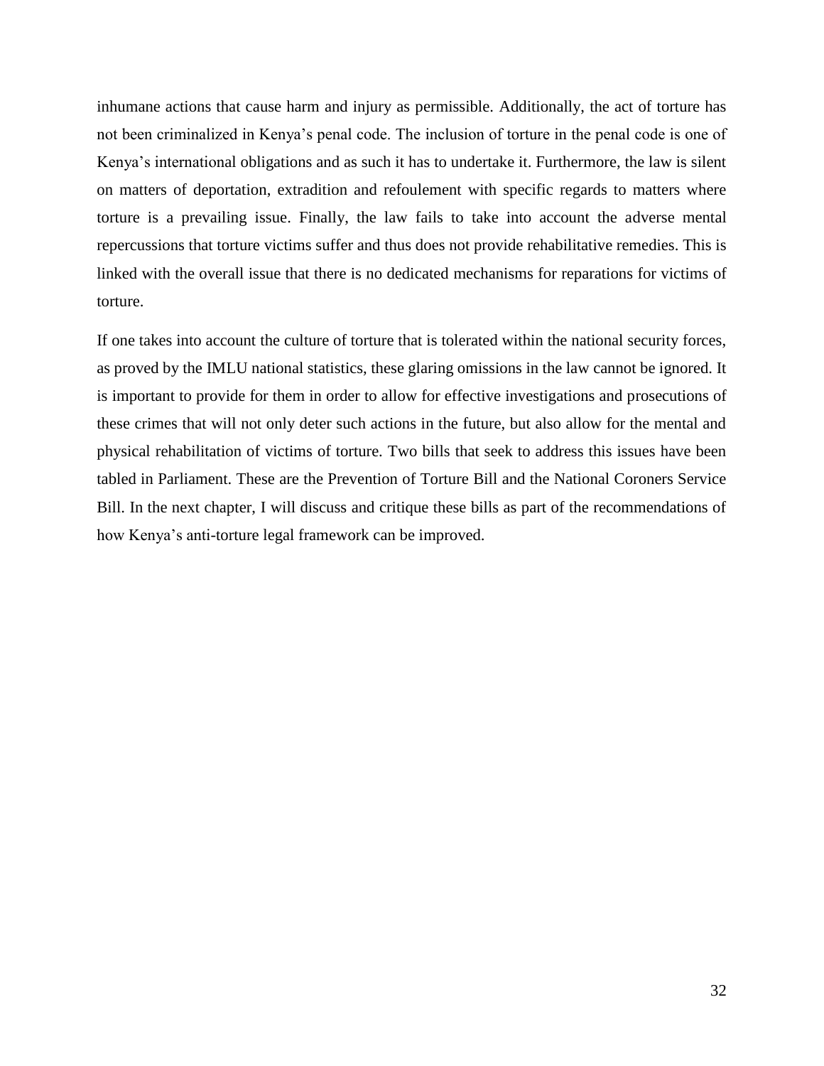inhumane actions that cause harm and injury as permissible. Additionally, the act of torture has not been criminalized in Kenya's penal code. The inclusion of torture in the penal code is one of Kenya's international obligations and as such it has to undertake it. Furthermore, the law is silent on matters of deportation, extradition and refoulement with specific regards to matters where torture is a prevailing issue. Finally, the law fails to take into account the adverse mental repercussions that torture victims suffer and thus does not provide rehabilitative remedies. This is linked with the overall issue that there is no dedicated mechanisms for reparations for victims of torture.

If one takes into account the culture of torture that is tolerated within the national security forces, as proved by the IMLU national statistics, these glaring omissions in the law cannot be ignored. It is important to provide for them in order to allow for effective investigations and prosecutions of these crimes that will not only deter such actions in the future, but also allow for the mental and physical rehabilitation of victims of torture. Two bills that seek to address this issues have been tabled in Parliament. These are the Prevention of Torture Bill and the National Coroners Service Bill. In the next chapter, I will discuss and critique these bills as part of the recommendations of how Kenya's anti-torture legal framework can be improved.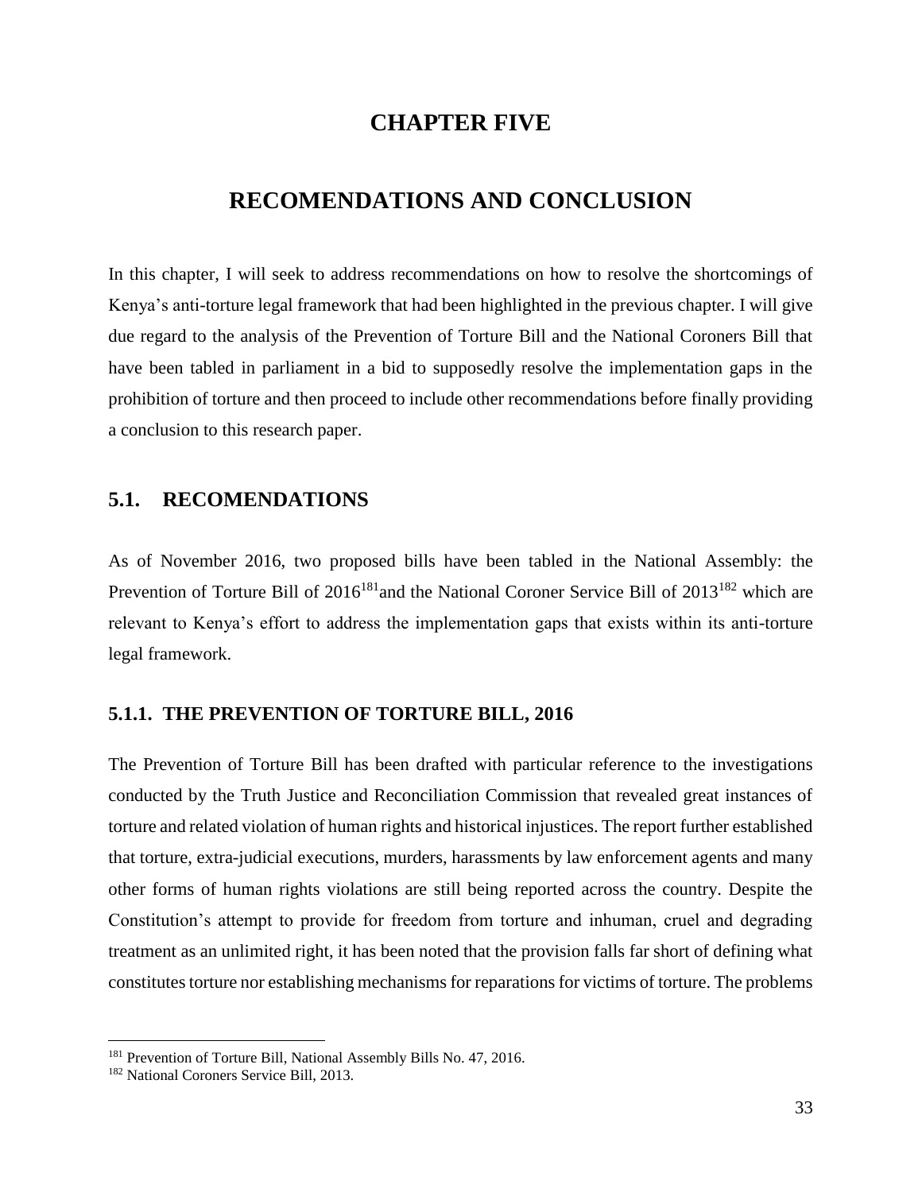# CHAPTER FIVE

# RECOMENDATIONS AND CONCLUSION

In this chapter, I will seek to address recommendations on how to resolve the shortcomings of Kenya's anti-torture legal framework that had been highlighted in the previous chapter. I will give due regard to the analysis of the Prevention of Torture Bill and the National Coroners Bill that have been tabled in parliament in a bid to supposedly resolve the implementation gaps in the prohibition of torture and then proceed to include other recommendations before finally providing a conclusion to this research paper.

## 5.1. RECOMENDATIONS

As of November 2016, two proposed bills have been tabled in the National Assembly: the Prevention of Torture Bill of 2016[181]and the National Coroner Service Bill of 2013[182] which are relevant to Kenya's effort to address the implementation gaps that exists within its anti-torture legal framework.

### 5.1.1. THE PREVENTION OF TORTURE BILL, 2016

The Prevention of Torture Bill has been drafted with particular reference to the investigations conducted by the Truth Justice and Reconciliation Commission that revealed great instances of torture and related violation of human rights and historical injustices. The report further established that torture, extra-judicial executions, murders, harassments by law enforcement agents and many other forms of human rights violations are still being reported across the country. Despite the Constitution's attempt to provide for freedom from torture and inhuman, cruel and degrading treatment as an unlimited right, it has been noted that the provision falls far short of defining what constitutes torture nor establishing mechanisms for reparations for victims of torture. The problems

---

[181] Prevention of Torture Bill, National Assembly Bills No. 47, 2016.

[182] National Coroners Service Bill, 2013.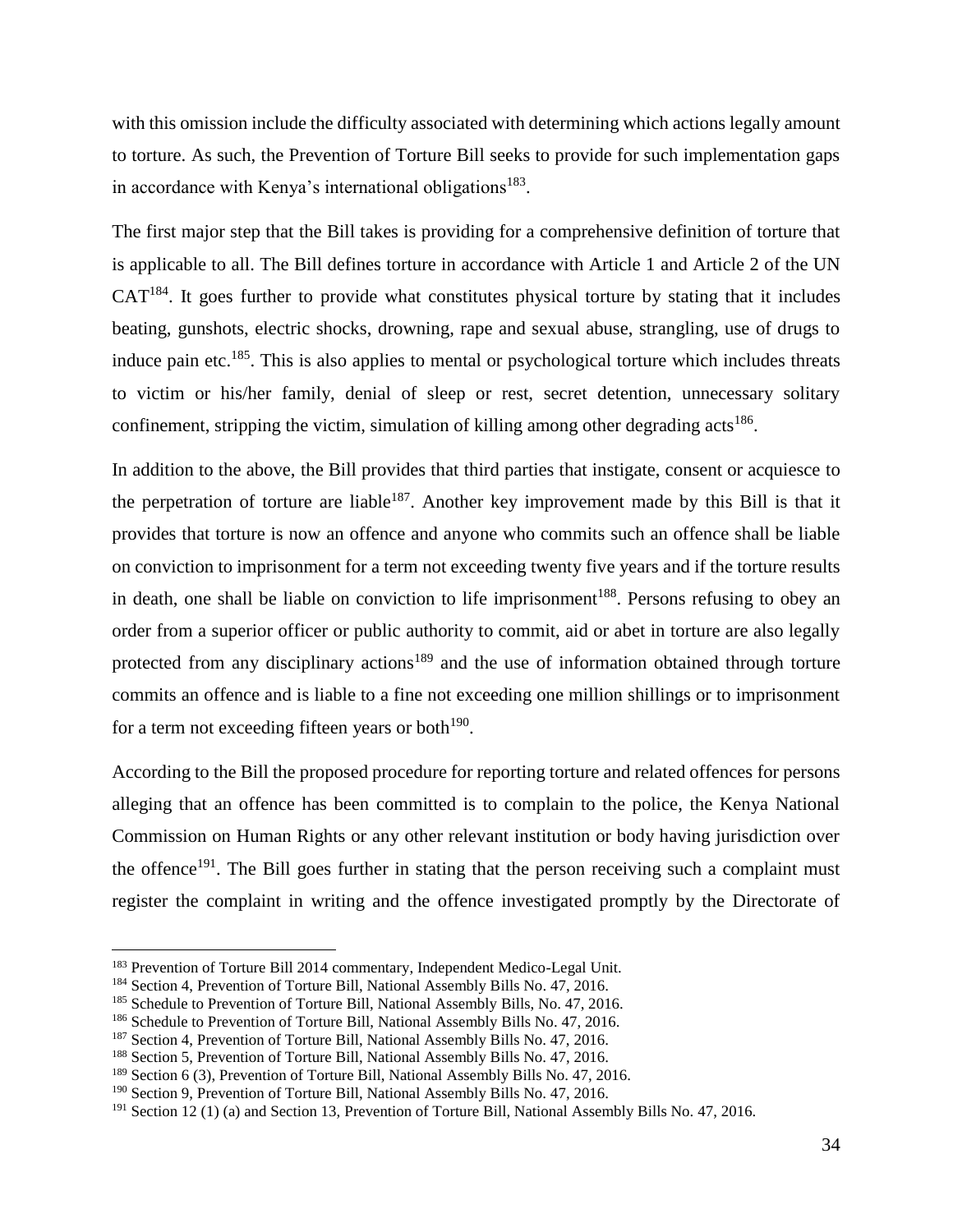with this omission include the difficulty associated with determining which actions legally amount to torture. As such, the Prevention of Torture Bill seeks to provide for such implementation gaps in accordance with Kenya's international obligations[183].

The first major step that the Bill takes is providing for a comprehensive definition of torture that is applicable to all. The Bill defines torture in accordance with Article 1 and Article 2 of the UN CAT[184]. It goes further to provide what constitutes physical torture by stating that it includes beating, gunshots, electric shocks, drowning, rape and sexual abuse, strangling, use of drugs to induce pain etc.[185]. This is also applies to mental or psychological torture which includes threats to victim or his/her family, denial of sleep or rest, secret detention, unnecessary solitary confinement, stripping the victim, simulation of killing among other degrading acts[186].

In addition to the above, the Bill provides that third parties that instigate, consent or acquiesce to the perpetration of torture are liable[187]. Another key improvement made by this Bill is that it provides that torture is now an offence and anyone who commits such an offence shall be liable on conviction to imprisonment for a term not exceeding twenty five years and if the torture results in death, one shall be liable on conviction to life imprisonment[188]. Persons refusing to obey an order from a superior officer or public authority to commit, aid or abet in torture are also legally protected from any disciplinary actions[189] and the use of information obtained through torture commits an offence and is liable to a fine not exceeding one million shillings or to imprisonment for a term not exceeding fifteen years or both[190].

According to the Bill the proposed procedure for reporting torture and related offences for persons alleging that an offence has been committed is to complain to the police, the Kenya National Commission on Human Rights or any other relevant institution or body having jurisdiction over the offence[191]. The Bill goes further in stating that the person receiving such a complaint must register the complaint in writing and the offence investigated promptly by the Directorate of

---

[183] Prevention of Torture Bill 2014 commentary, Independent Medico-Legal Unit.

[184] Section 4, Prevention of Torture Bill, National Assembly Bills No. 47, 2016.

[185] Schedule to Prevention of Torture Bill, National Assembly Bills, No. 47, 2016.

[186] Schedule to Prevention of Torture Bill, National Assembly Bills No. 47, 2016.

[187] Section 4, Prevention of Torture Bill, National Assembly Bills No. 47, 2016.

[188] Section 5, Prevention of Torture Bill, National Assembly Bills No. 47, 2016.

[189] Section 6 (3), Prevention of Torture Bill, National Assembly Bills No. 47, 2016.

[190] Section 9, Prevention of Torture Bill, National Assembly Bills No. 47, 2016.

[191] Section 12 (1) (a) and Section 13, Prevention of Torture Bill, National Assembly Bills No. 47, 2016.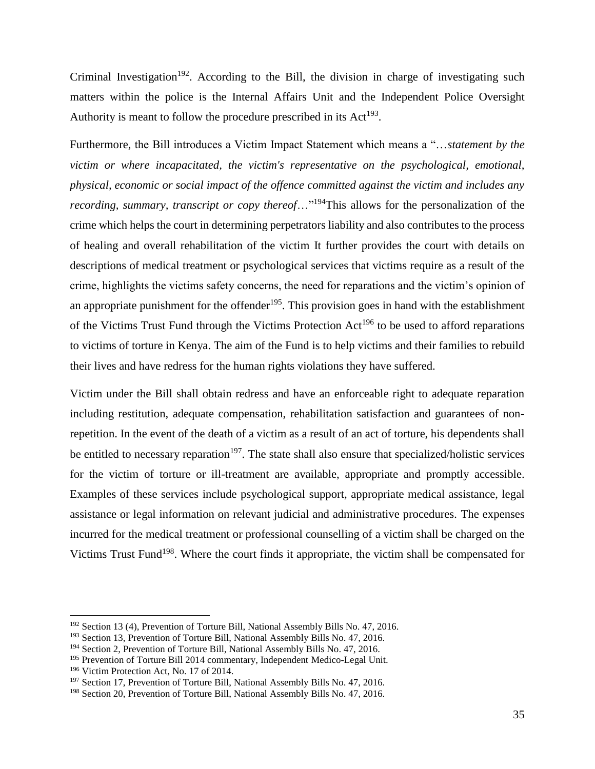Criminal Investigation[192]. According to the Bill, the division in charge of investigating such matters within the police is the Internal Affairs Unit and the Independent Police Oversight Authority is meant to follow the procedure prescribed in its Act[193].

Furthermore, the Bill introduces a Victim Impact Statement which means a "…*statement by the victim or where incapacitated, the victim's representative on the psychological, emotional, physical, economic or social impact of the offence committed against the victim and includes any recording, summary, transcript or copy thereof*…"[194]This allows for the personalization of the crime which helps the court in determining perpetrators liability and also contributes to the process of healing and overall rehabilitation of the victim It further provides the court with details on descriptions of medical treatment or psychological services that victims require as a result of the crime, highlights the victims safety concerns, the need for reparations and the victim's opinion of an appropriate punishment for the offender[195]. This provision goes in hand with the establishment of the Victims Trust Fund through the Victims Protection Act[196] to be used to afford reparations to victims of torture in Kenya. The aim of the Fund is to help victims and their families to rebuild their lives and have redress for the human rights violations they have suffered.

Victim under the Bill shall obtain redress and have an enforceable right to adequate reparation including restitution, adequate compensation, rehabilitation satisfaction and guarantees of non-repetition. In the event of the death of a victim as a result of an act of torture, his dependents shall be entitled to necessary reparation[197]. The state shall also ensure that specialized/holistic services for the victim of torture or ill-treatment are available, appropriate and promptly accessible. Examples of these services include psychological support, appropriate medical assistance, legal assistance or legal information on relevant judicial and administrative procedures. The expenses incurred for the medical treatment or professional counselling of a victim shall be charged on the Victims Trust Fund[198]. Where the court finds it appropriate, the victim shall be compensated for

---

[192] Section 13 (4), Prevention of Torture Bill, National Assembly Bills No. 47, 2016.
[193] Section 13, Prevention of Torture Bill, National Assembly Bills No. 47, 2016.
[194] Section 2, Prevention of Torture Bill, National Assembly Bills No. 47, 2016.
[195] Prevention of Torture Bill 2014 commentary, Independent Medico-Legal Unit.
[196] Victim Protection Act, No. 17 of 2014.
[197] Section 17, Prevention of Torture Bill, National Assembly Bills No. 47, 2016.
[198] Section 20, Prevention of Torture Bill, National Assembly Bills No. 47, 2016.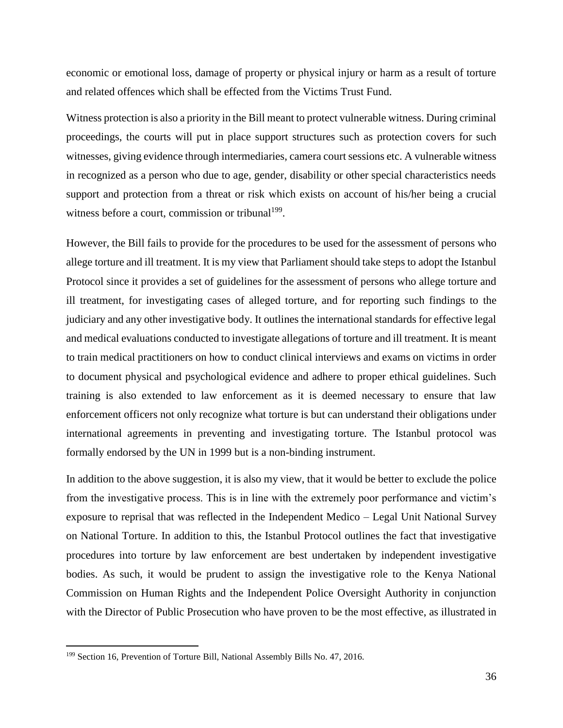economic or emotional loss, damage of property or physical injury or harm as a result of torture and related offences which shall be effected from the Victims Trust Fund.

Witness protection is also a priority in the Bill meant to protect vulnerable witness. During criminal proceedings, the courts will put in place support structures such as protection covers for such witnesses, giving evidence through intermediaries, camera court sessions etc. A vulnerable witness in recognized as a person who due to age, gender, disability or other special characteristics needs support and protection from a threat or risk which exists on account of his/her being a crucial witness before a court, commission or tribunal[199].

However, the Bill fails to provide for the procedures to be used for the assessment of persons who allege torture and ill treatment. It is my view that Parliament should take steps to adopt the Istanbul Protocol since it provides a set of guidelines for the assessment of persons who allege torture and ill treatment, for investigating cases of alleged torture, and for reporting such findings to the judiciary and any other investigative body. It outlines the international standards for effective legal and medical evaluations conducted to investigate allegations of torture and ill treatment. It is meant to train medical practitioners on how to conduct clinical interviews and exams on victims in order to document physical and psychological evidence and adhere to proper ethical guidelines. Such training is also extended to law enforcement as it is deemed necessary to ensure that law enforcement officers not only recognize what torture is but can understand their obligations under international agreements in preventing and investigating torture. The Istanbul protocol was formally endorsed by the UN in 1999 but is a non-binding instrument.

In addition to the above suggestion, it is also my view, that it would be better to exclude the police from the investigative process. This is in line with the extremely poor performance and victim's exposure to reprisal that was reflected in the Independent Medico – Legal Unit National Survey on National Torture. In addition to this, the Istanbul Protocol outlines the fact that investigative procedures into torture by law enforcement are best undertaken by independent investigative bodies. As such, it would be prudent to assign the investigative role to the Kenya National Commission on Human Rights and the Independent Police Oversight Authority in conjunction with the Director of Public Prosecution who have proven to be the most effective, as illustrated in

[199] Section 16, Prevention of Torture Bill, National Assembly Bills No. 47, 2016.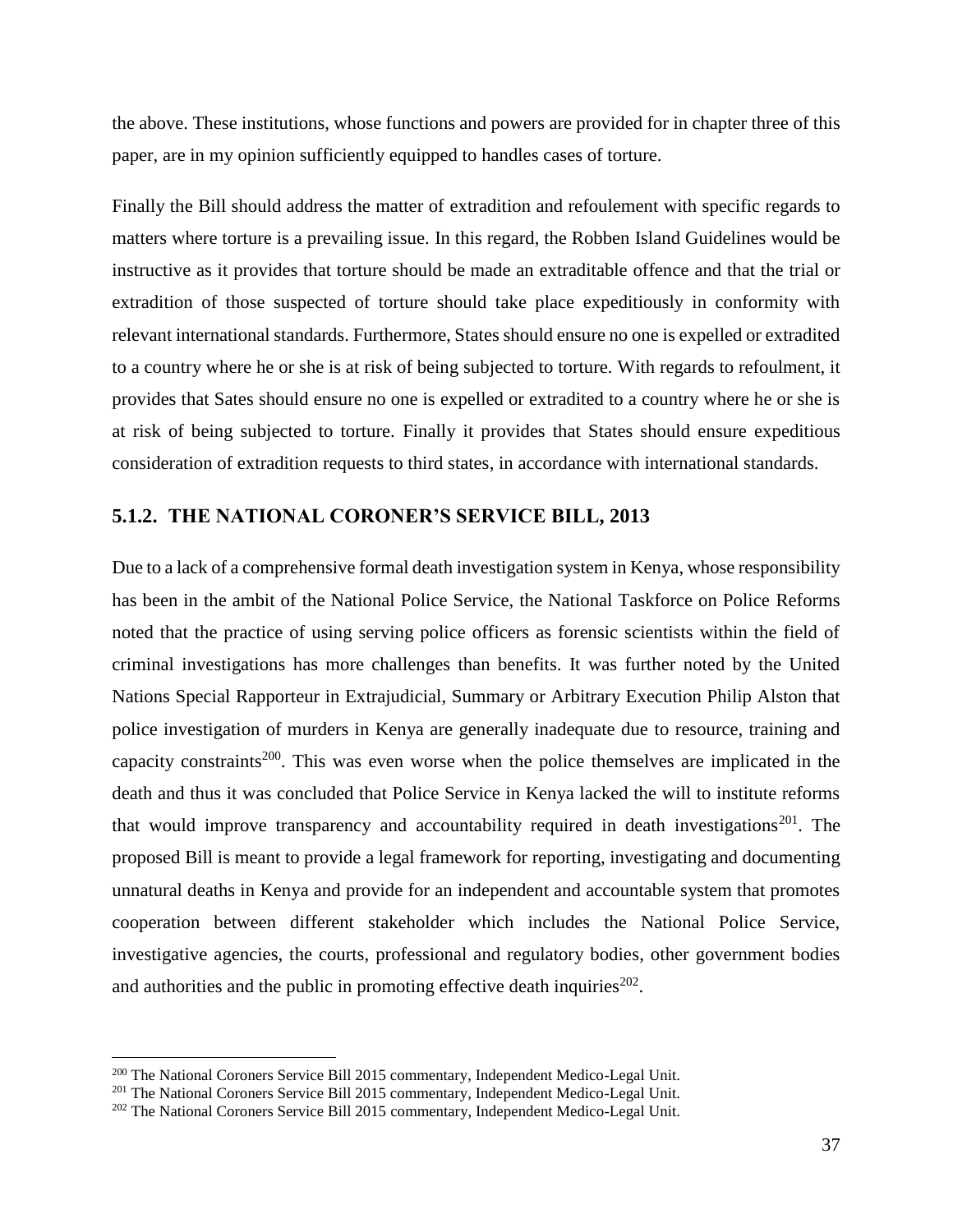the above. These institutions, whose functions and powers are provided for in chapter three of this paper, are in my opinion sufficiently equipped to handles cases of torture.

Finally the Bill should address the matter of extradition and refoulement with specific regards to matters where torture is a prevailing issue. In this regard, the Robben Island Guidelines would be instructive as it provides that torture should be made an extraditable offence and that the trial or extradition of those suspected of torture should take place expeditiously in conformity with relevant international standards. Furthermore, States should ensure no one is expelled or extradited to a country where he or she is at risk of being subjected to torture. With regards to refoulment, it provides that Sates should ensure no one is expelled or extradited to a country where he or she is at risk of being subjected to torture. Finally it provides that States should ensure expeditious consideration of extradition requests to third states, in accordance with international standards.

### 5.1.2. THE NATIONAL CORONER'S SERVICE BILL, 2013

Due to a lack of a comprehensive formal death investigation system in Kenya, whose responsibility has been in the ambit of the National Police Service, the National Taskforce on Police Reforms noted that the practice of using serving police officers as forensic scientists within the field of criminal investigations has more challenges than benefits. It was further noted by the United Nations Special Rapporteur in Extrajudicial, Summary or Arbitrary Execution Philip Alston that police investigation of murders in Kenya are generally inadequate due to resource, training and capacity constraints[200]. This was even worse when the police themselves are implicated in the death and thus it was concluded that Police Service in Kenya lacked the will to institute reforms that would improve transparency and accountability required in death investigations[201]. The proposed Bill is meant to provide a legal framework for reporting, investigating and documenting unnatural deaths in Kenya and provide for an independent and accountable system that promotes cooperation between different stakeholder which includes the National Police Service, investigative agencies, the courts, professional and regulatory bodies, other government bodies and authorities and the public in promoting effective death inquiries[202].

---

[200] The National Coroners Service Bill 2015 commentary, Independent Medico-Legal Unit.
[201] The National Coroners Service Bill 2015 commentary, Independent Medico-Legal Unit.
[202] The National Coroners Service Bill 2015 commentary, Independent Medico-Legal Unit.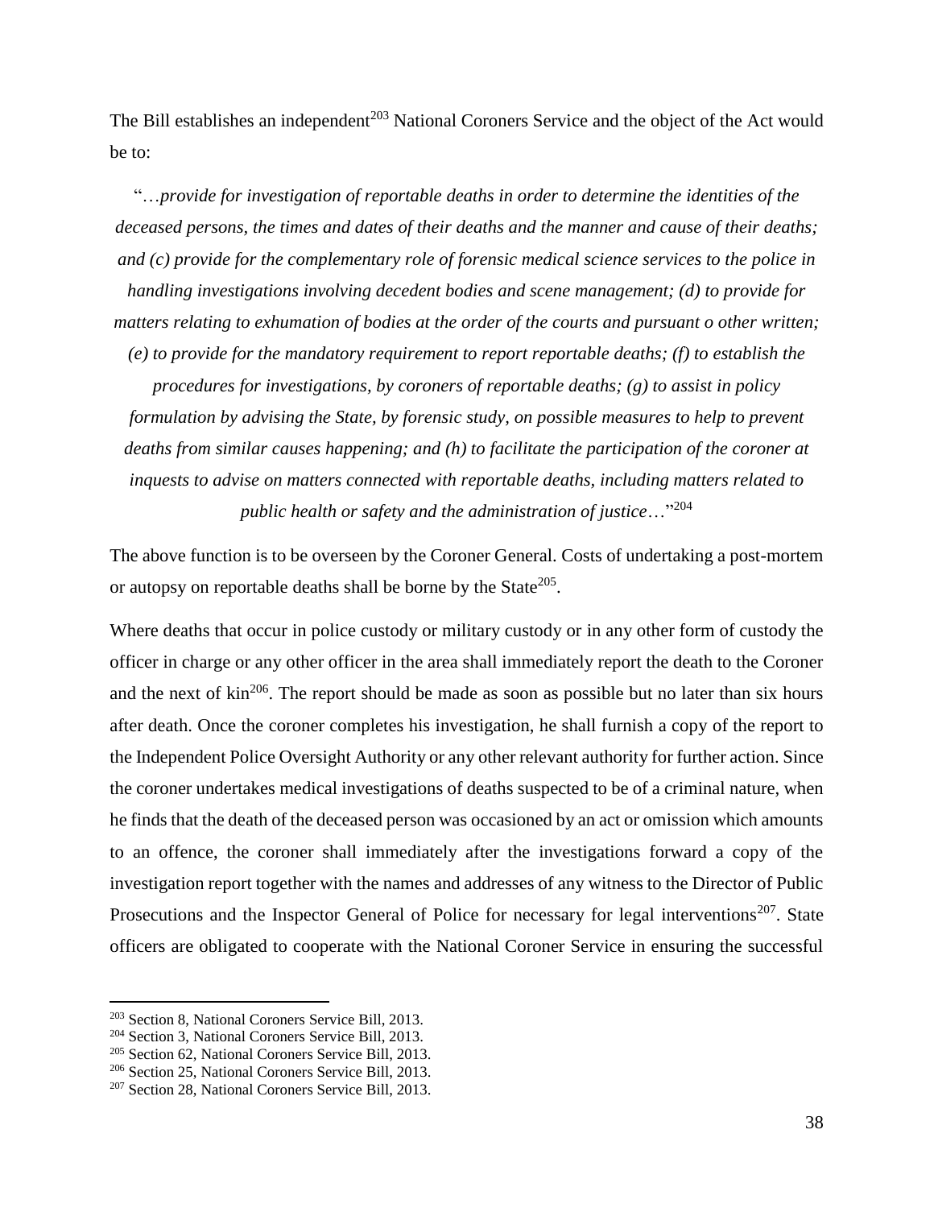The Bill establishes an independent[203] National Coroners Service and the object of the Act would be to:

> "…*provide for investigation of reportable deaths in order to determine the identities of the deceased persons, the times and dates of their deaths and the manner and cause of their deaths; and (c) provide for the complementary role of forensic medical science services to the police in handling investigations involving decedent bodies and scene management; (d) to provide for matters relating to exhumation of bodies at the order of the courts and pursuant o other written; (e) to provide for the mandatory requirement to report reportable deaths; (f) to establish the procedures for investigations, by coroners of reportable deaths; (g) to assist in policy formulation by advising the State, by forensic study, on possible measures to help to prevent deaths from similar causes happening; and (h) to facilitate the participation of the coroner at inquests to advise on matters connected with reportable deaths, including matters related to public health or safety and the administration of justice*…"[204]

The above function is to be overseen by the Coroner General. Costs of undertaking a post-mortem or autopsy on reportable deaths shall be borne by the State[205].

Where deaths that occur in police custody or military custody or in any other form of custody the officer in charge or any other officer in the area shall immediately report the death to the Coroner and the next of kin[206]. The report should be made as soon as possible but no later than six hours after death. Once the coroner completes his investigation, he shall furnish a copy of the report to the Independent Police Oversight Authority or any other relevant authority for further action. Since the coroner undertakes medical investigations of deaths suspected to be of a criminal nature, when he finds that the death of the deceased person was occasioned by an act or omission which amounts to an offence, the coroner shall immediately after the investigations forward a copy of the investigation report together with the names and addresses of any witness to the Director of Public Prosecutions and the Inspector General of Police for necessary for legal interventions[207]. State officers are obligated to cooperate with the National Coroner Service in ensuring the successful

---

[203] Section 8, National Coroners Service Bill, 2013.

[204] Section 3, National Coroners Service Bill, 2013.

[205] Section 62, National Coroners Service Bill, 2013.

[206] Section 25, National Coroners Service Bill, 2013.

[207] Section 28, National Coroners Service Bill, 2013.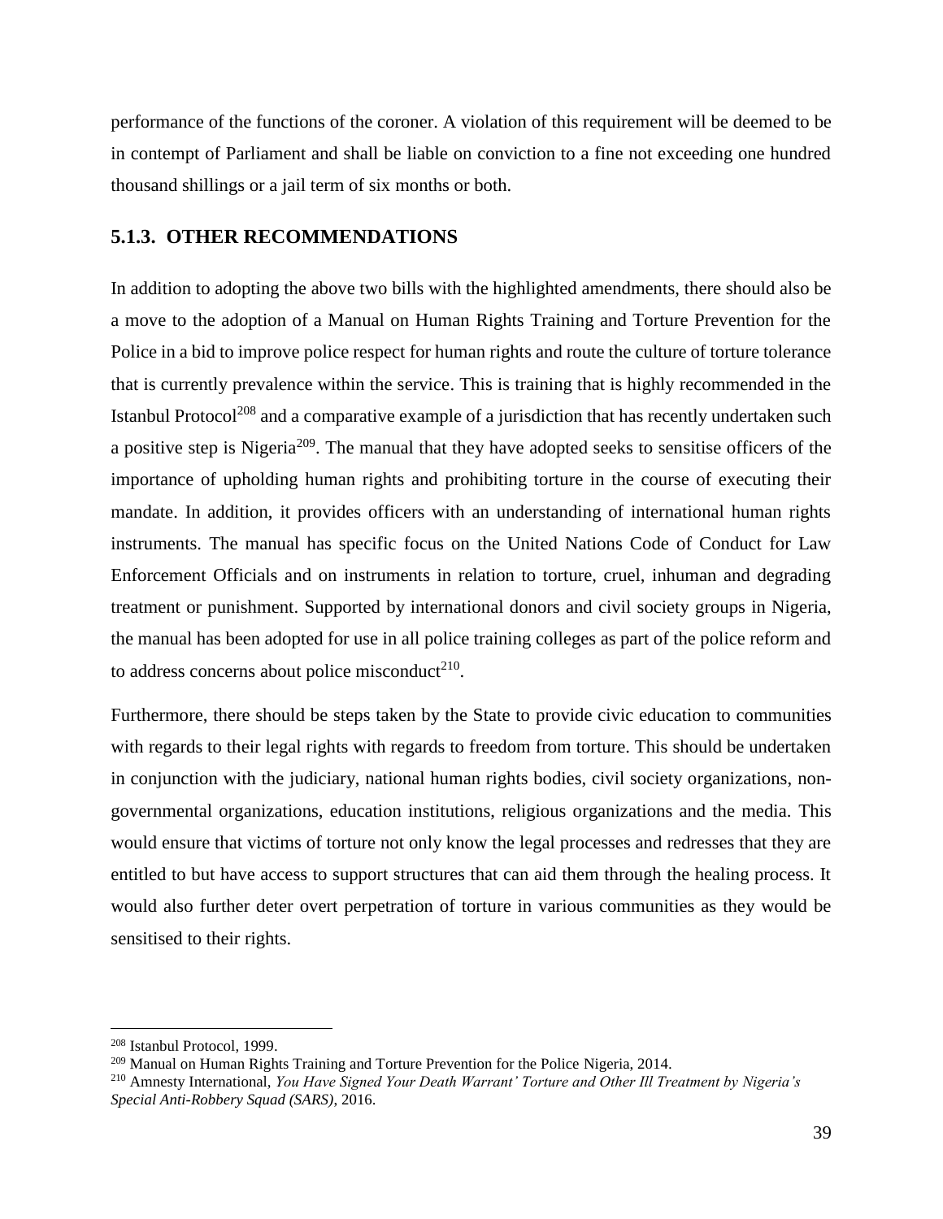performance of the functions of the coroner. A violation of this requirement will be deemed to be in contempt of Parliament and shall be liable on conviction to a fine not exceeding one hundred thousand shillings or a jail term of six months or both.

### 5.1.3. OTHER RECOMMENDATIONS

In addition to adopting the above two bills with the highlighted amendments, there should also be a move to the adoption of a Manual on Human Rights Training and Torture Prevention for the Police in a bid to improve police respect for human rights and route the culture of torture tolerance that is currently prevalence within the service. This is training that is highly recommended in the Istanbul Protocol[208] and a comparative example of a jurisdiction that has recently undertaken such a positive step is Nigeria[209]. The manual that they have adopted seeks to sensitise officers of the importance of upholding human rights and prohibiting torture in the course of executing their mandate. In addition, it provides officers with an understanding of international human rights instruments. The manual has specific focus on the United Nations Code of Conduct for Law Enforcement Officials and on instruments in relation to torture, cruel, inhuman and degrading treatment or punishment. Supported by international donors and civil society groups in Nigeria, the manual has been adopted for use in all police training colleges as part of the police reform and to address concerns about police misconduct[210].

Furthermore, there should be steps taken by the State to provide civic education to communities with regards to their legal rights with regards to freedom from torture. This should be undertaken in conjunction with the judiciary, national human rights bodies, civil society organizations, non-governmental organizations, education institutions, religious organizations and the media. This would ensure that victims of torture not only know the legal processes and redresses that they are entitled to but have access to support structures that can aid them through the healing process. It would also further deter overt perpetration of torture in various communities as they would be sensitised to their rights.

---

[208] Istanbul Protocol, 1999.

[209] Manual on Human Rights Training and Torture Prevention for the Police Nigeria, 2014.

[210] Amnesty International, *You Have Signed Your Death Warrant' Torture and Other Ill Treatment by Nigeria's Special Anti-Robbery Squad (SARS)*, 2016.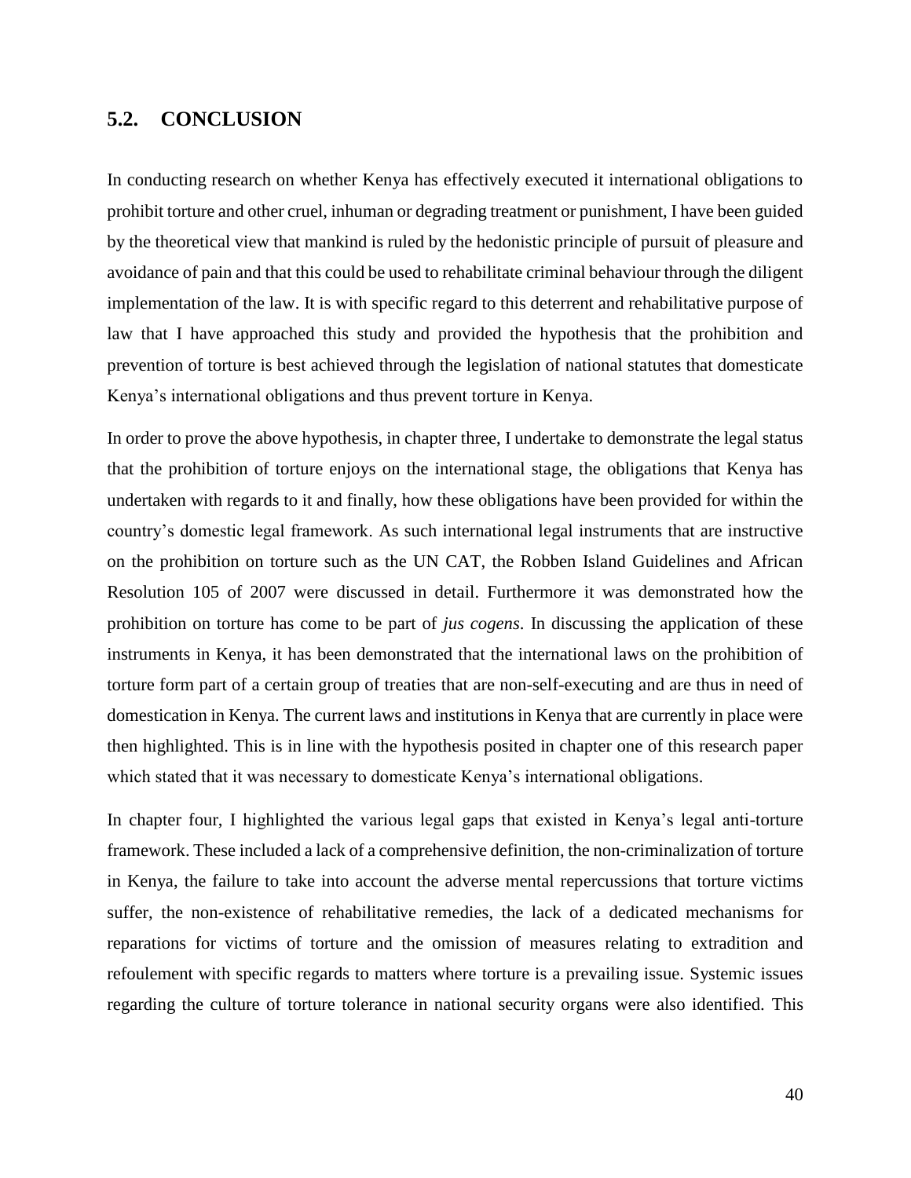## 5.2. CONCLUSION

In conducting research on whether Kenya has effectively executed it international obligations to prohibit torture and other cruel, inhuman or degrading treatment or punishment, I have been guided by the theoretical view that mankind is ruled by the hedonistic principle of pursuit of pleasure and avoidance of pain and that this could be used to rehabilitate criminal behaviour through the diligent implementation of the law. It is with specific regard to this deterrent and rehabilitative purpose of law that I have approached this study and provided the hypothesis that the prohibition and prevention of torture is best achieved through the legislation of national statutes that domesticate Kenya's international obligations and thus prevent torture in Kenya.

In order to prove the above hypothesis, in chapter three, I undertake to demonstrate the legal status that the prohibition of torture enjoys on the international stage, the obligations that Kenya has undertaken with regards to it and finally, how these obligations have been provided for within the country's domestic legal framework. As such international legal instruments that are instructive on the prohibition on torture such as the UN CAT, the Robben Island Guidelines and African Resolution 105 of 2007 were discussed in detail. Furthermore it was demonstrated how the prohibition on torture has come to be part of *jus cogens*. In discussing the application of these instruments in Kenya, it has been demonstrated that the international laws on the prohibition of torture form part of a certain group of treaties that are non-self-executing and are thus in need of domestication in Kenya. The current laws and institutions in Kenya that are currently in place were then highlighted. This is in line with the hypothesis posited in chapter one of this research paper which stated that it was necessary to domesticate Kenya's international obligations.

In chapter four, I highlighted the various legal gaps that existed in Kenya's legal anti-torture framework. These included a lack of a comprehensive definition, the non-criminalization of torture in Kenya, the failure to take into account the adverse mental repercussions that torture victims suffer, the non-existence of rehabilitative remedies, the lack of a dedicated mechanisms for reparations for victims of torture and the omission of measures relating to extradition and refoulement with specific regards to matters where torture is a prevailing issue. Systemic issues regarding the culture of torture tolerance in national security organs were also identified. This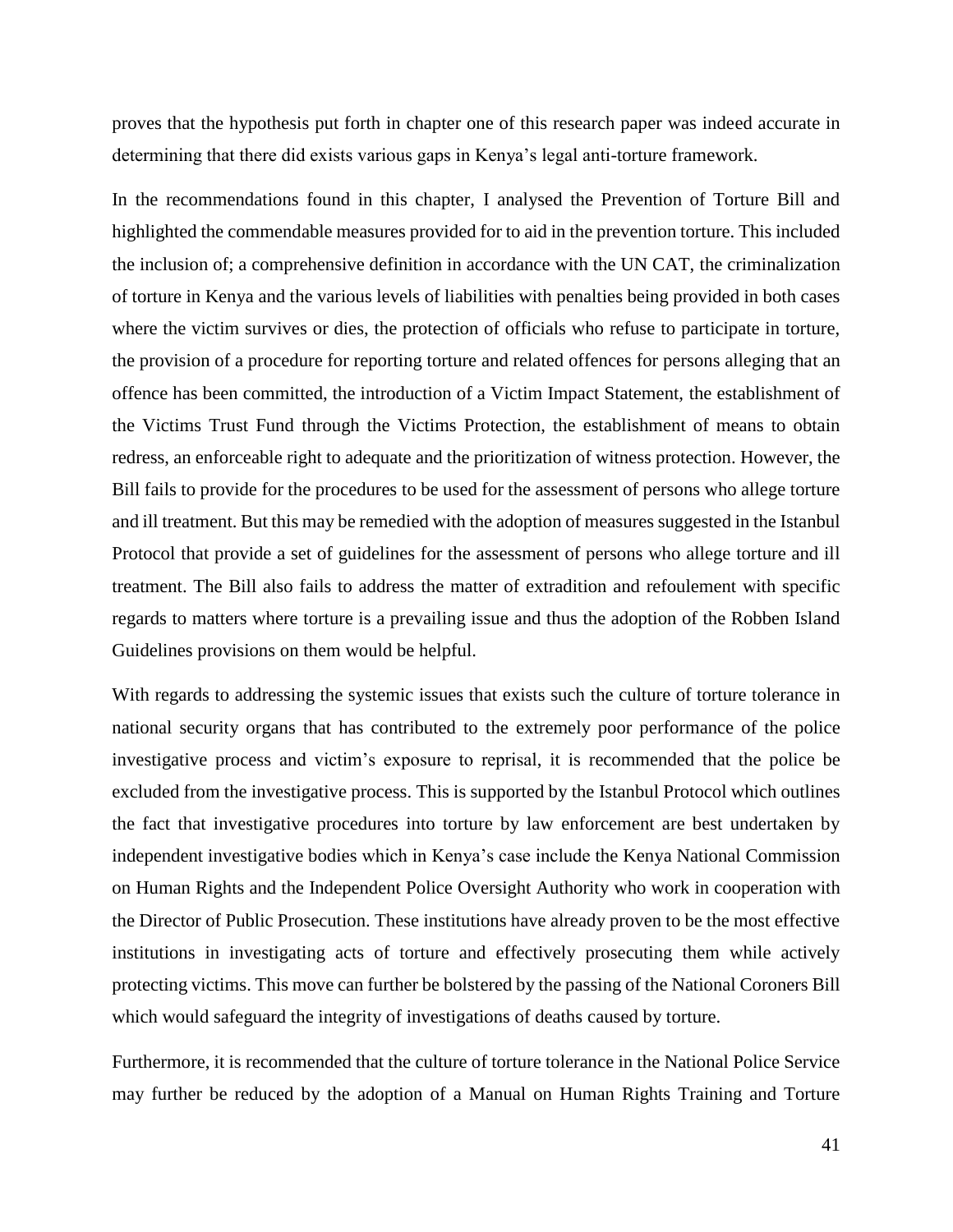proves that the hypothesis put forth in chapter one of this research paper was indeed accurate in determining that there did exists various gaps in Kenya's legal anti-torture framework.

In the recommendations found in this chapter, I analysed the Prevention of Torture Bill and highlighted the commendable measures provided for to aid in the prevention torture. This included the inclusion of; a comprehensive definition in accordance with the UN CAT, the criminalization of torture in Kenya and the various levels of liabilities with penalties being provided in both cases where the victim survives or dies, the protection of officials who refuse to participate in torture, the provision of a procedure for reporting torture and related offences for persons alleging that an offence has been committed, the introduction of a Victim Impact Statement, the establishment of the Victims Trust Fund through the Victims Protection, the establishment of means to obtain redress, an enforceable right to adequate and the prioritization of witness protection. However, the Bill fails to provide for the procedures to be used for the assessment of persons who allege torture and ill treatment. But this may be remedied with the adoption of measures suggested in the Istanbul Protocol that provide a set of guidelines for the assessment of persons who allege torture and ill treatment. The Bill also fails to address the matter of extradition and refoulement with specific regards to matters where torture is a prevailing issue and thus the adoption of the Robben Island Guidelines provisions on them would be helpful.

With regards to addressing the systemic issues that exists such the culture of torture tolerance in national security organs that has contributed to the extremely poor performance of the police investigative process and victim's exposure to reprisal, it is recommended that the police be excluded from the investigative process. This is supported by the Istanbul Protocol which outlines the fact that investigative procedures into torture by law enforcement are best undertaken by independent investigative bodies which in Kenya's case include the Kenya National Commission on Human Rights and the Independent Police Oversight Authority who work in cooperation with the Director of Public Prosecution. These institutions have already proven to be the most effective institutions in investigating acts of torture and effectively prosecuting them while actively protecting victims. This move can further be bolstered by the passing of the National Coroners Bill which would safeguard the integrity of investigations of deaths caused by torture.

Furthermore, it is recommended that the culture of torture tolerance in the National Police Service may further be reduced by the adoption of a Manual on Human Rights Training and Torture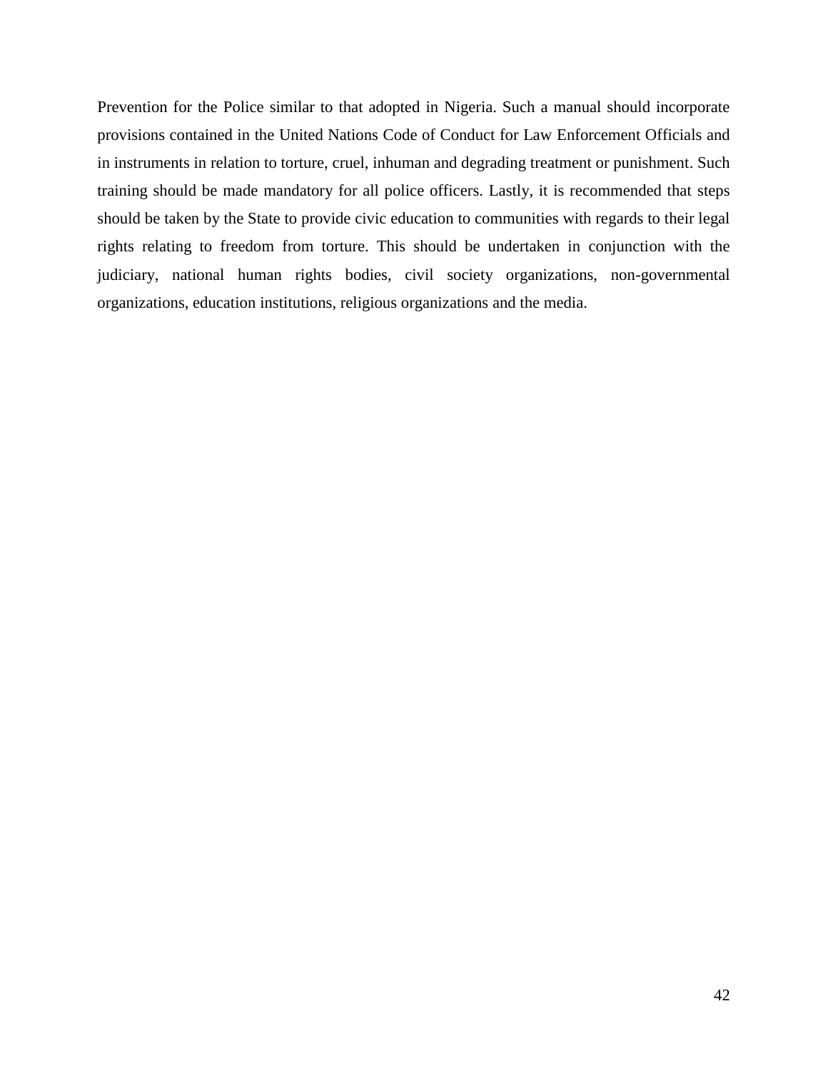Prevention for the Police similar to that adopted in Nigeria. Such a manual should incorporate provisions contained in the United Nations Code of Conduct for Law Enforcement Officials and in instruments in relation to torture, cruel, inhuman and degrading treatment or punishment. Such training should be made mandatory for all police officers. Lastly, it is recommended that steps should be taken by the State to provide civic education to communities with regards to their legal rights relating to freedom from torture. This should be undertaken in conjunction with the judiciary, national human rights bodies, civil society organizations, non-governmental organizations, education institutions, religious organizations and the media.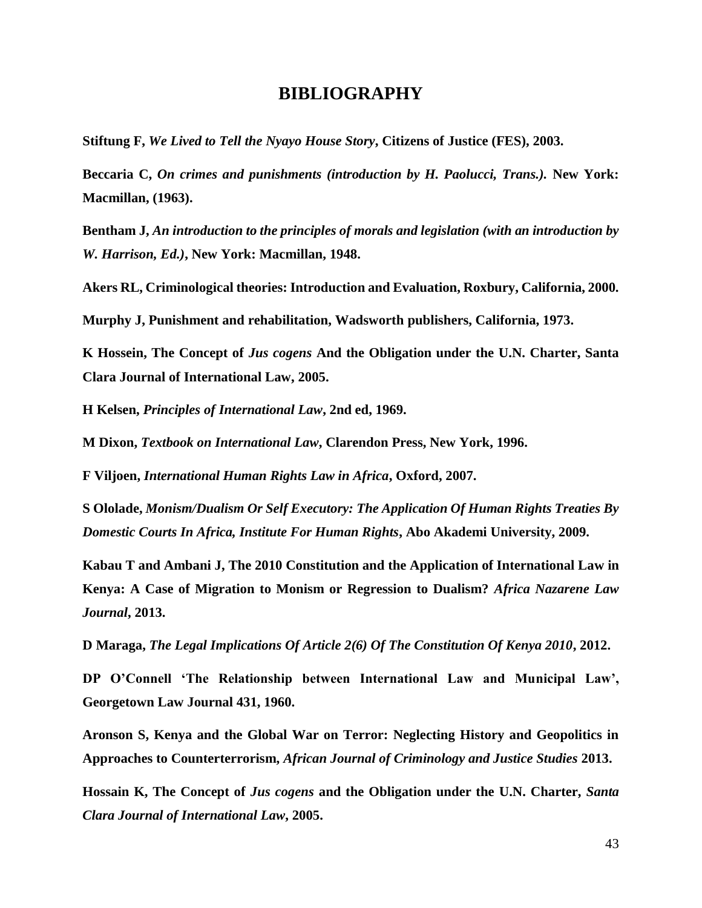# BIBLIOGRAPHY

**Stiftung F, *We Lived to Tell the Nyayo House Story*, Citizens of Justice (FES), 2003.**

**Beccaria C, *On crimes and punishments (introduction by H. Paolucci, Trans.)*. New York: Macmillan, (1963).**

**Bentham J, *An introduction to the principles of morals and legislation (with an introduction by W. Harrison, Ed.)*, New York: Macmillan, 1948.**

**Akers RL, Criminological theories: Introduction and Evaluation, Roxbury, California, 2000.**

**Murphy J, Punishment and rehabilitation, Wadsworth publishers, California, 1973.**

**K Hossein, The Concept of *Jus cogens* And the Obligation under the U.N. Charter, Santa Clara Journal of International Law, 2005.**

**H Kelsen, *Principles of International Law*, 2nd ed, 1969.**

**M Dixon, *Textbook on International Law*, Clarendon Press, New York, 1996.**

**F Viljoen, *International Human Rights Law in Africa*, Oxford, 2007.**

**S Ololade, *Monism/Dualism Or Self Executory: The Application Of Human Rights Treaties By Domestic Courts In Africa, Institute For Human Rights*, Abo Akademi University, 2009.**

**Kabau T and Ambani J, The 2010 Constitution and the Application of International Law in Kenya: A Case of Migration to Monism or Regression to Dualism? *Africa Nazarene Law Journal*, 2013.**

**D Maraga, *The Legal Implications Of Article 2(6) Of The Constitution Of Kenya 2010*, 2012.**

**DP O'Connell 'The Relationship between International Law and Municipal Law', Georgetown Law Journal 431, 1960.**

**Aronson S, Kenya and the Global War on Terror: Neglecting History and Geopolitics in Approaches to Counterterrorism, *African Journal of Criminology and Justice Studies* 2013.**

**Hossain K, The Concept of *Jus cogens* and the Obligation under the U.N. Charter, *Santa Clara Journal of International Law*, 2005.**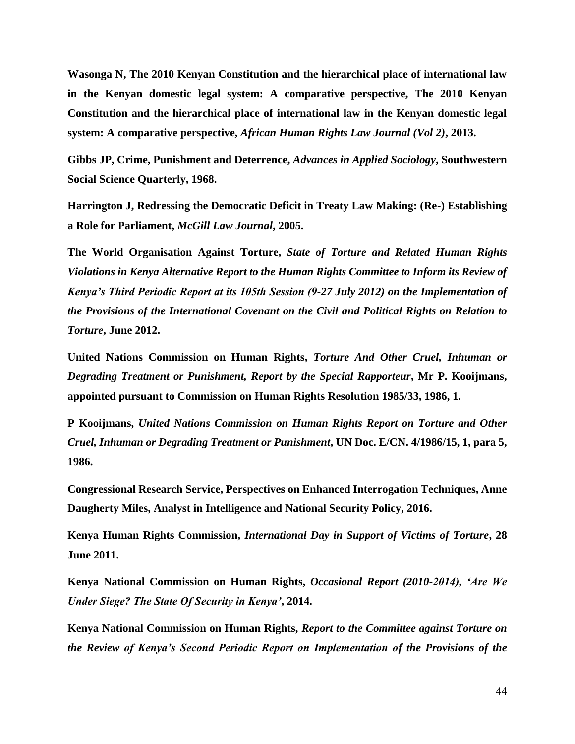**Wasonga N, The 2010 Kenyan Constitution and the hierarchical place of international law in the Kenyan domestic legal system: A comparative perspective, The 2010 Kenyan Constitution and the hierarchical place of international law in the Kenyan domestic legal system: A comparative perspective, *African Human Rights Law Journal (Vol 2)*, 2013.**

**Gibbs JP, Crime, Punishment and Deterrence, *Advances in Applied Sociology*, Southwestern Social Science Quarterly, 1968.**

**Harrington J, Redressing the Democratic Deficit in Treaty Law Making: (Re-) Establishing a Role for Parliament, *McGill Law Journal*, 2005.**

**The World Organisation Against Torture, *State of Torture and Related Human Rights Violations in Kenya Alternative Report to the Human Rights Committee to Inform its Review of Kenya's Third Periodic Report at its 105th Session (9-27 July 2012) on the Implementation of the Provisions of the International Covenant on the Civil and Political Rights on Relation to Torture*, June 2012.**

**United Nations Commission on Human Rights, *Torture And Other Cruel, Inhuman or Degrading Treatment or Punishment, Report by the Special Rapporteur*, Mr P. Kooijmans, appointed pursuant to Commission on Human Rights Resolution 1985/33, 1986, 1.**

**P Kooijmans, *United Nations Commission on Human Rights Report on Torture and Other Cruel, Inhuman or Degrading Treatment or Punishment*, UN Doc. E/CN. 4/1986/15, 1, para 5, 1986.**

**Congressional Research Service, Perspectives on Enhanced Interrogation Techniques, Anne Daugherty Miles, Analyst in Intelligence and National Security Policy, 2016.**

**Kenya Human Rights Commission, *International Day in Support of Victims of Torture*, 28 June 2011.**

**Kenya National Commission on Human Rights, *Occasional Report (2010-2014), 'Are We Under Siege? The State Of Security in Kenya'*, 2014.**

**Kenya National Commission on Human Rights, *Report to the Committee against Torture on the Review of Kenya's Second Periodic Report on Implementation of the Provisions of the***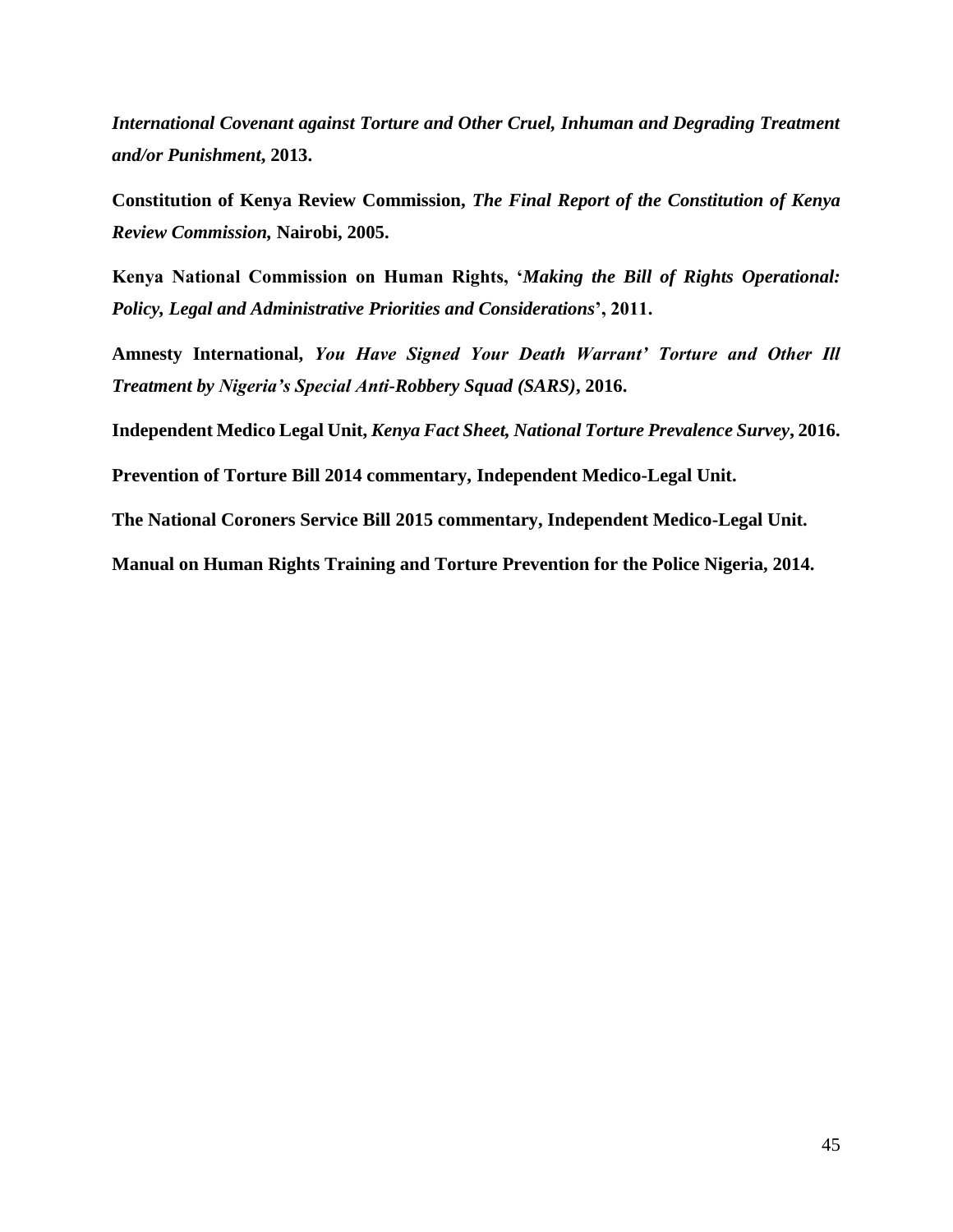***International Covenant against Torture and Other Cruel, Inhuman and Degrading Treatment and/or Punishment*, 2013.**

**Constitution of Kenya Review Commission, *The Final Report of the Constitution of Kenya Review Commission,* Nairobi, 2005.**

**Kenya National Commission on Human Rights, '*Making the Bill of Rights Operational: Policy, Legal and Administrative Priorities and Considerations*', 2011.**

**Amnesty International, *You Have Signed Your Death Warrant' Torture and Other Ill Treatment by Nigeria's Special Anti-Robbery Squad (SARS)*, 2016.**

**Independent Medico Legal Unit, *Kenya Fact Sheet, National Torture Prevalence Survey*, 2016.**

**Prevention of Torture Bill 2014 commentary, Independent Medico-Legal Unit.**

**The National Coroners Service Bill 2015 commentary, Independent Medico-Legal Unit.**

**Manual on Human Rights Training and Torture Prevention for the Police Nigeria, 2014.**